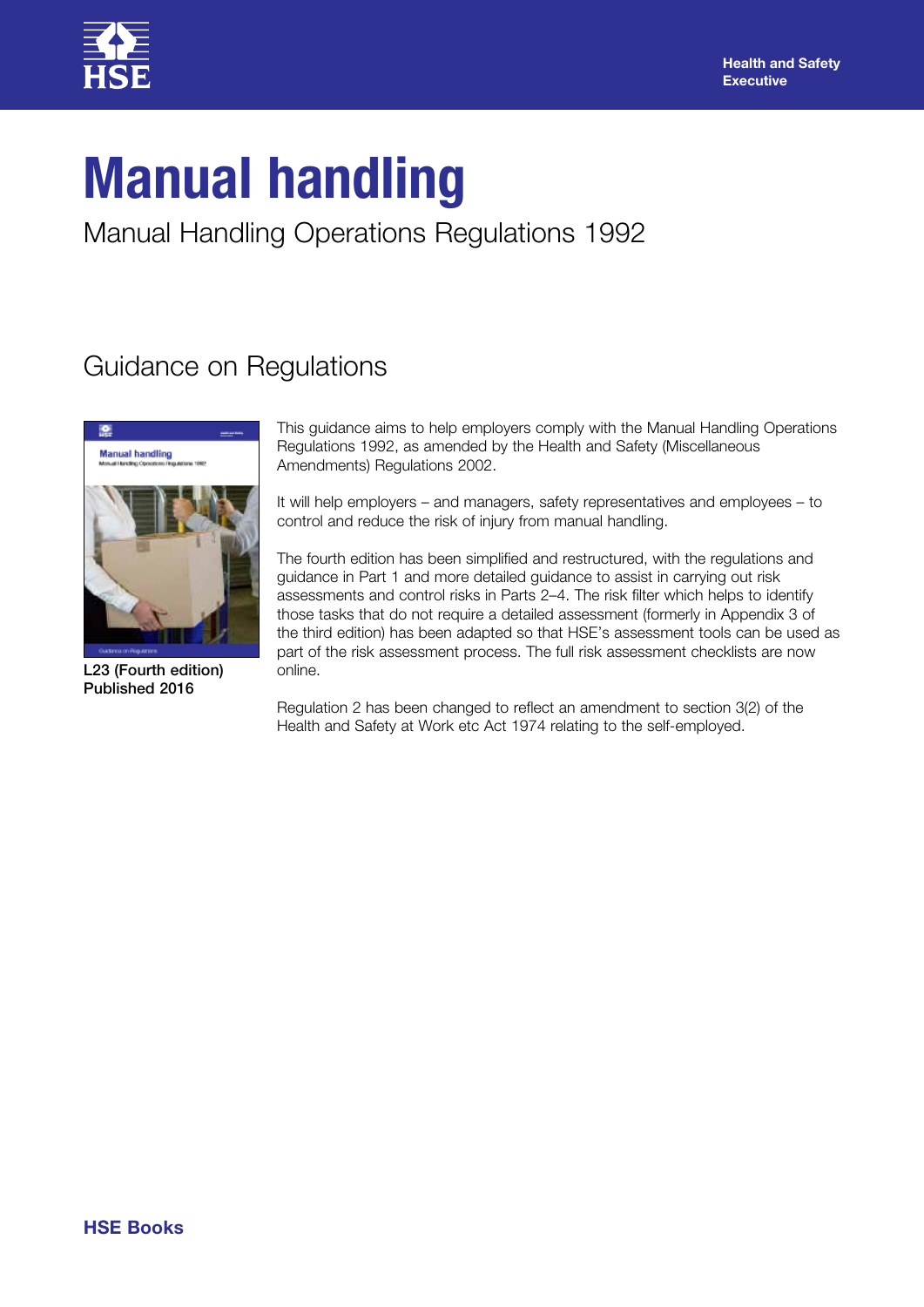Health and Safety Executive

# Manual handling

## Manual Handling Operations Regulations 1992

## Guidance on Regulations

**L23 (Fourth edition)**
**Published 2016**

This guidance aims to help employers comply with the Manual Handling Operations Regulations 1992, as amended by the Health and Safety (Miscellaneous Amendments) Regulations 2002.

It will help employers – and managers, safety representatives and employees – to control and reduce the risk of injury from manual handling.

The fourth edition has been simplified and restructured, with the regulations and guidance in Part 1 and more detailed guidance to assist in carrying out risk assessments and control risks in Parts 2–4. The risk filter which helps to identify those tasks that do not require a detailed assessment (formerly in Appendix 3 of the third edition) has been adapted so that HSE's assessment tools can be used as part of the risk assessment process. The full risk assessment checklists are now online.

Regulation 2 has been changed to reflect an amendment to section 3(2) of the Health and Safety at Work etc Act 1974 relating to the self-employed.

**HSE Books**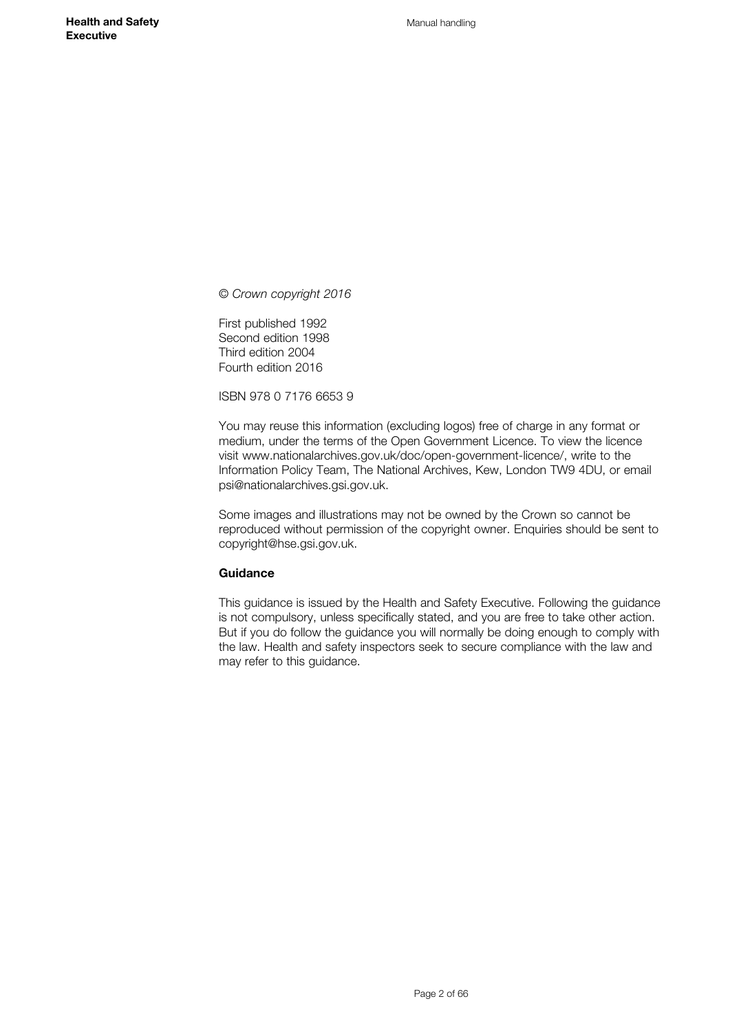*© Crown copyright 2016*

First published 1992
Second edition 1998
Third edition 2004
Fourth edition 2016

ISBN 978 0 7176 6653 9

You may reuse this information (excluding logos) free of charge in any format or medium, under the terms of the Open Government Licence. To view the licence visit www.nationalarchives.gov.uk/doc/open-government-licence/, write to the Information Policy Team, The National Archives, Kew, London TW9 4DU, or email psi@nationalarchives.gsi.gov.uk.

Some images and illustrations may not be owned by the Crown so cannot be reproduced without permission of the copyright owner. Enquiries should be sent to copyright@hse.gsi.gov.uk.

**Guidance**

This guidance is issued by the Health and Safety Executive. Following the guidance is not compulsory, unless specifically stated, and you are free to take other action. But if you do follow the guidance you will normally be doing enough to comply with the law. Health and safety inspectors seek to secure compliance with the law and may refer to this guidance.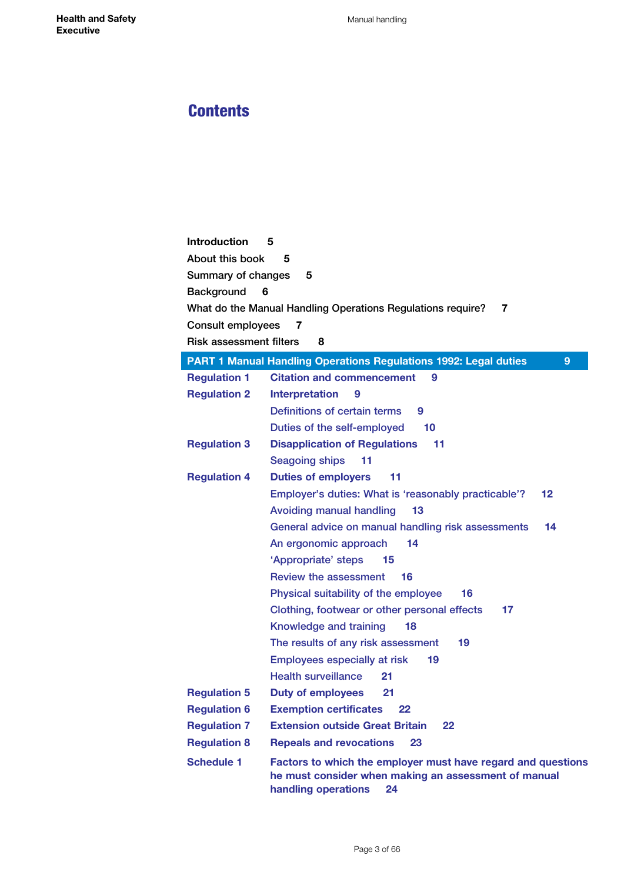# Contents

**Introduction** 5

About this book 5

Summary of changes 5

Background 6

What do the Manual Handling Operations Regulations require? 7

Consult employees 7

Risk assessment filters 8

**PART 1 Manual Handling Operations Regulations 1992: Legal duties** 9

**Regulation 1** **Citation and commencement** 9

**Regulation 2** **Interpretation** 9

- Definitions of certain terms 9
- Duties of the self-employed 10

**Regulation 3** **Disapplication of Regulations** 11

- Seagoing ships 11

**Regulation 4** **Duties of employers** 11

- Employer's duties: What is 'reasonably practicable'? 12
- Avoiding manual handling 13
- General advice on manual handling risk assessments 14
- An ergonomic approach 14
- 'Appropriate' steps 15
- Review the assessment 16
- Physical suitability of the employee 16
- Clothing, footwear or other personal effects 17
- Knowledge and training 18
- The results of any risk assessment 19
- Employees especially at risk 19
- Health surveillance 21

**Regulation 5** **Duty of employees** 21

**Regulation 6** **Exemption certificates** 22

**Regulation 7** **Extension outside Great Britain** 22

**Regulation 8** **Repeals and revocations** 23

**Schedule 1** **Factors to which the employer must have regard and questions he must consider when making an assessment of manual handling operations** 24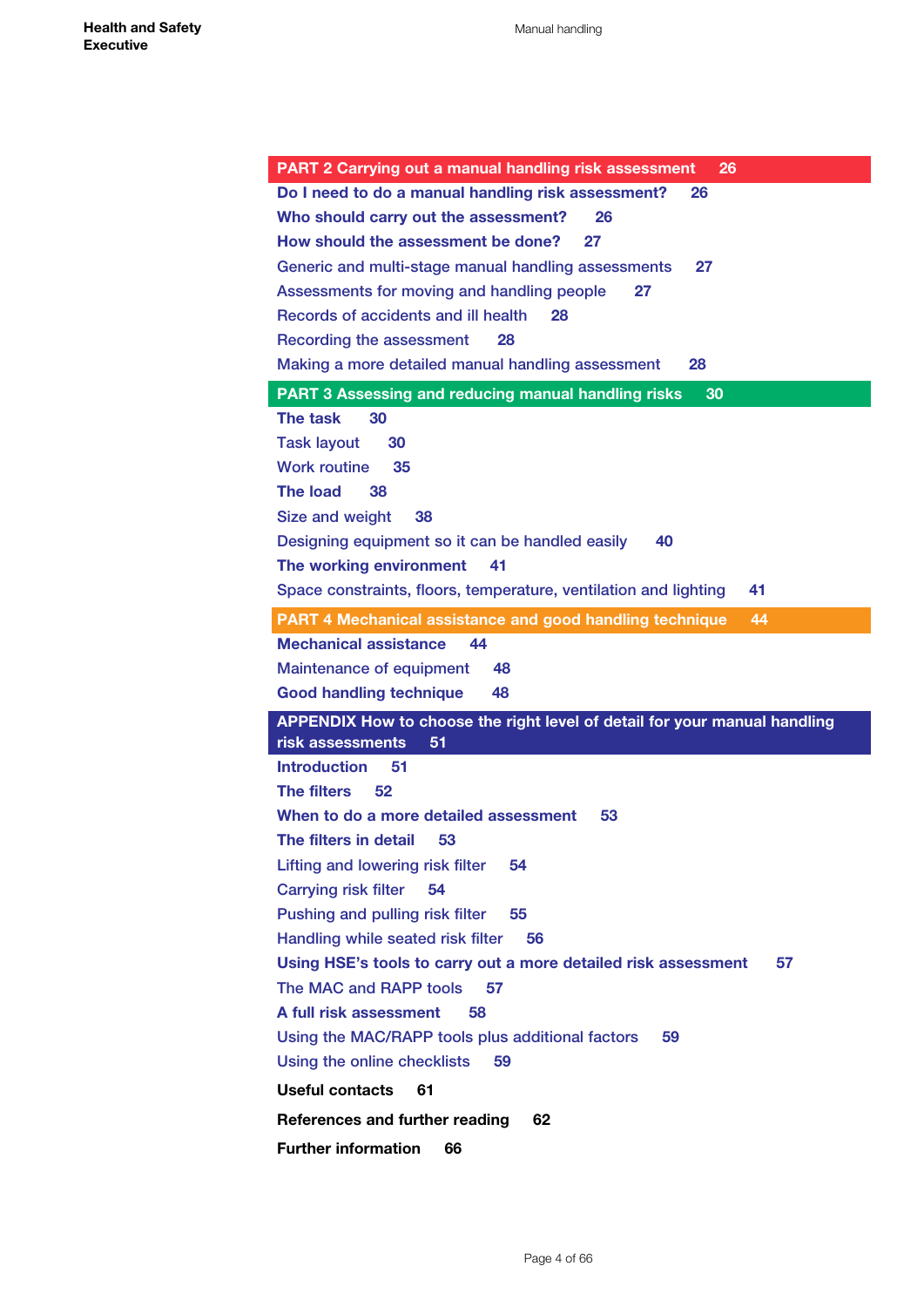**PART 2 Carrying out a manual handling risk assessment 26**

**Do I need to do a manual handling risk assessment? 26**

**Who should carry out the assessment? 26**

**How should the assessment be done? 27**

Generic and multi-stage manual handling assessments **27**

Assessments for moving and handling people **27**

Records of accidents and ill health **28**

Recording the assessment **28**

Making a more detailed manual handling assessment **28**

**PART 3 Assessing and reducing manual handling risks 30**

**The task 30**

Task layout **30**

Work routine **35**

**The load 38**

Size and weight **38**

Designing equipment so it can be handled easily **40**

**The working environment 41**

Space constraints, floors, temperature, ventilation and lighting **41**

**PART 4 Mechanical assistance and good handling technique 44**

**Mechanical assistance 44**

Maintenance of equipment **48**

**Good handling technique 48**

**APPENDIX How to choose the right level of detail for your manual handling risk assessments 51**

**Introduction 51**

**The filters 52**

**When to do a more detailed assessment 53**

**The filters in detail 53**

Lifting and lowering risk filter **54**

Carrying risk filter **54**

Pushing and pulling risk filter **55**

Handling while seated risk filter **56**

**Using HSE's tools to carry out a more detailed risk assessment 57**

The MAC and RAPP tools **57**

**A full risk assessment 58**

Using the MAC/RAPP tools plus additional factors **59**

Using the online checklists **59**

**Useful contacts 61**

**References and further reading 62**

**Further information 66**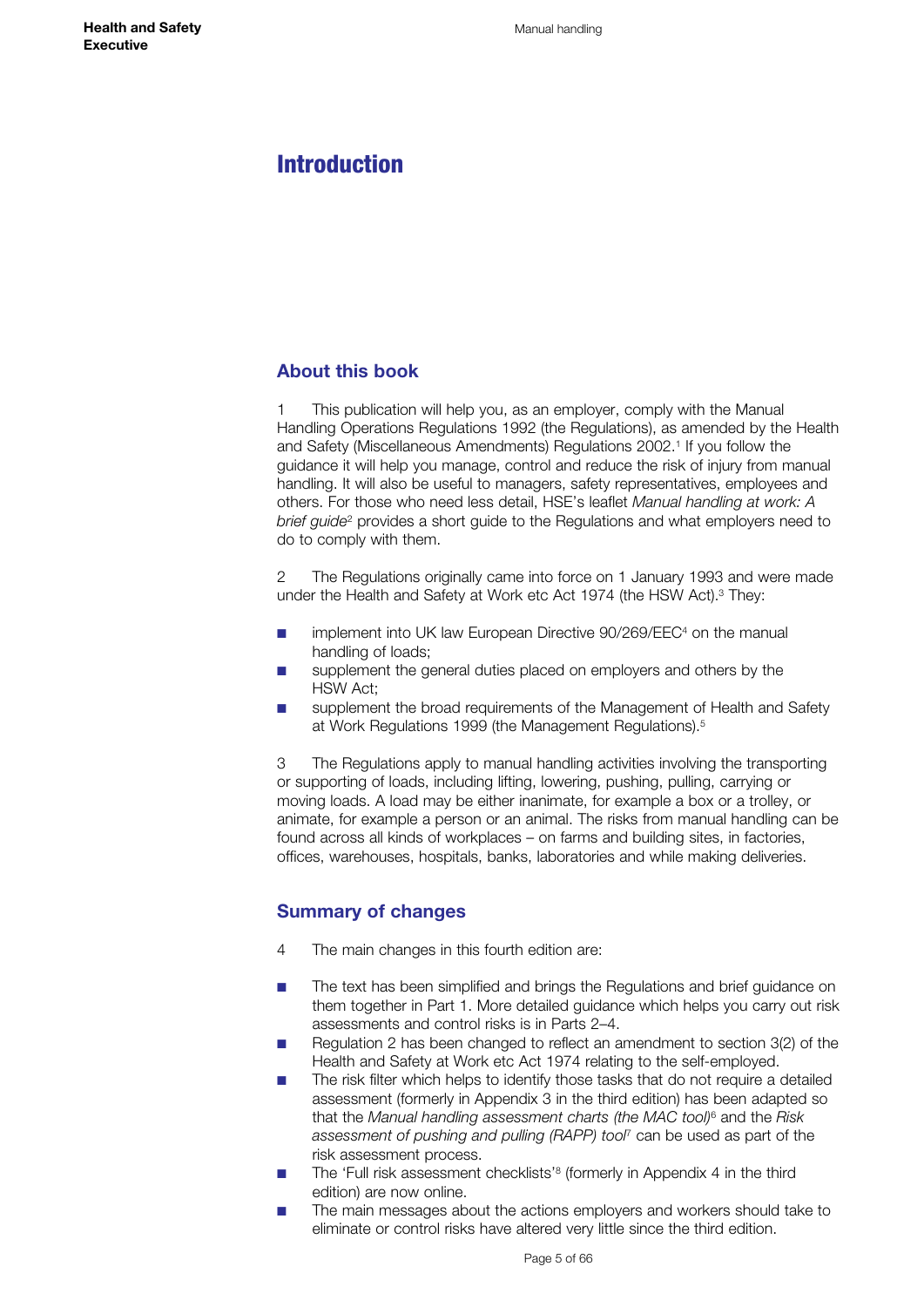# Introduction

## About this book

1 This publication will help you, as an employer, comply with the Manual Handling Operations Regulations 1992 (the Regulations), as amended by the Health and Safety (Miscellaneous Amendments) Regulations 2002.[1] If you follow the guidance it will help you manage, control and reduce the risk of injury from manual handling. It will also be useful to managers, safety representatives, employees and others. For those who need less detail, HSE's leaflet *Manual handling at work: A brief guide*[2] provides a short guide to the Regulations and what employers need to do to comply with them.

2 The Regulations originally came into force on 1 January 1993 and were made under the Health and Safety at Work etc Act 1974 (the HSW Act).[3] They:

- implement into UK law European Directive 90/269/EEC[4] on the manual handling of loads;
- supplement the general duties placed on employers and others by the HSW Act;
- supplement the broad requirements of the Management of Health and Safety at Work Regulations 1999 (the Management Regulations).[5]

3 The Regulations apply to manual handling activities involving the transporting or supporting of loads, including lifting, lowering, pushing, pulling, carrying or moving loads. A load may be either inanimate, for example a box or a trolley, or animate, for example a person or an animal. The risks from manual handling can be found across all kinds of workplaces – on farms and building sites, in factories, offices, warehouses, hospitals, banks, laboratories and while making deliveries.

## Summary of changes

4 The main changes in this fourth edition are:

- The text has been simplified and brings the Regulations and brief guidance on them together in Part 1. More detailed guidance which helps you carry out risk assessments and control risks is in Parts 2–4.
- Regulation 2 has been changed to reflect an amendment to section 3(2) of the Health and Safety at Work etc Act 1974 relating to the self-employed.
- The risk filter which helps to identify those tasks that do not require a detailed assessment (formerly in Appendix 3 in the third edition) has been adapted so that the *Manual handling assessment charts (the MAC tool)*[6] and the *Risk assessment of pushing and pulling (RAPP) tool*[7] can be used as part of the risk assessment process.
- The 'Full risk assessment checklists'[8] (formerly in Appendix 4 in the third edition) are now online.
- The main messages about the actions employers and workers should take to eliminate or control risks have altered very little since the third edition.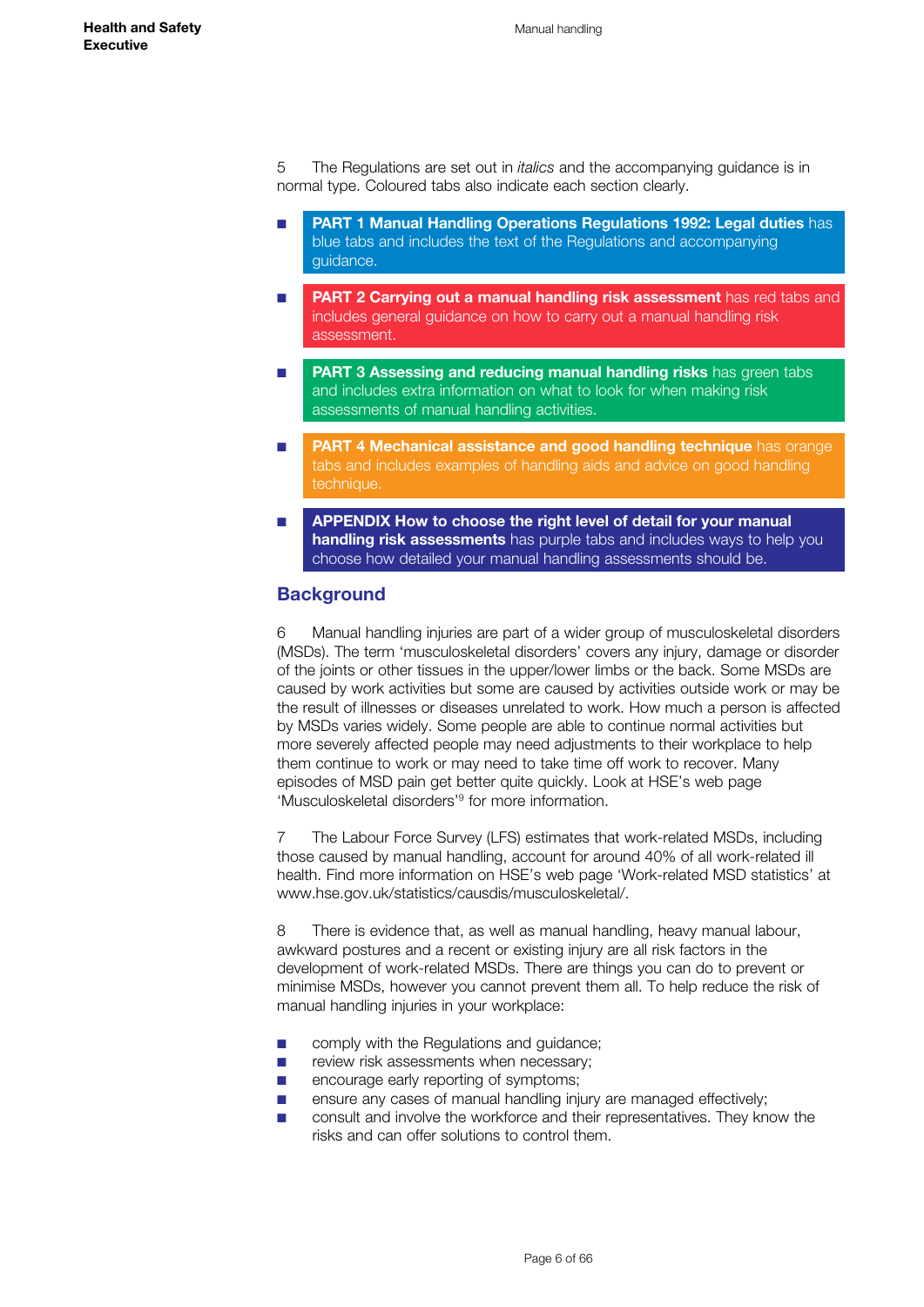5 The Regulations are set out in *italics* and the accompanying guidance is in normal type. Coloured tabs also indicate each section clearly.

- **PART 1 Manual Handling Operations Regulations 1992: Legal duties** has blue tabs and includes the text of the Regulations and accompanying guidance.
- **PART 2 Carrying out a manual handling risk assessment** has red tabs and includes general guidance on how to carry out a manual handling risk assessment.
- **PART 3 Assessing and reducing manual handling risks** has green tabs and includes extra information on what to look for when making risk assessments of manual handling activities.
- **PART 4 Mechanical assistance and good handling technique** has orange tabs and includes examples of handling aids and advice on good handling technique.
- **APPENDIX How to choose the right level of detail for your manual handling risk assessments** has purple tabs and includes ways to help you choose how detailed your manual handling assessments should be.

## Background

6 Manual handling injuries are part of a wider group of musculoskeletal disorders (MSDs). The term 'musculoskeletal disorders' covers any injury, damage or disorder of the joints or other tissues in the upper/lower limbs or the back. Some MSDs are caused by work activities but some are caused by activities outside work or may be the result of illnesses or diseases unrelated to work. How much a person is affected by MSDs varies widely. Some people are able to continue normal activities but more severely affected people may need adjustments to their workplace to help them continue to work or may need to take time off work to recover. Many episodes of MSD pain get better quite quickly. Look at HSE's web page 'Musculoskeletal disorders'[9] for more information.

7 The Labour Force Survey (LFS) estimates that work-related MSDs, including those caused by manual handling, account for around 40% of all work-related ill health. Find more information on HSE's web page 'Work-related MSD statistics' at www.hse.gov.uk/statistics/causdis/musculoskeletal/.

8 There is evidence that, as well as manual handling, heavy manual labour, awkward postures and a recent or existing injury are all risk factors in the development of work-related MSDs. There are things you can do to prevent or minimise MSDs, however you cannot prevent them all. To help reduce the risk of manual handling injuries in your workplace:

- comply with the Regulations and guidance;
- review risk assessments when necessary;
- encourage early reporting of symptoms;
- ensure any cases of manual handling injury are managed effectively;
- consult and involve the workforce and their representatives. They know the risks and can offer solutions to control them.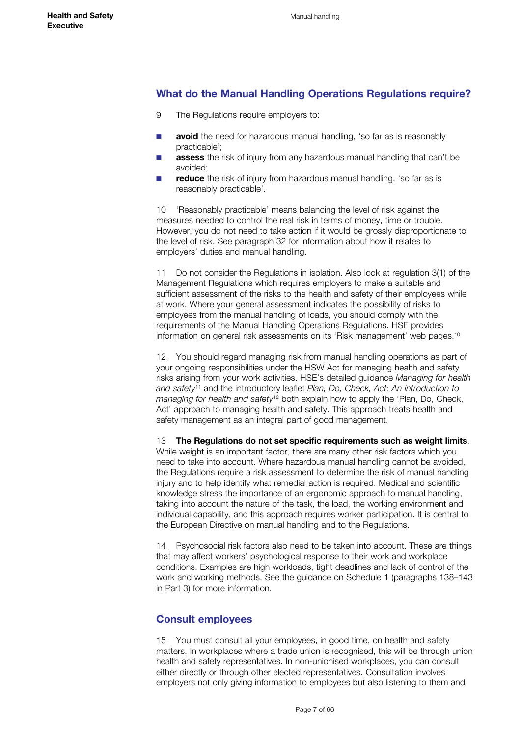## What do the Manual Handling Operations Regulations require?

9 The Regulations require employers to:

- **avoid** the need for hazardous manual handling, 'so far as is reasonably practicable';
- **assess** the risk of injury from any hazardous manual handling that can't be avoided;
- **reduce** the risk of injury from hazardous manual handling, 'so far as is reasonably practicable'.

10 'Reasonably practicable' means balancing the level of risk against the measures needed to control the real risk in terms of money, time or trouble. However, you do not need to take action if it would be grossly disproportionate to the level of risk. See paragraph 32 for information about how it relates to employers' duties and manual handling.

11 Do not consider the Regulations in isolation. Also look at regulation 3(1) of the Management Regulations which requires employers to make a suitable and sufficient assessment of the risks to the health and safety of their employees while at work. Where your general assessment indicates the possibility of risks to employees from the manual handling of loads, you should comply with the requirements of the Manual Handling Operations Regulations. HSE provides information on general risk assessments on its 'Risk management' web pages.[10]

12 You should regard managing risk from manual handling operations as part of your ongoing responsibilities under the HSW Act for managing health and safety risks arising from your work activities. HSE's detailed guidance *Managing for health and safety*[11] and the introductory leaflet *Plan, Do, Check, Act: An introduction to managing for health and safety*[12] both explain how to apply the 'Plan, Do, Check, Act' approach to managing health and safety. This approach treats health and safety management as an integral part of good management.

13 **The Regulations do not set specific requirements such as weight limits**. While weight is an important factor, there are many other risk factors which you need to take into account. Where hazardous manual handling cannot be avoided, the Regulations require a risk assessment to determine the risk of manual handling injury and to help identify what remedial action is required. Medical and scientific knowledge stress the importance of an ergonomic approach to manual handling, taking into account the nature of the task, the load, the working environment and individual capability, and this approach requires worker participation. It is central to the European Directive on manual handling and to the Regulations.

14 Psychosocial risk factors also need to be taken into account. These are things that may affect workers' psychological response to their work and workplace conditions. Examples are high workloads, tight deadlines and lack of control of the work and working methods. See the guidance on Schedule 1 (paragraphs 138–143 in Part 3) for more information.

## Consult employees

15 You must consult all your employees, in good time, on health and safety matters. In workplaces where a trade union is recognised, this will be through union health and safety representatives. In non-unionised workplaces, you can consult either directly or through other elected representatives. Consultation involves employers not only giving information to employees but also listening to them and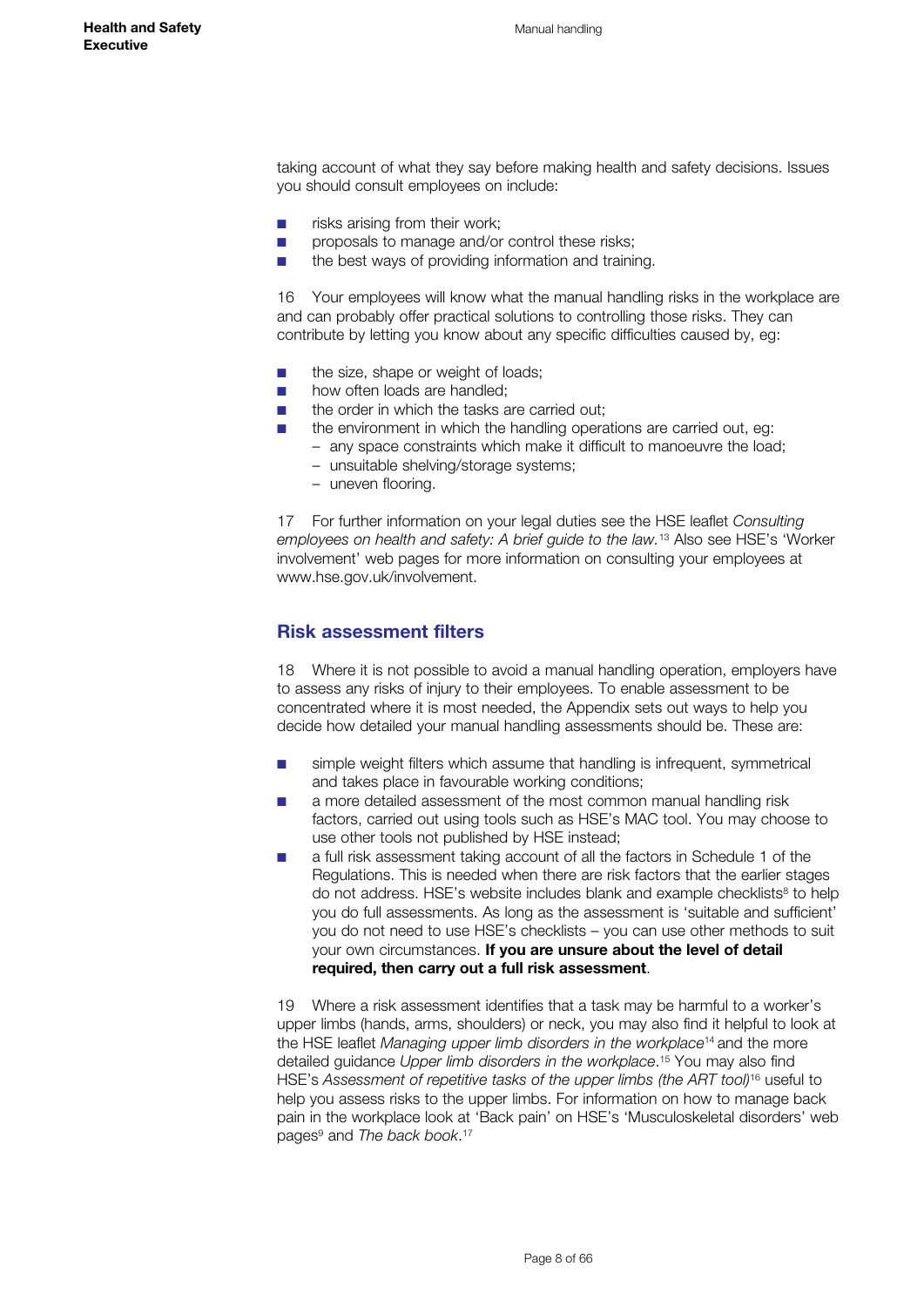taking account of what they say before making health and safety decisions. Issues you should consult employees on include:

- risks arising from their work;
- proposals to manage and/or control these risks;
- the best ways of providing information and training.

16 Your employees will know what the manual handling risks in the workplace are and can probably offer practical solutions to controlling those risks. They can contribute by letting you know about any specific difficulties caused by, eg:

- the size, shape or weight of loads;
- how often loads are handled;
- the order in which the tasks are carried out;
- the environment in which the handling operations are carried out, eg:
  - any space constraints which make it difficult to manoeuvre the load;
  - unsuitable shelving/storage systems;
  - uneven flooring.

17 For further information on your legal duties see the HSE leaflet *Consulting employees on health and safety: A brief guide to the law.*[13] Also see HSE's 'Worker involvement' web pages for more information on consulting your employees at www.hse.gov.uk/involvement.

## Risk assessment filters

18 Where it is not possible to avoid a manual handling operation, employers have to assess any risks of injury to their employees. To enable assessment to be concentrated where it is most needed, the Appendix sets out ways to help you decide how detailed your manual handling assessments should be. These are:

- simple weight filters which assume that handling is infrequent, symmetrical and takes place in favourable working conditions;
- a more detailed assessment of the most common manual handling risk factors, carried out using tools such as HSE's MAC tool. You may choose to use other tools not published by HSE instead;
- a full risk assessment taking account of all the factors in Schedule 1 of the Regulations. This is needed when there are risk factors that the earlier stages do not address. HSE's website includes blank and example checklists[8] to help you do full assessments. As long as the assessment is 'suitable and sufficient' you do not need to use HSE's checklists – you can use other methods to suit your own circumstances. **If you are unsure about the level of detail required, then carry out a full risk assessment**.

19 Where a risk assessment identifies that a task may be harmful to a worker's upper limbs (hands, arms, shoulders) or neck, you may also find it helpful to look at the HSE leaflet *Managing upper limb disorders in the workplace*[14] and the more detailed guidance *Upper limb disorders in the workplace*.[15] You may also find HSE's *Assessment of repetitive tasks of the upper limbs (the ART tool)*[16] useful to help you assess risks to the upper limbs. For information on how to manage back pain in the workplace look at 'Back pain' on HSE's 'Musculoskeletal disorders' web pages[9] and *The back book*.[17]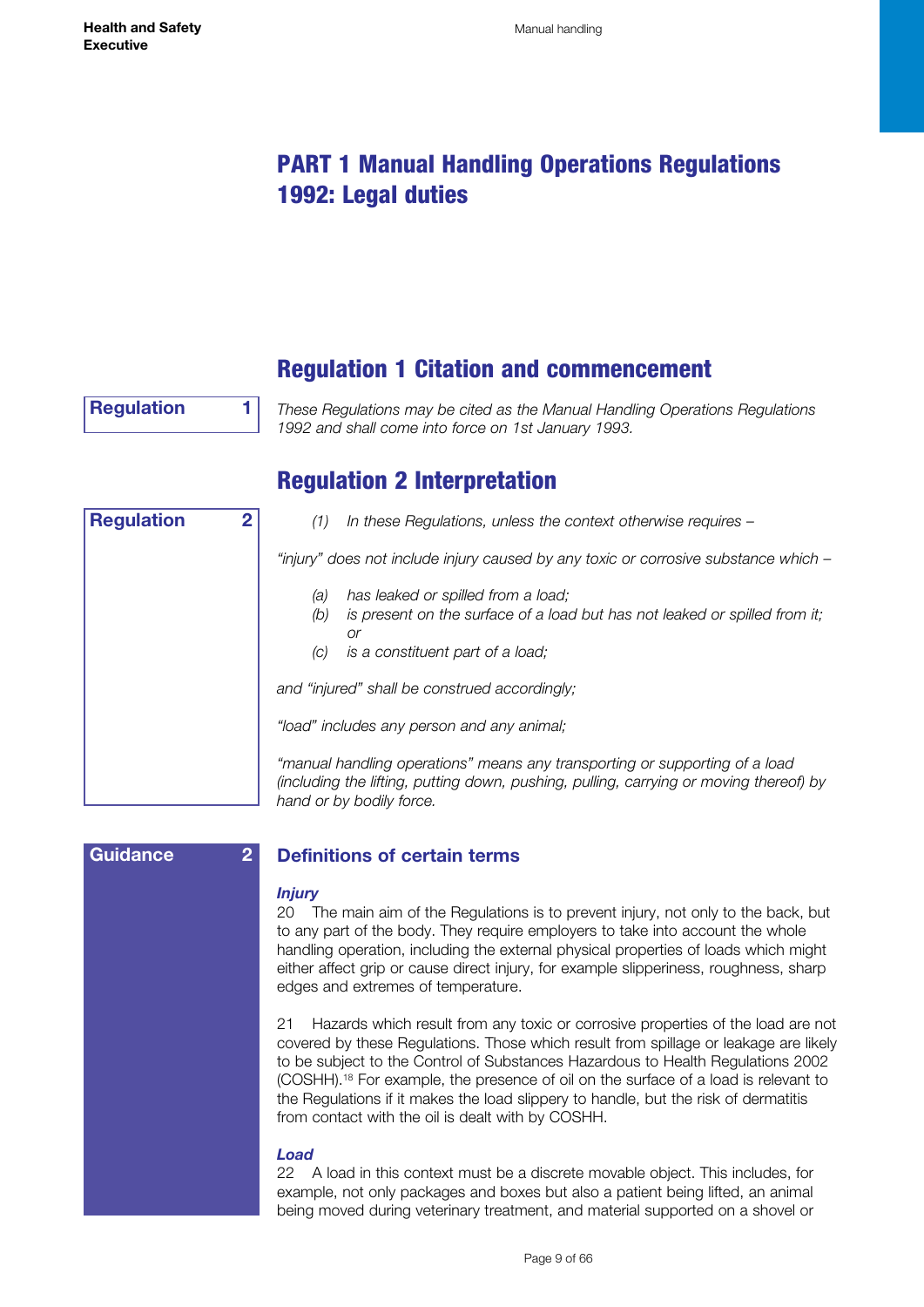# PART 1 Manual Handling Operations Regulations 1992: Legal duties

## Regulation 1 Citation and commencement

**Regulation 1**

*These Regulations may be cited as the Manual Handling Operations Regulations 1992 and shall come into force on 1st January 1993.*

## Regulation 2 Interpretation

**Regulation 2**

*(1) In these Regulations, unless the context otherwise requires –*

*"injury" does not include injury caused by any toxic or corrosive substance which –*

*(a) has leaked or spilled from a load;*
*(b) is present on the surface of a load but has not leaked or spilled from it; or*
*(c) is a constituent part of a load;*

*and "injured" shall be construed accordingly;*

*"load" includes any person and any animal;*

*"manual handling operations" means any transporting or supporting of a load (including the lifting, putting down, pushing, pulling, carrying or moving thereof) by hand or by bodily force.*

**Guidance 2**

### Definitions of certain terms

***Injury***

20 The main aim of the Regulations is to prevent injury, not only to the back, but to any part of the body. They require employers to take into account the whole handling operation, including the external physical properties of loads which might either affect grip or cause direct injury, for example slipperiness, roughness, sharp edges and extremes of temperature.

21 Hazards which result from any toxic or corrosive properties of the load are not covered by these Regulations. Those which result from spillage or leakage are likely to be subject to the Control of Substances Hazardous to Health Regulations 2002 (COSHH).[18] For example, the presence of oil on the surface of a load is relevant to the Regulations if it makes the load slippery to handle, but the risk of dermatitis from contact with the oil is dealt with by COSHH.

***Load***

22 A load in this context must be a discrete movable object. This includes, for example, not only packages and boxes but also a patient being lifted, an animal being moved during veterinary treatment, and material supported on a shovel or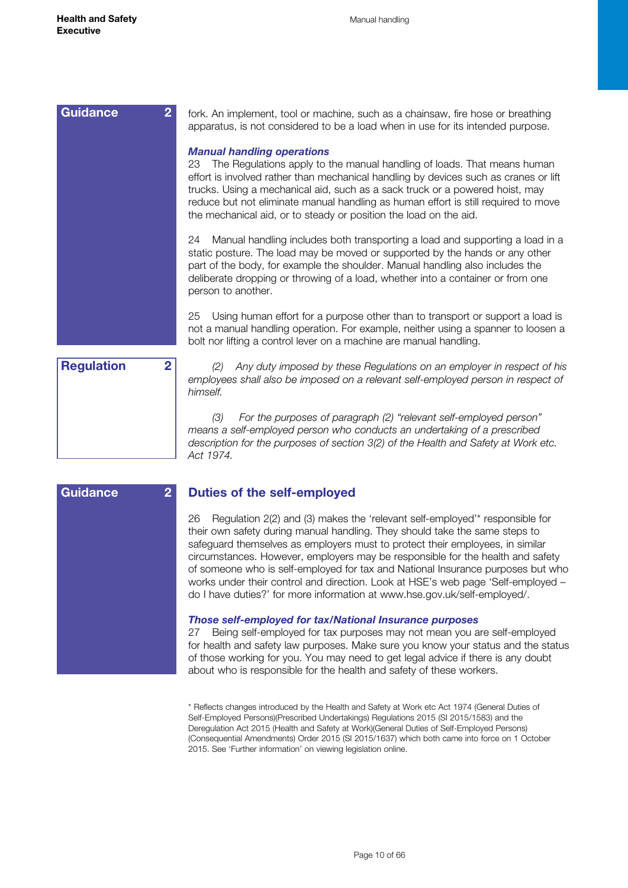**Guidance 2**

fork. An implement, tool or machine, such as a chainsaw, fire hose or breathing apparatus, is not considered to be a load when in use for its intended purpose.

***Manual handling operations***

23 The Regulations apply to the manual handling of loads. That means human effort is involved rather than mechanical handling by devices such as cranes or lift trucks. Using a mechanical aid, such as a sack truck or a powered hoist, may reduce but not eliminate manual handling as human effort is still required to move the mechanical aid, or to steady or position the load on the aid.

24 Manual handling includes both transporting a load and supporting a load in a static posture. The load may be moved or supported by the hands or any other part of the body, for example the shoulder. Manual handling also includes the deliberate dropping or throwing of a load, whether into a container or from one person to another.

25 Using human effort for a purpose other than to transport or support a load is not a manual handling operation. For example, neither using a spanner to loosen a bolt nor lifting a control lever on a machine are manual handling.

**Regulation 2**

*(2) Any duty imposed by these Regulations on an employer in respect of his employees shall also be imposed on a relevant self-employed person in respect of himself.*

*(3) For the purposes of paragraph (2) "relevant self-employed person" means a self-employed person who conducts an undertaking of a prescribed description for the purposes of section 3(2) of the Health and Safety at Work etc. Act 1974.*

**Guidance 2**

## Duties of the self-employed

26 Regulation 2(2) and (3) makes the 'relevant self-employed'* responsible for their own safety during manual handling. They should take the same steps to safeguard themselves as employers must to protect their employees, in similar circumstances. However, employers may be responsible for the health and safety of someone who is self-employed for tax and National Insurance purposes but who works under their control and direction. Look at HSE's web page 'Self-employed – do I have duties?' for more information at www.hse.gov.uk/self-employed/.

***Those self-employed for tax/National Insurance purposes***

27 Being self-employed for tax purposes may not mean you are self-employed for health and safety law purposes. Make sure you know your status and the status of those working for you. You may need to get legal advice if there is any doubt about who is responsible for the health and safety of these workers.

\* Reflects changes introduced by the Health and Safety at Work etc Act 1974 (General Duties of Self-Employed Persons)(Prescribed Undertakings) Regulations 2015 (SI 2015/1583) and the Deregulation Act 2015 (Health and Safety at Work)(General Duties of Self-Employed Persons) (Consequential Amendments) Order 2015 (SI 2015/1637) which both came into force on 1 October 2015. See 'Further information' on viewing legislation online.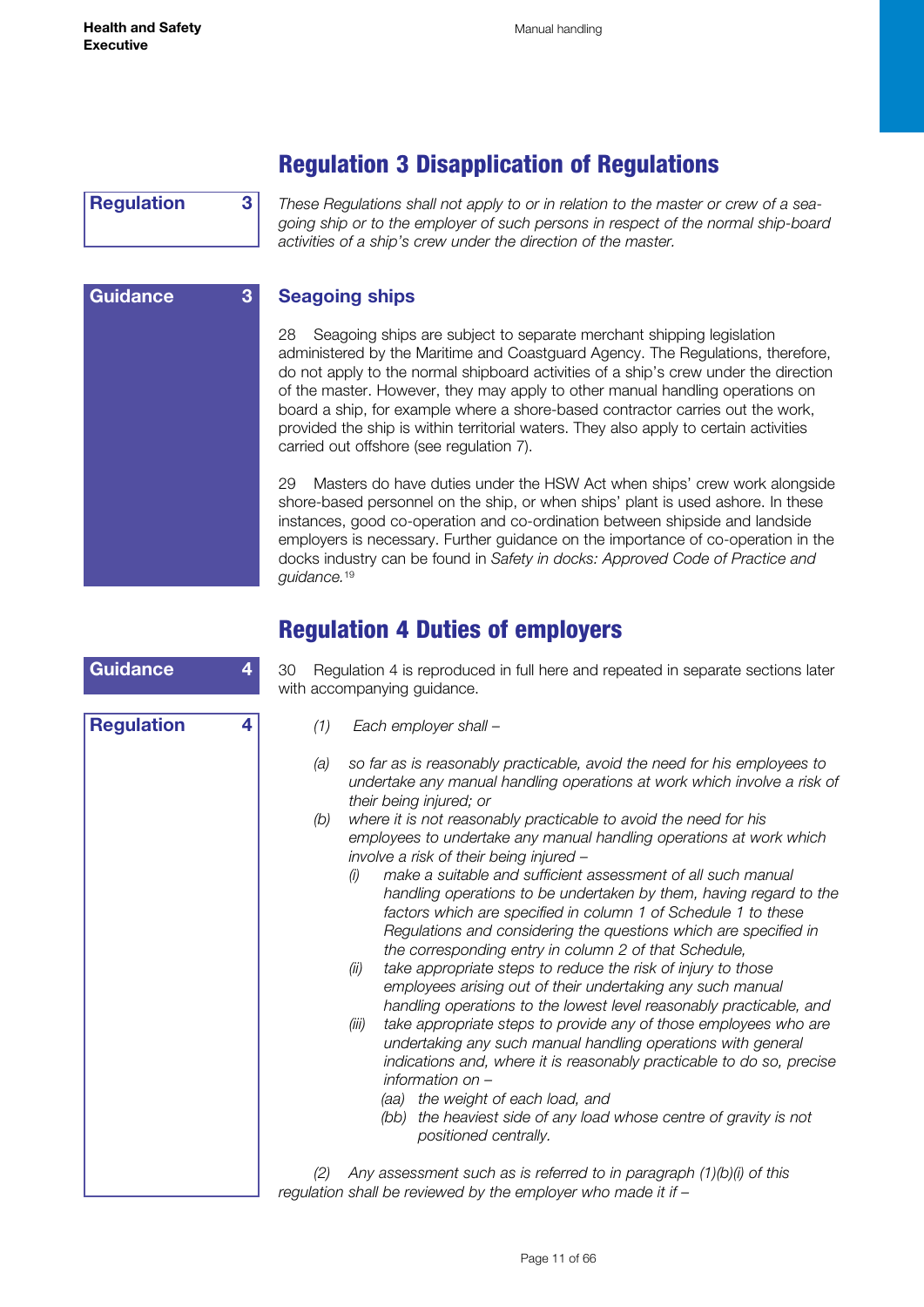## Regulation 3 Disapplication of Regulations

**Regulation 3**

*These Regulations shall not apply to or in relation to the master or crew of a sea-going ship or to the employer of such persons in respect of the normal ship-board activities of a ship's crew under the direction of the master.*

**Guidance 3**

### Seagoing ships

28 Seagoing ships are subject to separate merchant shipping legislation administered by the Maritime and Coastguard Agency. The Regulations, therefore, do not apply to the normal shipboard activities of a ship's crew under the direction of the master. However, they may apply to other manual handling operations on board a ship, for example where a shore-based contractor carries out the work, provided the ship is within territorial waters. They also apply to certain activities carried out offshore (see regulation 7).

29 Masters do have duties under the HSW Act when ships' crew work alongside shore-based personnel on the ship, or when ships' plant is used ashore. In these instances, good co-operation and co-ordination between shipside and landside employers is necessary. Further guidance on the importance of co-operation in the docks industry can be found in *Safety in docks: Approved Code of Practice and guidance.*[19]

## Regulation 4 Duties of employers

**Guidance 4**

30 Regulation 4 is reproduced in full here and repeated in separate sections later with accompanying guidance.

**Regulation 4**

*(1) Each employer shall –*

*(a) so far as is reasonably practicable, avoid the need for his employees to undertake any manual handling operations at work which involve a risk of their being injured; or*

*(b) where it is not reasonably practicable to avoid the need for his employees to undertake any manual handling operations at work which involve a risk of their being injured –*

*(i) make a suitable and sufficient assessment of all such manual handling operations to be undertaken by them, having regard to the factors which are specified in column 1 of Schedule 1 to these Regulations and considering the questions which are specified in the corresponding entry in column 2 of that Schedule,*

*(ii) take appropriate steps to reduce the risk of injury to those employees arising out of their undertaking any such manual handling operations to the lowest level reasonably practicable, and*

*(iii) take appropriate steps to provide any of those employees who are undertaking any such manual handling operations with general indications and, where it is reasonably practicable to do so, precise information on –*

*(aa) the weight of each load, and*

*(bb) the heaviest side of any load whose centre of gravity is not positioned centrally.*

*(2) Any assessment such as is referred to in paragraph (1)(b)(i) of this regulation shall be reviewed by the employer who made it if –*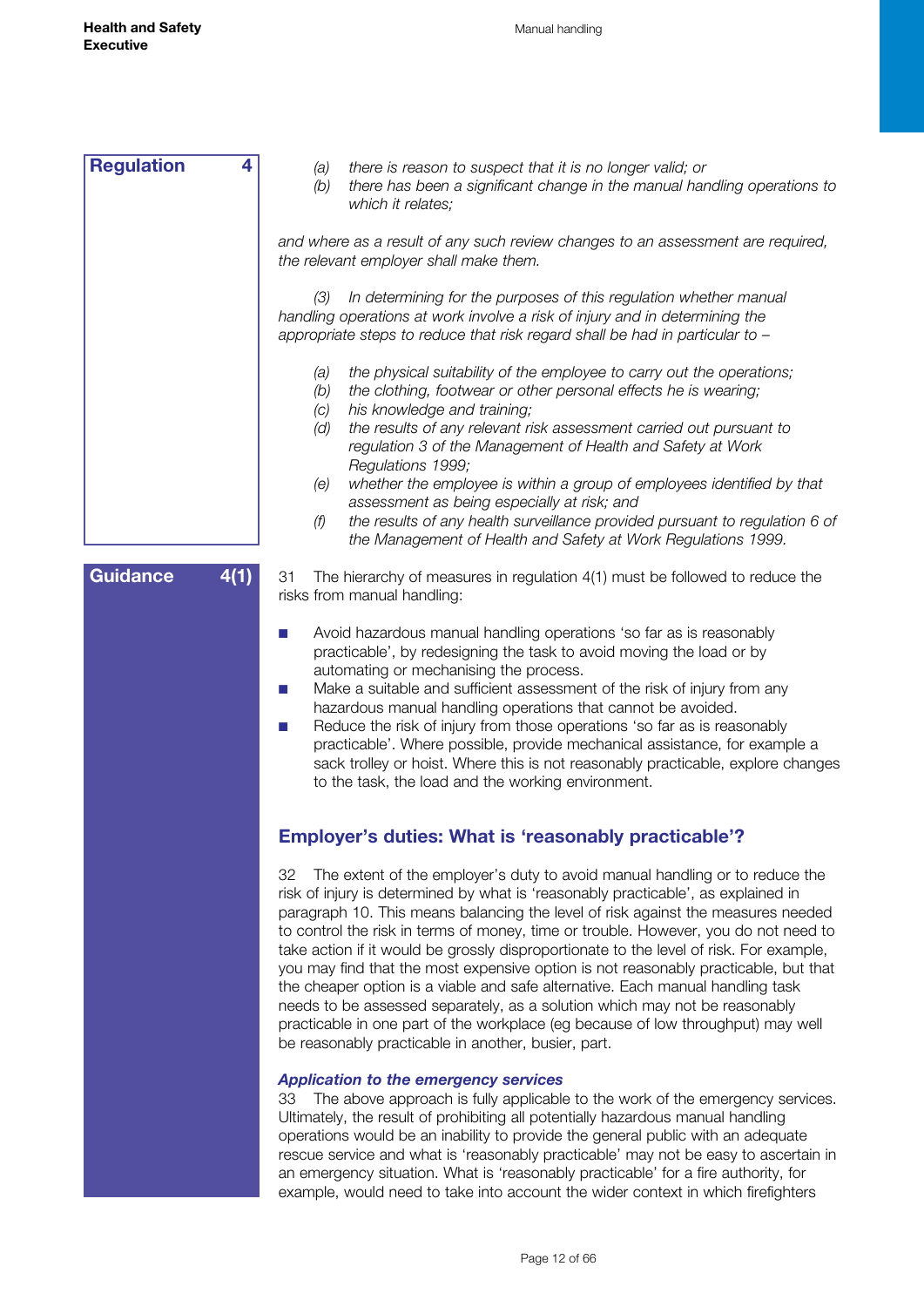**Regulation 4**

*(a) there is reason to suspect that it is no longer valid; or*
*(b) there has been a significant change in the manual handling operations to which it relates;*

*and where as a result of any such review changes to an assessment are required, the relevant employer shall make them.*

*(3) In determining for the purposes of this regulation whether manual handling operations at work involve a risk of injury and in determining the appropriate steps to reduce that risk regard shall be had in particular to –*

*(a) the physical suitability of the employee to carry out the operations;*
*(b) the clothing, footwear or other personal effects he is wearing;*
*(c) his knowledge and training;*
*(d) the results of any relevant risk assessment carried out pursuant to regulation 3 of the Management of Health and Safety at Work Regulations 1999;*
*(e) whether the employee is within a group of employees identified by that assessment as being especially at risk; and*
*(f) the results of any health surveillance provided pursuant to regulation 6 of the Management of Health and Safety at Work Regulations 1999.*

**Guidance 4(1)**

31 The hierarchy of measures in regulation 4(1) must be followed to reduce the risks from manual handling:

- Avoid hazardous manual handling operations 'so far as is reasonably practicable', by redesigning the task to avoid moving the load or by automating or mechanising the process.
- Make a suitable and sufficient assessment of the risk of injury from any hazardous manual handling operations that cannot be avoided.
- Reduce the risk of injury from those operations 'so far as is reasonably practicable'. Where possible, provide mechanical assistance, for example a sack trolley or hoist. Where this is not reasonably practicable, explore changes to the task, the load and the working environment.

## Employer's duties: What is 'reasonably practicable'?

32 The extent of the employer's duty to avoid manual handling or to reduce the risk of injury is determined by what is 'reasonably practicable', as explained in paragraph 10. This means balancing the level of risk against the measures needed to control the risk in terms of money, time or trouble. However, you do not need to take action if it would be grossly disproportionate to the level of risk. For example, you may find that the most expensive option is not reasonably practicable, but that the cheaper option is a viable and safe alternative. Each manual handling task needs to be assessed separately, as a solution which may not be reasonably practicable in one part of the workplace (eg because of low throughput) may well be reasonably practicable in another, busier, part.

### *Application to the emergency services*

33 The above approach is fully applicable to the work of the emergency services. Ultimately, the result of prohibiting all potentially hazardous manual handling operations would be an inability to provide the general public with an adequate rescue service and what is 'reasonably practicable' may not be easy to ascertain in an emergency situation. What is 'reasonably practicable' for a fire authority, for example, would need to take into account the wider context in which firefighters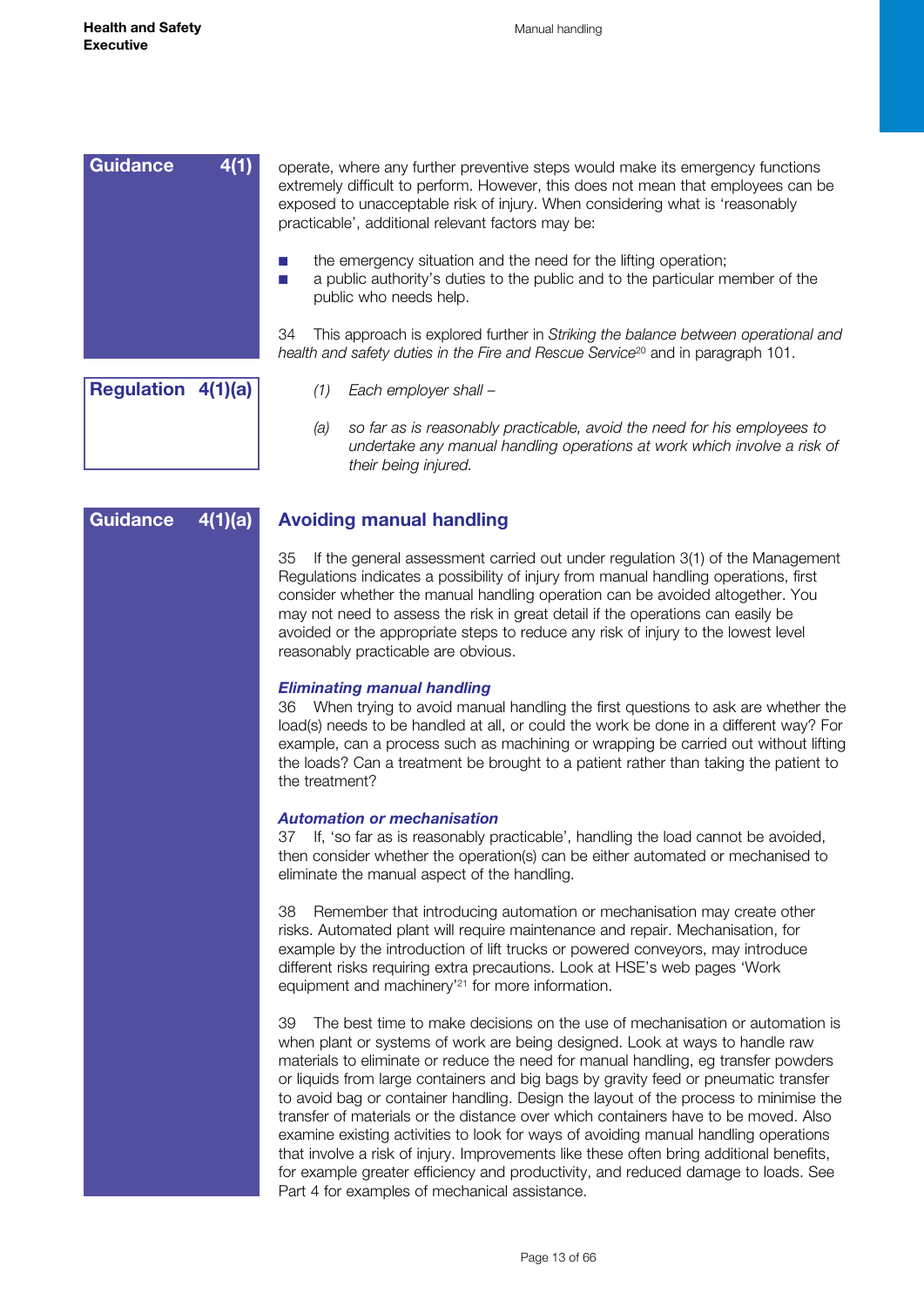**Guidance 4(1)**

operate, where any further preventive steps would make its emergency functions extremely difficult to perform. However, this does not mean that employees can be exposed to unacceptable risk of injury. When considering what is 'reasonably practicable', additional relevant factors may be:

- the emergency situation and the need for the lifting operation;
- a public authority's duties to the public and to the particular member of the public who needs help.

34 This approach is explored further in *Striking the balance between operational and health and safety duties in the Fire and Rescue Service*[20] and in paragraph 101.

**Regulation 4(1)(a)**

*(1) Each employer shall –*

*(a) so far as is reasonably practicable, avoid the need for his employees to undertake any manual handling operations at work which involve a risk of their being injured.*

**Guidance 4(1)(a)**

## Avoiding manual handling

35 If the general assessment carried out under regulation 3(1) of the Management Regulations indicates a possibility of injury from manual handling operations, first consider whether the manual handling operation can be avoided altogether. You may not need to assess the risk in great detail if the operations can easily be avoided or the appropriate steps to reduce any risk of injury to the lowest level reasonably practicable are obvious.

### *Eliminating manual handling*

36 When trying to avoid manual handling the first questions to ask are whether the load(s) needs to be handled at all, or could the work be done in a different way? For example, can a process such as machining or wrapping be carried out without lifting the loads? Can a treatment be brought to a patient rather than taking the patient to the treatment?

### *Automation or mechanisation*

37 If, 'so far as is reasonably practicable', handling the load cannot be avoided, then consider whether the operation(s) can be either automated or mechanised to eliminate the manual aspect of the handling.

38 Remember that introducing automation or mechanisation may create other risks. Automated plant will require maintenance and repair. Mechanisation, for example by the introduction of lift trucks or powered conveyors, may introduce different risks requiring extra precautions. Look at HSE's web pages 'Work equipment and machinery'[21] for more information.

39 The best time to make decisions on the use of mechanisation or automation is when plant or systems of work are being designed. Look at ways to handle raw materials to eliminate or reduce the need for manual handling, eg transfer powders or liquids from large containers and big bags by gravity feed or pneumatic transfer to avoid bag or container handling. Design the layout of the process to minimise the transfer of materials or the distance over which containers have to be moved. Also examine existing activities to look for ways of avoiding manual handling operations that involve a risk of injury. Improvements like these often bring additional benefits, for example greater efficiency and productivity, and reduced damage to loads. See Part 4 for examples of mechanical assistance.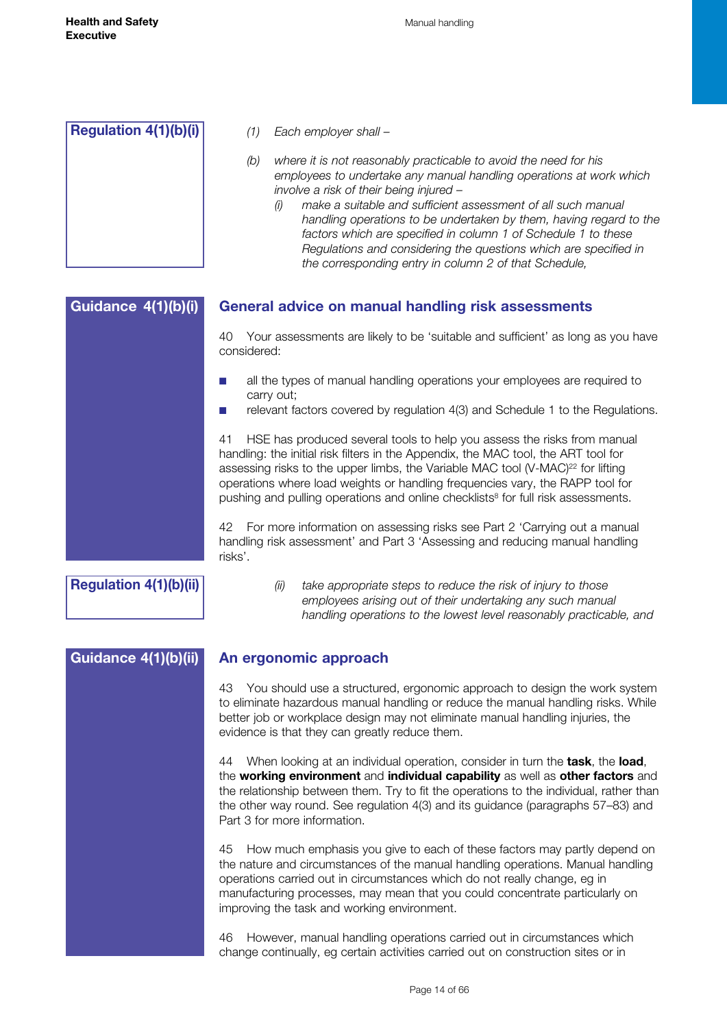**Regulation 4(1)(b)(i)**

*(1) Each employer shall –*

*(b) where it is not reasonably practicable to avoid the need for his employees to undertake any manual handling operations at work which involve a risk of their being injured –*

*(i) make a suitable and sufficient assessment of all such manual handling operations to be undertaken by them, having regard to the factors which are specified in column 1 of Schedule 1 to these Regulations and considering the questions which are specified in the corresponding entry in column 2 of that Schedule,*

**Guidance 4(1)(b)(i)**

## General advice on manual handling risk assessments

40 Your assessments are likely to be 'suitable and sufficient' as long as you have considered:

- all the types of manual handling operations your employees are required to carry out;
- relevant factors covered by regulation 4(3) and Schedule 1 to the Regulations.

41 HSE has produced several tools to help you assess the risks from manual handling: the initial risk filters in the Appendix, the MAC tool, the ART tool for assessing risks to the upper limbs, the Variable MAC tool (V-MAC)[22] for lifting operations where load weights or handling frequencies vary, the RAPP tool for pushing and pulling operations and online checklists[8] for full risk assessments.

42 For more information on assessing risks see Part 2 'Carrying out a manual handling risk assessment' and Part 3 'Assessing and reducing manual handling risks'.

**Regulation 4(1)(b)(ii)**

*(ii) take appropriate steps to reduce the risk of injury to those employees arising out of their undertaking any such manual handling operations to the lowest level reasonably practicable, and*

**Guidance 4(1)(b)(ii)**

## An ergonomic approach

43 You should use a structured, ergonomic approach to design the work system to eliminate hazardous manual handling or reduce the manual handling risks. While better job or workplace design may not eliminate manual handling injuries, the evidence is that they can greatly reduce them.

44 When looking at an individual operation, consider in turn the **task**, the **load**, the **working environment** and **individual capability** as well as **other factors** and the relationship between them. Try to fit the operations to the individual, rather than the other way round. See regulation 4(3) and its guidance (paragraphs 57–83) and Part 3 for more information.

45 How much emphasis you give to each of these factors may partly depend on the nature and circumstances of the manual handling operations. Manual handling operations carried out in circumstances which do not really change, eg in manufacturing processes, may mean that you could concentrate particularly on improving the task and working environment.

46 However, manual handling operations carried out in circumstances which change continually, eg certain activities carried out on construction sites or in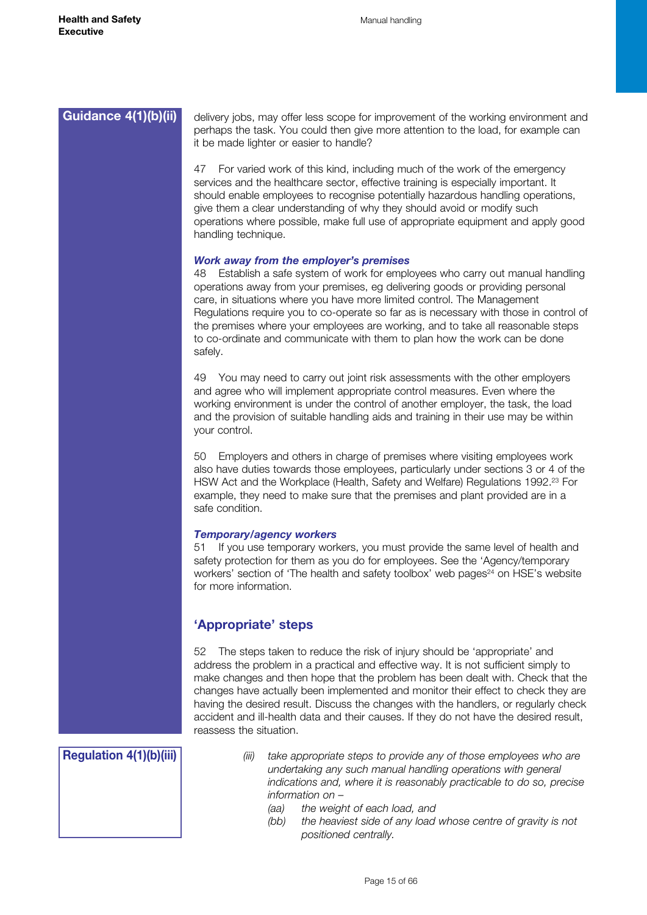**Guidance 4(1)(b)(ii)**

delivery jobs, may offer less scope for improvement of the working environment and perhaps the task. You could then give more attention to the load, for example can it be made lighter or easier to handle?

47 For varied work of this kind, including much of the work of the emergency services and the healthcare sector, effective training is especially important. It should enable employees to recognise potentially hazardous handling operations, give them a clear understanding of why they should avoid or modify such operations where possible, make full use of appropriate equipment and apply good handling technique.

***Work away from the employer's premises***

48 Establish a safe system of work for employees who carry out manual handling operations away from your premises, eg delivering goods or providing personal care, in situations where you have more limited control. The Management Regulations require you to co-operate so far as is necessary with those in control of the premises where your employees are working, and to take all reasonable steps to co-ordinate and communicate with them to plan how the work can be done safely.

49 You may need to carry out joint risk assessments with the other employers and agree who will implement appropriate control measures. Even where the working environment is under the control of another employer, the task, the load and the provision of suitable handling aids and training in their use may be within your control.

50 Employers and others in charge of premises where visiting employees work also have duties towards those employees, particularly under sections 3 or 4 of the HSW Act and the Workplace (Health, Safety and Welfare) Regulations 1992.[23] For example, they need to make sure that the premises and plant provided are in a safe condition.

***Temporary/agency workers***

51 If you use temporary workers, you must provide the same level of health and safety protection for them as you do for employees. See the 'Agency/temporary workers' section of 'The health and safety toolbox' web pages[24] on HSE's website for more information.

## 'Appropriate' steps

52 The steps taken to reduce the risk of injury should be 'appropriate' and address the problem in a practical and effective way. It is not sufficient simply to make changes and then hope that the problem has been dealt with. Check that the changes have actually been implemented and monitor their effect to check they are having the desired result. Discuss the changes with the handlers, or regularly check accident and ill-health data and their causes. If they do not have the desired result, reassess the situation.

**Regulation 4(1)(b)(iii)**

*(iii) take appropriate steps to provide any of those employees who are undertaking any such manual handling operations with general indications and, where it is reasonably practicable to do so, precise information on –*

*(aa) the weight of each load, and*

*(bb) the heaviest side of any load whose centre of gravity is not positioned centrally.*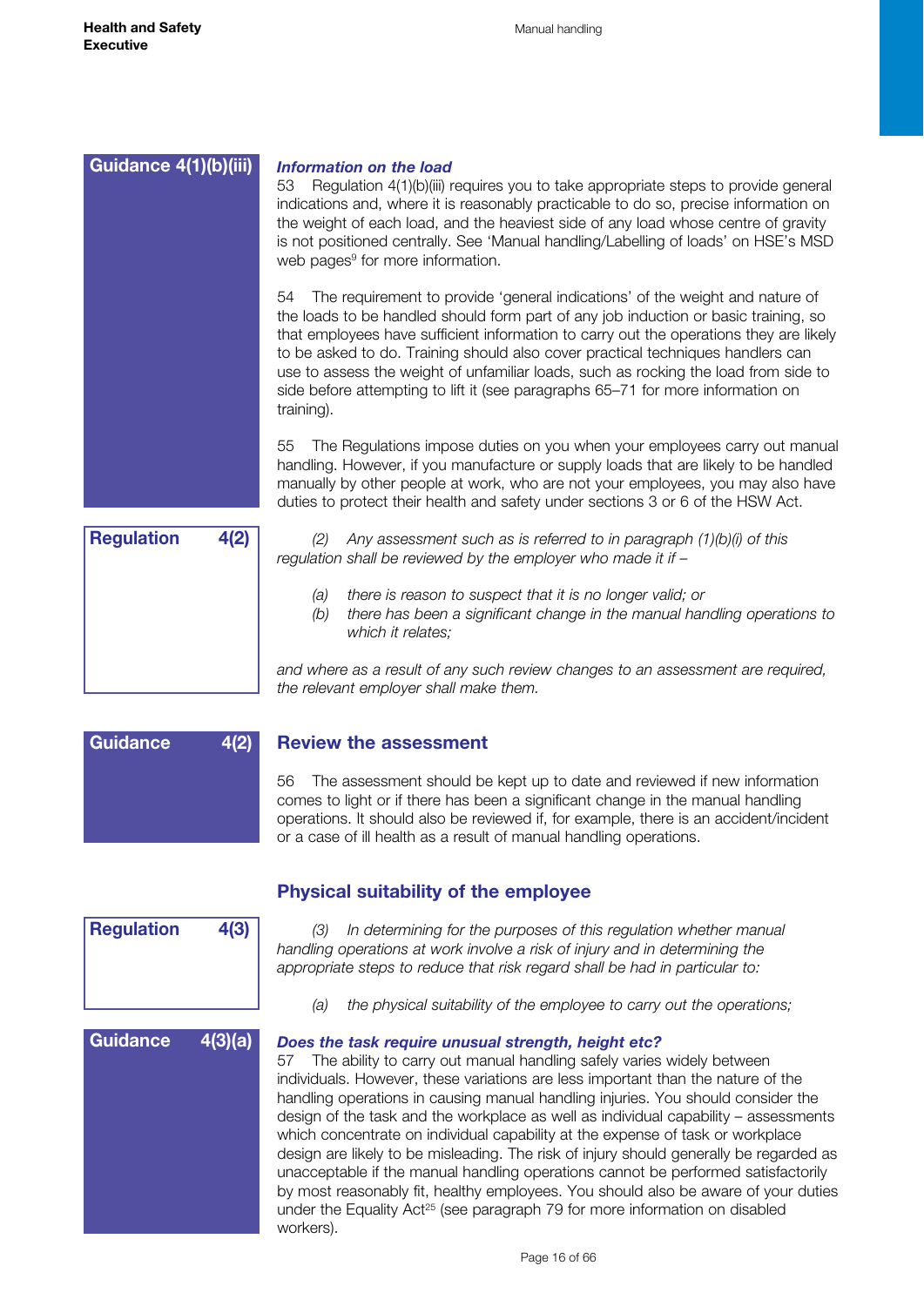**Guidance 4(1)(b)(iii)**

***Information on the load***

53 Regulation 4(1)(b)(iii) requires you to take appropriate steps to provide general indications and, where it is reasonably practicable to do so, precise information on the weight of each load, and the heaviest side of any load whose centre of gravity is not positioned centrally. See 'Manual handling/Labelling of loads' on HSE's MSD web pages[9] for more information.

54 The requirement to provide 'general indications' of the weight and nature of the loads to be handled should form part of any job induction or basic training, so that employees have sufficient information to carry out the operations they are likely to be asked to do. Training should also cover practical techniques handlers can use to assess the weight of unfamiliar loads, such as rocking the load from side to side before attempting to lift it (see paragraphs 65–71 for more information on training).

55 The Regulations impose duties on you when your employees carry out manual handling. However, if you manufacture or supply loads that are likely to be handled manually by other people at work, who are not your employees, you may also have duties to protect their health and safety under sections 3 or 6 of the HSW Act.

**Regulation 4(2)**

*(2) Any assessment such as is referred to in paragraph (1)(b)(i) of this regulation shall be reviewed by the employer who made it if –*

*(a) there is reason to suspect that it is no longer valid; or*
*(b) there has been a significant change in the manual handling operations to which it relates;*

*and where as a result of any such review changes to an assessment are required, the relevant employer shall make them.*

**Guidance 4(2)**

## Review the assessment

56 The assessment should be kept up to date and reviewed if new information comes to light or if there has been a significant change in the manual handling operations. It should also be reviewed if, for example, there is an accident/incident or a case of ill health as a result of manual handling operations.

## Physical suitability of the employee

**Regulation 4(3)**

*(3) In determining for the purposes of this regulation whether manual handling operations at work involve a risk of injury and in determining the appropriate steps to reduce that risk regard shall be had in particular to:*

*(a) the physical suitability of the employee to carry out the operations;*

**Guidance 4(3)(a)**

***Does the task require unusual strength, height etc?***

57 The ability to carry out manual handling safely varies widely between individuals. However, these variations are less important than the nature of the handling operations in causing manual handling injuries. You should consider the design of the task and the workplace as well as individual capability – assessments which concentrate on individual capability at the expense of task or workplace design are likely to be misleading. The risk of injury should generally be regarded as unacceptable if the manual handling operations cannot be performed satisfactorily by most reasonably fit, healthy employees. You should also be aware of your duties under the Equality Act[25] (see paragraph 79 for more information on disabled workers).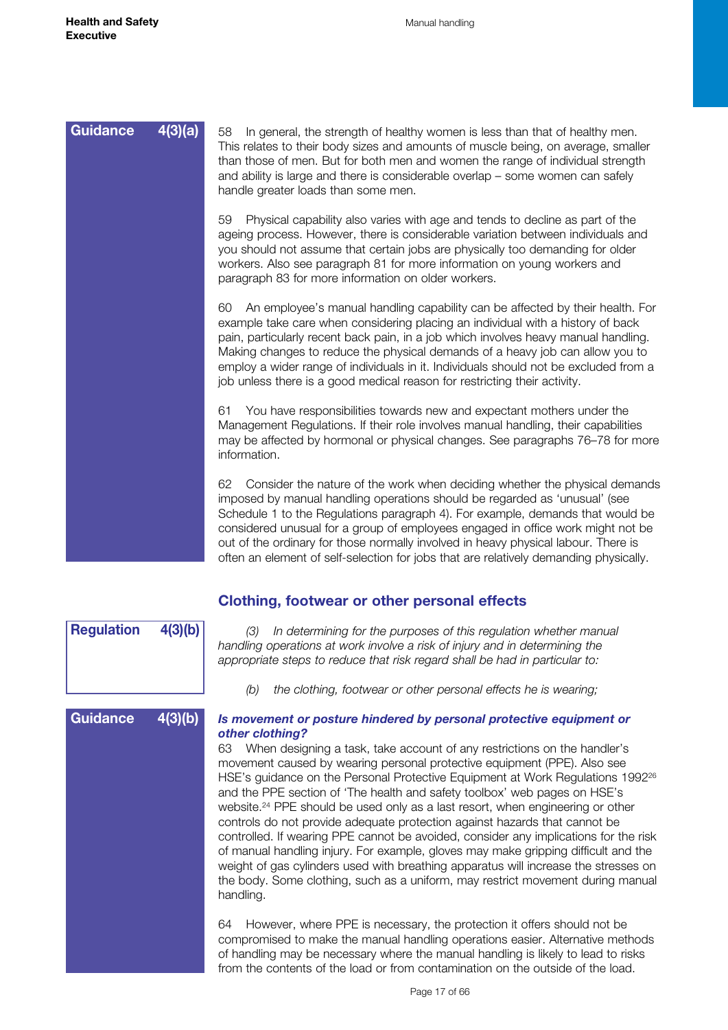**Guidance 4(3)(a)**

58 In general, the strength of healthy women is less than that of healthy men. This relates to their body sizes and amounts of muscle being, on average, smaller than those of men. But for both men and women the range of individual strength and ability is large and there is considerable overlap – some women can safely handle greater loads than some men.

59 Physical capability also varies with age and tends to decline as part of the ageing process. However, there is considerable variation between individuals and you should not assume that certain jobs are physically too demanding for older workers. Also see paragraph 81 for more information on young workers and paragraph 83 for more information on older workers.

60 An employee's manual handling capability can be affected by their health. For example take care when considering placing an individual with a history of back pain, particularly recent back pain, in a job which involves heavy manual handling. Making changes to reduce the physical demands of a heavy job can allow you to employ a wider range of individuals in it. Individuals should not be excluded from a job unless there is a good medical reason for restricting their activity.

61 You have responsibilities towards new and expectant mothers under the Management Regulations. If their role involves manual handling, their capabilities may be affected by hormonal or physical changes. See paragraphs 76–78 for more information.

62 Consider the nature of the work when deciding whether the physical demands imposed by manual handling operations should be regarded as 'unusual' (see Schedule 1 to the Regulations paragraph 4). For example, demands that would be considered unusual for a group of employees engaged in office work might not be out of the ordinary for those normally involved in heavy physical labour. There is often an element of self-selection for jobs that are relatively demanding physically.

## Clothing, footwear or other personal effects

**Regulation 4(3)(b)**

*(3) In determining for the purposes of this regulation whether manual handling operations at work involve a risk of injury and in determining the appropriate steps to reduce that risk regard shall be had in particular to:*

*(b) the clothing, footwear or other personal effects he is wearing;*

**Guidance 4(3)(b)**

***Is movement or posture hindered by personal protective equipment or other clothing?***

63 When designing a task, take account of any restrictions on the handler's movement caused by wearing personal protective equipment (PPE). Also see HSE's guidance on the Personal Protective Equipment at Work Regulations 1992[26] and the PPE section of 'The health and safety toolbox' web pages on HSE's website.[24] PPE should be used only as a last resort, when engineering or other controls do not provide adequate protection against hazards that cannot be controlled. If wearing PPE cannot be avoided, consider any implications for the risk of manual handling injury. For example, gloves may make gripping difficult and the weight of gas cylinders used with breathing apparatus will increase the stresses on the body. Some clothing, such as a uniform, may restrict movement during manual handling.

64 However, where PPE is necessary, the protection it offers should not be compromised to make the manual handling operations easier. Alternative methods of handling may be necessary where the manual handling is likely to lead to risks from the contents of the load or from contamination on the outside of the load.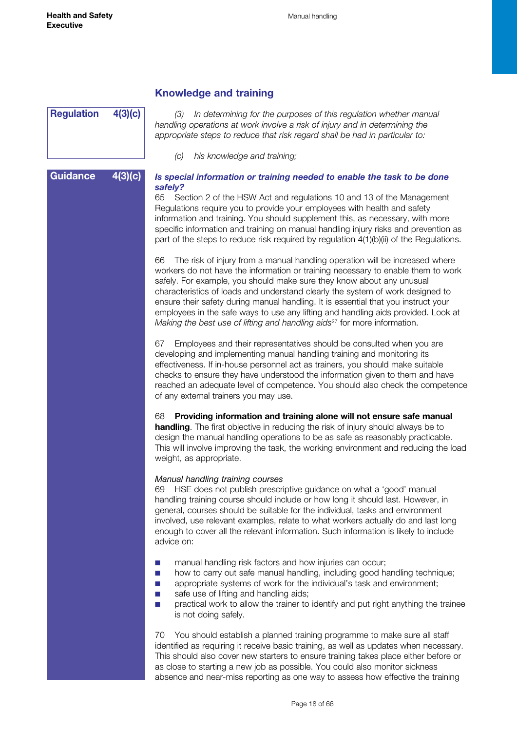## Knowledge and training

**Regulation 4(3)(c)**

*(3) In determining for the purposes of this regulation whether manual handling operations at work involve a risk of injury and in determining the appropriate steps to reduce that risk regard shall be had in particular to:*

*(c) his knowledge and training;*

**Guidance 4(3)(c)**

***Is special information or training needed to enable the task to be done safely?***

65 Section 2 of the HSW Act and regulations 10 and 13 of the Management Regulations require you to provide your employees with health and safety information and training. You should supplement this, as necessary, with more specific information and training on manual handling injury risks and prevention as part of the steps to reduce risk required by regulation 4(1)(b)(ii) of the Regulations.

66 The risk of injury from a manual handling operation will be increased where workers do not have the information or training necessary to enable them to work safely. For example, you should make sure they know about any unusual characteristics of loads and understand clearly the system of work designed to ensure their safety during manual handling. It is essential that you instruct your employees in the safe ways to use any lifting and handling aids provided. Look at *Making the best use of lifting and handling aids*[27] for more information.

67 Employees and their representatives should be consulted when you are developing and implementing manual handling training and monitoring its effectiveness. If in-house personnel act as trainers, you should make suitable checks to ensure they have understood the information given to them and have reached an adequate level of competence. You should also check the competence of any external trainers you may use.

68 **Providing information and training alone will not ensure safe manual handling**. The first objective in reducing the risk of injury should always be to design the manual handling operations to be as safe as reasonably practicable. This will involve improving the task, the working environment and reducing the load weight, as appropriate.

*Manual handling training courses*

69 HSE does not publish prescriptive guidance on what a 'good' manual handling training course should include or how long it should last. However, in general, courses should be suitable for the individual, tasks and environment involved, use relevant examples, relate to what workers actually do and last long enough to cover all the relevant information. Such information is likely to include advice on:

- manual handling risk factors and how injuries can occur;
- how to carry out safe manual handling, including good handling technique;
- appropriate systems of work for the individual's task and environment;
- safe use of lifting and handling aids;
- practical work to allow the trainer to identify and put right anything the trainee is not doing safely.

70 You should establish a planned training programme to make sure all staff identified as requiring it receive basic training, as well as updates when necessary. This should also cover new starters to ensure training takes place either before or as close to starting a new job as possible. You could also monitor sickness absence and near-miss reporting as one way to assess how effective the training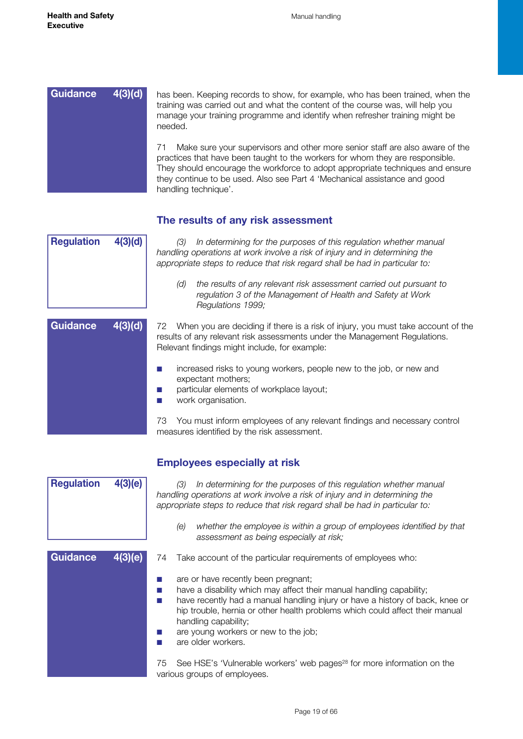**Guidance 4(3)(d)**

has been. Keeping records to show, for example, who has been trained, when the training was carried out and what the content of the course was, will help you manage your training programme and identify when refresher training might be needed.

71 Make sure your supervisors and other more senior staff are also aware of the practices that have been taught to the workers for whom they are responsible. They should encourage the workforce to adopt appropriate techniques and ensure they continue to be used. Also see Part 4 'Mechanical assistance and good handling technique'.

## The results of any risk assessment

**Regulation 4(3)(d)**

*(3) In determining for the purposes of this regulation whether manual handling operations at work involve a risk of injury and in determining the appropriate steps to reduce that risk regard shall be had in particular to:*

*(d) the results of any relevant risk assessment carried out pursuant to regulation 3 of the Management of Health and Safety at Work Regulations 1999;*

**Guidance 4(3)(d)**

72 When you are deciding if there is a risk of injury, you must take account of the results of any relevant risk assessments under the Management Regulations. Relevant findings might include, for example:

- increased risks to young workers, people new to the job, or new and expectant mothers;
- particular elements of workplace layout;
- work organisation.

73 You must inform employees of any relevant findings and necessary control measures identified by the risk assessment.

## Employees especially at risk

**Regulation 4(3)(e)**

*(3) In determining for the purposes of this regulation whether manual handling operations at work involve a risk of injury and in determining the appropriate steps to reduce that risk regard shall be had in particular to:*

*(e) whether the employee is within a group of employees identified by that assessment as being especially at risk;*

**Guidance 4(3)(e)**

74 Take account of the particular requirements of employees who:

- are or have recently been pregnant;
- have a disability which may affect their manual handling capability;
- have recently had a manual handling injury or have a history of back, knee or hip trouble, hernia or other health problems which could affect their manual handling capability;
- are young workers or new to the job;
- are older workers.

75 See HSE's 'Vulnerable workers' web pages[28] for more information on the various groups of employees.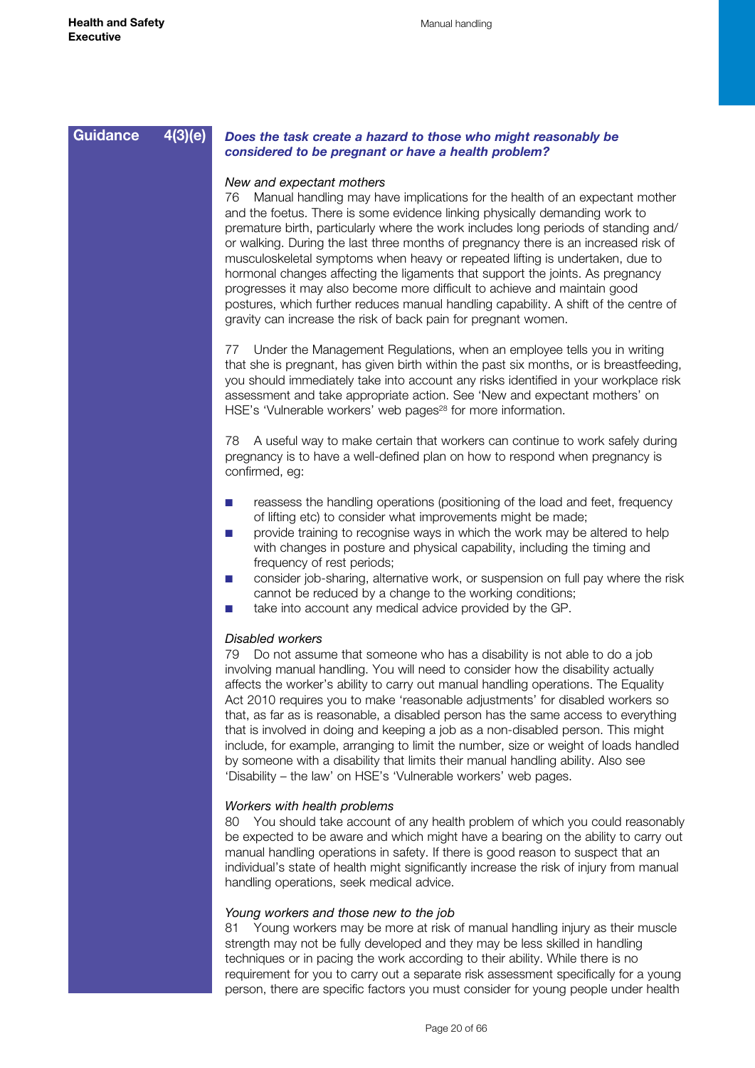**Guidance 4(3)(e)**

***Does the task create a hazard to those who might reasonably be considered to be pregnant or have a health problem?***

*New and expectant mothers*

76 Manual handling may have implications for the health of an expectant mother and the foetus. There is some evidence linking physically demanding work to premature birth, particularly where the work includes long periods of standing and/or walking. During the last three months of pregnancy there is an increased risk of musculoskeletal symptoms when heavy or repeated lifting is undertaken, due to hormonal changes affecting the ligaments that support the joints. As pregnancy progresses it may also become more difficult to achieve and maintain good postures, which further reduces manual handling capability. A shift of the centre of gravity can increase the risk of back pain for pregnant women.

77 Under the Management Regulations, when an employee tells you in writing that she is pregnant, has given birth within the past six months, or is breastfeeding, you should immediately take into account any risks identified in your workplace risk assessment and take appropriate action. See 'New and expectant mothers' on HSE's 'Vulnerable workers' web pages[28] for more information.

78 A useful way to make certain that workers can continue to work safely during pregnancy is to have a well-defined plan on how to respond when pregnancy is confirmed, eg:

- reassess the handling operations (positioning of the load and feet, frequency of lifting etc) to consider what improvements might be made;
- provide training to recognise ways in which the work may be altered to help with changes in posture and physical capability, including the timing and frequency of rest periods;
- consider job-sharing, alternative work, or suspension on full pay where the risk cannot be reduced by a change to the working conditions;
- take into account any medical advice provided by the GP.

*Disabled workers*

79 Do not assume that someone who has a disability is not able to do a job involving manual handling. You will need to consider how the disability actually affects the worker's ability to carry out manual handling operations. The Equality Act 2010 requires you to make 'reasonable adjustments' for disabled workers so that, as far as is reasonable, a disabled person has the same access to everything that is involved in doing and keeping a job as a non-disabled person. This might include, for example, arranging to limit the number, size or weight of loads handled by someone with a disability that limits their manual handling ability. Also see 'Disability – the law' on HSE's 'Vulnerable workers' web pages.

*Workers with health problems*

80 You should take account of any health problem of which you could reasonably be expected to be aware and which might have a bearing on the ability to carry out manual handling operations in safety. If there is good reason to suspect that an individual's state of health might significantly increase the risk of injury from manual handling operations, seek medical advice.

*Young workers and those new to the job*

81 Young workers may be more at risk of manual handling injury as their muscle strength may not be fully developed and they may be less skilled in handling techniques or in pacing the work according to their ability. While there is no requirement for you to carry out a separate risk assessment specifically for a young person, there are specific factors you must consider for young people under health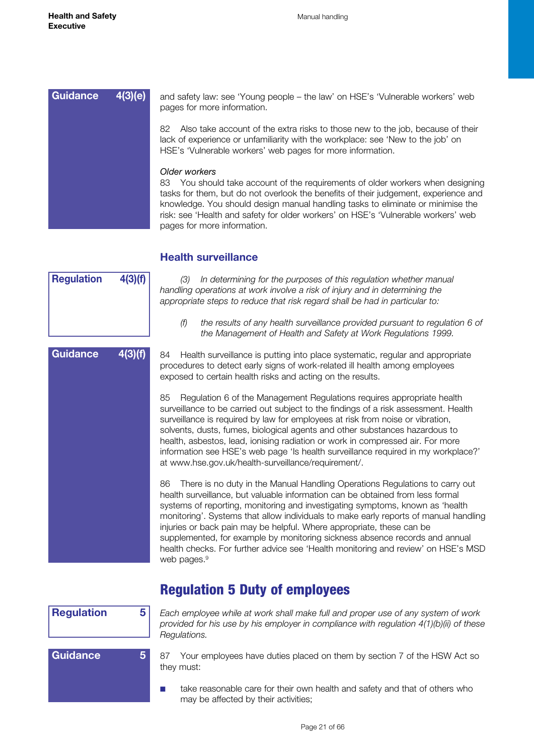**Guidance 4(3)(e)**

and safety law: see 'Young people – the law' on HSE's 'Vulnerable workers' web pages for more information.

82 Also take account of the extra risks to those new to the job, because of their lack of experience or unfamiliarity with the workplace: see 'New to the job' on HSE's 'Vulnerable workers' web pages for more information.

*Older workers*

83 You should take account of the requirements of older workers when designing tasks for them, but do not overlook the benefits of their judgement, experience and knowledge. You should design manual handling tasks to eliminate or minimise the risk: see 'Health and safety for older workers' on HSE's 'Vulnerable workers' web pages for more information.

### Health surveillance

**Regulation 4(3)(f)**

*(3) In determining for the purposes of this regulation whether manual handling operations at work involve a risk of injury and in determining the appropriate steps to reduce that risk regard shall be had in particular to:*

*(f) the results of any health surveillance provided pursuant to regulation 6 of the Management of Health and Safety at Work Regulations 1999.*

**Guidance 4(3)(f)**

84 Health surveillance is putting into place systematic, regular and appropriate procedures to detect early signs of work-related ill health among employees exposed to certain health risks and acting on the results.

85 Regulation 6 of the Management Regulations requires appropriate health surveillance to be carried out subject to the findings of a risk assessment. Health surveillance is required by law for employees at risk from noise or vibration, solvents, dusts, fumes, biological agents and other substances hazardous to health, asbestos, lead, ionising radiation or work in compressed air. For more information see HSE's web page 'Is health surveillance required in my workplace?' at www.hse.gov.uk/health-surveillance/requirement/.

86 There is no duty in the Manual Handling Operations Regulations to carry out health surveillance, but valuable information can be obtained from less formal systems of reporting, monitoring and investigating symptoms, known as 'health monitoring'. Systems that allow individuals to make early reports of manual handling injuries or back pain may be helpful. Where appropriate, these can be supplemented, for example by monitoring sickness absence records and annual health checks. For further advice see 'Health monitoring and review' on HSE's MSD web pages.[9]

## Regulation 5 Duty of employees

**Regulation 5**

*Each employee while at work shall make full and proper use of any system of work provided for his use by his employer in compliance with regulation 4(1)(b)(ii) of these Regulations.*

**Guidance 5**

87 Your employees have duties placed on them by section 7 of the HSW Act so they must:

- take reasonable care for their own health and safety and that of others who may be affected by their activities;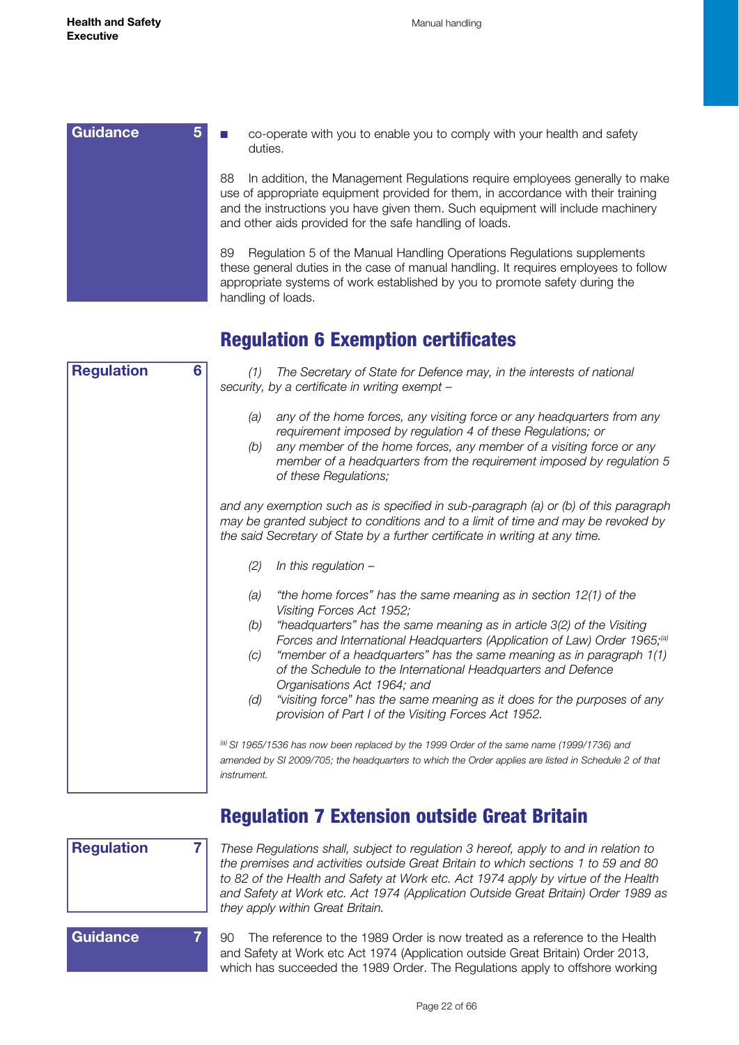**Guidance 5**

- co-operate with you to enable you to comply with your health and safety duties.

88 In addition, the Management Regulations require employees generally to make use of appropriate equipment provided for them, in accordance with their training and the instructions you have given them. Such equipment will include machinery and other aids provided for the safe handling of loads.

89 Regulation 5 of the Manual Handling Operations Regulations supplements these general duties in the case of manual handling. It requires employees to follow appropriate systems of work established by you to promote safety during the handling of loads.

## Regulation 6 Exemption certificates

**Regulation 6**

*(1) The Secretary of State for Defence may, in the interests of national security, by a certificate in writing exempt –*

*(a) any of the home forces, any visiting force or any headquarters from any requirement imposed by regulation 4 of these Regulations; or*

*(b) any member of the home forces, any member of a visiting force or any member of a headquarters from the requirement imposed by regulation 5 of these Regulations;*

*and any exemption such as is specified in sub-paragraph (a) or (b) of this paragraph may be granted subject to conditions and to a limit of time and may be revoked by the said Secretary of State by a further certificate in writing at any time.*

*(2) In this regulation –*

*(a) "the home forces" has the same meaning as in section 12(1) of the Visiting Forces Act 1952;*

*(b) "headquarters" has the same meaning as in article 3(2) of the Visiting Forces and International Headquarters (Application of Law) Order 1965;[a]*

*(c) "member of a headquarters" has the same meaning as in paragraph 1(1) of the Schedule to the International Headquarters and Defence Organisations Act 1964; and*

*(d) "visiting force" has the same meaning as it does for the purposes of any provision of Part I of the Visiting Forces Act 1952.*

*[a] SI 1965/1536 has now been replaced by the 1999 Order of the same name (1999/1736) and amended by SI 2009/705; the headquarters to which the Order applies are listed in Schedule 2 of that instrument.*

## Regulation 7 Extension outside Great Britain

**Regulation 7**

*These Regulations shall, subject to regulation 3 hereof, apply to and in relation to the premises and activities outside Great Britain to which sections 1 to 59 and 80 to 82 of the Health and Safety at Work etc. Act 1974 apply by virtue of the Health and Safety at Work etc. Act 1974 (Application Outside Great Britain) Order 1989 as they apply within Great Britain.*

**Guidance 7**

90 The reference to the 1989 Order is now treated as a reference to the Health and Safety at Work etc Act 1974 (Application outside Great Britain) Order 2013, which has succeeded the 1989 Order. The Regulations apply to offshore working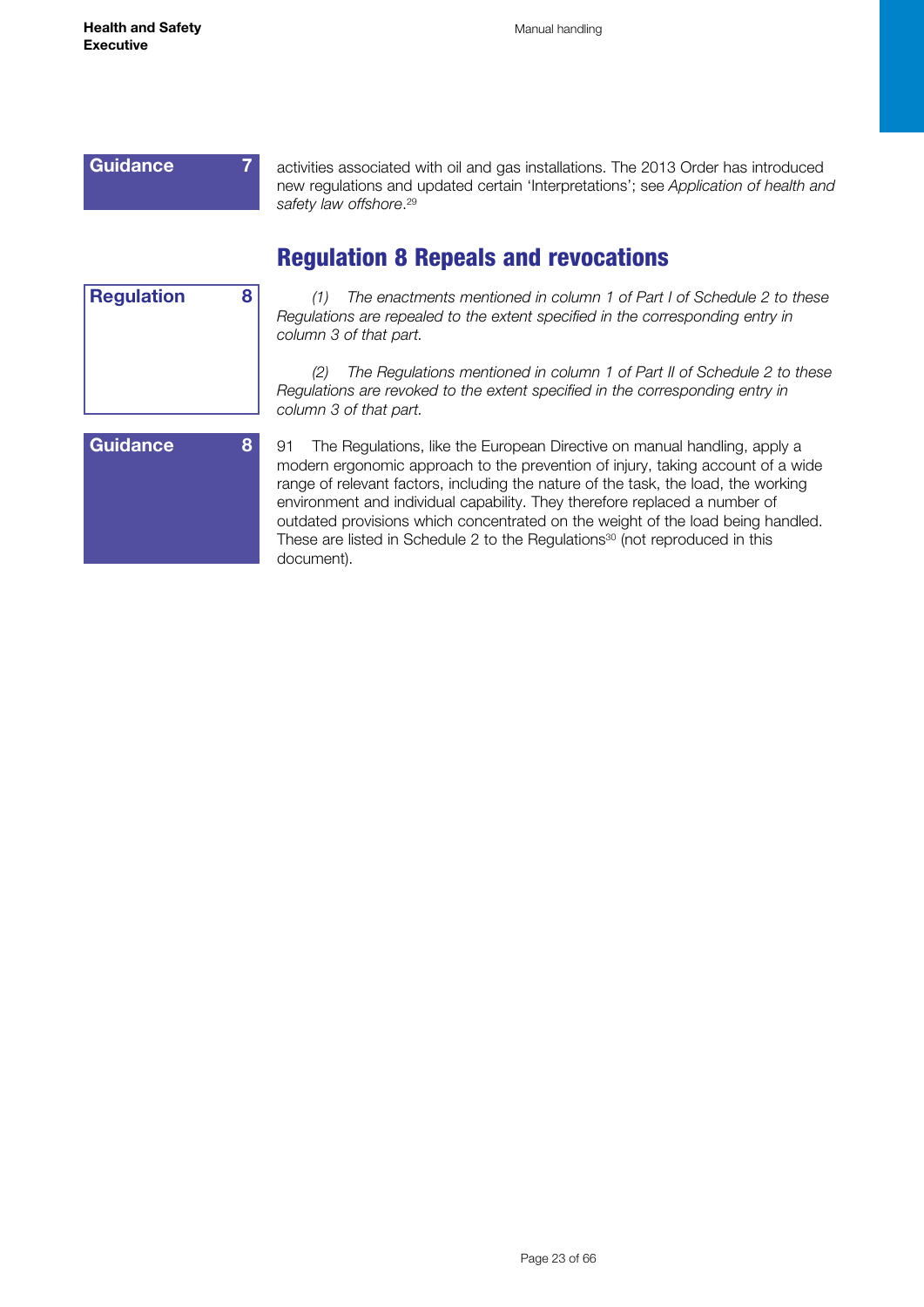**Guidance 7**

activities associated with oil and gas installations. The 2013 Order has introduced new regulations and updated certain 'Interpretations'; see *Application of health and safety law offshore*.[29]

## Regulation 8 Repeals and revocations

**Regulation 8**

*(1) The enactments mentioned in column 1 of Part I of Schedule 2 to these Regulations are repealed to the extent specified in the corresponding entry in column 3 of that part.*

*(2) The Regulations mentioned in column 1 of Part II of Schedule 2 to these Regulations are revoked to the extent specified in the corresponding entry in column 3 of that part.*

**Guidance 8**

91 The Regulations, like the European Directive on manual handling, apply a modern ergonomic approach to the prevention of injury, taking account of a wide range of relevant factors, including the nature of the task, the load, the working environment and individual capability. They therefore replaced a number of outdated provisions which concentrated on the weight of the load being handled. These are listed in Schedule 2 to the Regulations[30] (not reproduced in this document).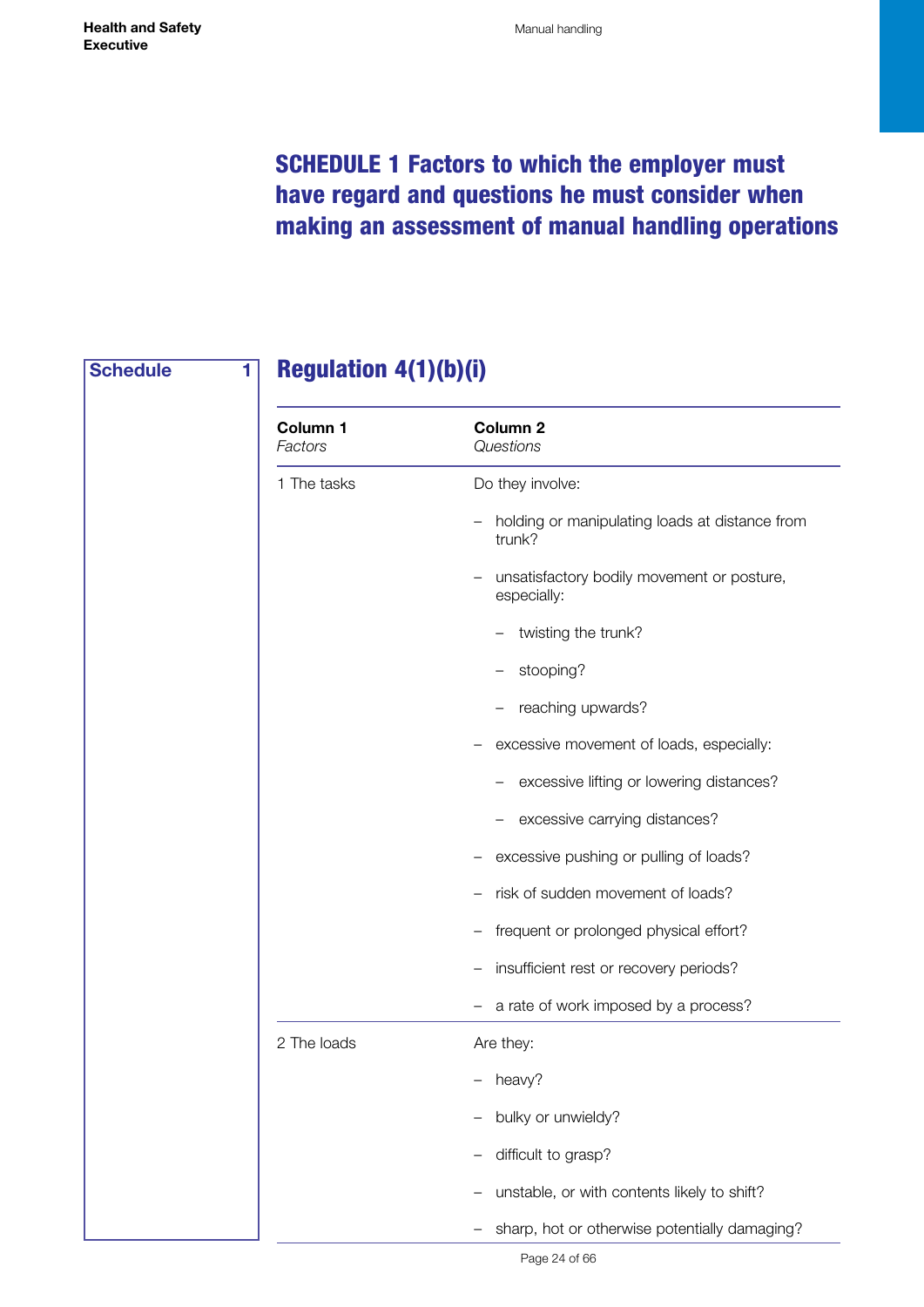# SCHEDULE 1 Factors to which the employer must have regard and questions he must consider when making an assessment of manual handling operations

**Schedule 1**

## Regulation 4(1)(b)(i)

| **Column 1** *Factors* | **Column 2** *Questions* |
|---|---|
| 1 The tasks | Do they involve: |
| | – holding or manipulating loads at distance from trunk? |
| | – unsatisfactory bodily movement or posture, especially: |
| | – twisting the trunk? |
| | – stooping? |
| | – reaching upwards? |
| | – excessive movement of loads, especially: |
| | – excessive lifting or lowering distances? |
| | – excessive carrying distances? |
| | – excessive pushing or pulling of loads? |
| | – risk of sudden movement of loads? |
| | – frequent or prolonged physical effort? |
| | – insufficient rest or recovery periods? |
| | – a rate of work imposed by a process? |
| 2 The loads | Are they: |
| | – heavy? |
| | – bulky or unwieldy? |
| | – difficult to grasp? |
| | – unstable, or with contents likely to shift? |
| | – sharp, hot or otherwise potentially damaging? |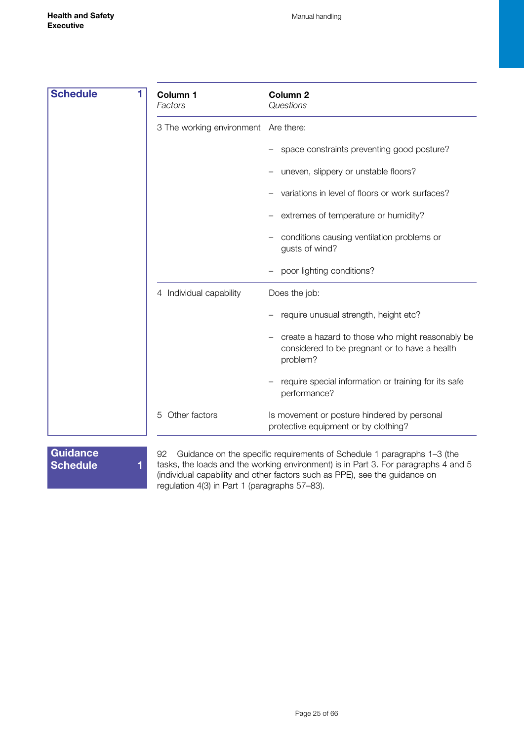**Schedule 1**

| Column 1 *Factors* | Column 2 *Questions* |
|---|---|
| 3 The working environment | Are there: |
| | – space constraints preventing good posture? |
| | – uneven, slippery or unstable floors? |
| | – variations in level of floors or work surfaces? |
| | – extremes of temperature or humidity? |
| | – conditions causing ventilation problems or gusts of wind? |
| | – poor lighting conditions? |
| 4 Individual capability | Does the job: |
| | – require unusual strength, height etc? |
| | – create a hazard to those who might reasonably be considered to be pregnant or to have a health problem? |
| | – require special information or training for its safe performance? |
| 5 Other factors | Is movement or posture hindered by personal protective equipment or by clothing? |

**Guidance Schedule 1**

92 Guidance on the specific requirements of Schedule 1 paragraphs 1–3 (the tasks, the loads and the working environment) is in Part 3. For paragraphs 4 and 5 (individual capability and other factors such as PPE), see the guidance on regulation 4(3) in Part 1 (paragraphs 57–83).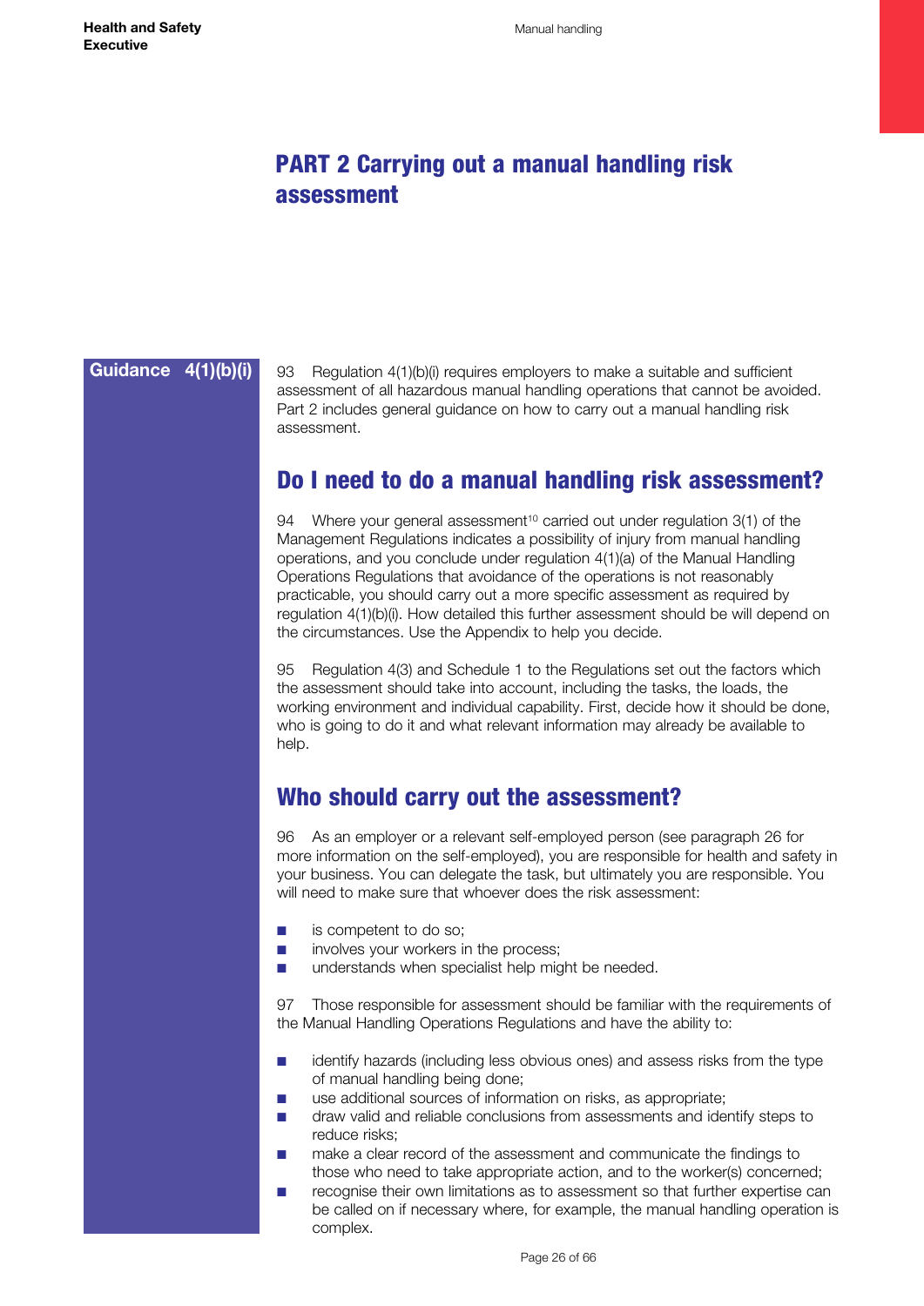# PART 2 Carrying out a manual handling risk assessment

**Guidance 4(1)(b)(i)**

93 Regulation 4(1)(b)(i) requires employers to make a suitable and sufficient assessment of all hazardous manual handling operations that cannot be avoided. Part 2 includes general guidance on how to carry out a manual handling risk assessment.

## Do I need to do a manual handling risk assessment?

94 Where your general assessment[10] carried out under regulation 3(1) of the Management Regulations indicates a possibility of injury from manual handling operations, and you conclude under regulation 4(1)(a) of the Manual Handling Operations Regulations that avoidance of the operations is not reasonably practicable, you should carry out a more specific assessment as required by regulation 4(1)(b)(i). How detailed this further assessment should be will depend on the circumstances. Use the Appendix to help you decide.

95 Regulation 4(3) and Schedule 1 to the Regulations set out the factors which the assessment should take into account, including the tasks, the loads, the working environment and individual capability. First, decide how it should be done, who is going to do it and what relevant information may already be available to help.

## Who should carry out the assessment?

96 As an employer or a relevant self-employed person (see paragraph 26 for more information on the self-employed), you are responsible for health and safety in your business. You can delegate the task, but ultimately you are responsible. You will need to make sure that whoever does the risk assessment:

- is competent to do so;
- involves your workers in the process;
- understands when specialist help might be needed.

97 Those responsible for assessment should be familiar with the requirements of the Manual Handling Operations Regulations and have the ability to:

- identify hazards (including less obvious ones) and assess risks from the type of manual handling being done;
- use additional sources of information on risks, as appropriate;
- draw valid and reliable conclusions from assessments and identify steps to reduce risks;
- make a clear record of the assessment and communicate the findings to those who need to take appropriate action, and to the worker(s) concerned;
- recognise their own limitations as to assessment so that further expertise can be called on if necessary where, for example, the manual handling operation is complex.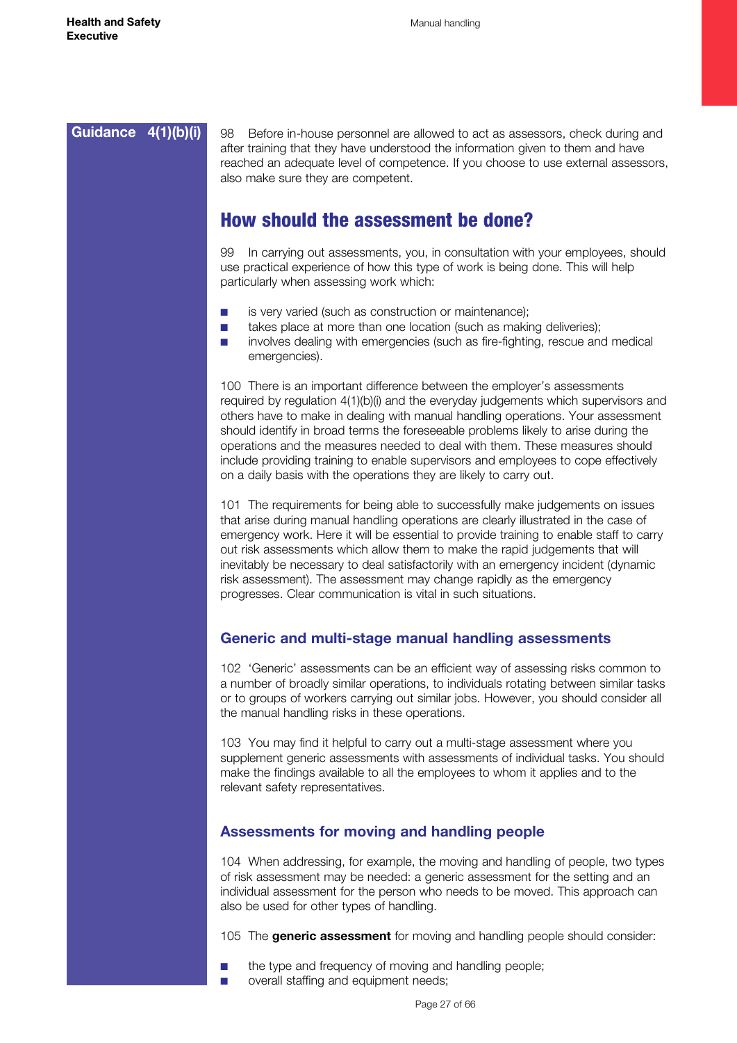Guidance 4(1)(b)(i)

98 Before in-house personnel are allowed to act as assessors, check during and after training that they have understood the information given to them and have reached an adequate level of competence. If you choose to use external assessors, also make sure they are competent.

## How should the assessment be done?

99 In carrying out assessments, you, in consultation with your employees, should use practical experience of how this type of work is being done. This will help particularly when assessing work which:

- is very varied (such as construction or maintenance);
- takes place at more than one location (such as making deliveries);
- involves dealing with emergencies (such as fire-fighting, rescue and medical emergencies).

100 There is an important difference between the employer's assessments required by regulation 4(1)(b)(i) and the everyday judgements which supervisors and others have to make in dealing with manual handling operations. Your assessment should identify in broad terms the foreseeable problems likely to arise during the operations and the measures needed to deal with them. These measures should include providing training to enable supervisors and employees to cope effectively on a daily basis with the operations they are likely to carry out.

101 The requirements for being able to successfully make judgements on issues that arise during manual handling operations are clearly illustrated in the case of emergency work. Here it will be essential to provide training to enable staff to carry out risk assessments which allow them to make the rapid judgements that will inevitably be necessary to deal satisfactorily with an emergency incident (dynamic risk assessment). The assessment may change rapidly as the emergency progresses. Clear communication is vital in such situations.

### Generic and multi-stage manual handling assessments

102 'Generic' assessments can be an efficient way of assessing risks common to a number of broadly similar operations, to individuals rotating between similar tasks or to groups of workers carrying out similar jobs. However, you should consider all the manual handling risks in these operations.

103 You may find it helpful to carry out a multi-stage assessment where you supplement generic assessments with assessments of individual tasks. You should make the findings available to all the employees to whom it applies and to the relevant safety representatives.

### Assessments for moving and handling people

104 When addressing, for example, the moving and handling of people, two types of risk assessment may be needed: a generic assessment for the setting and an individual assessment for the person who needs to be moved. This approach can also be used for other types of handling.

105 The **generic assessment** for moving and handling people should consider:

- the type and frequency of moving and handling people;
- overall staffing and equipment needs;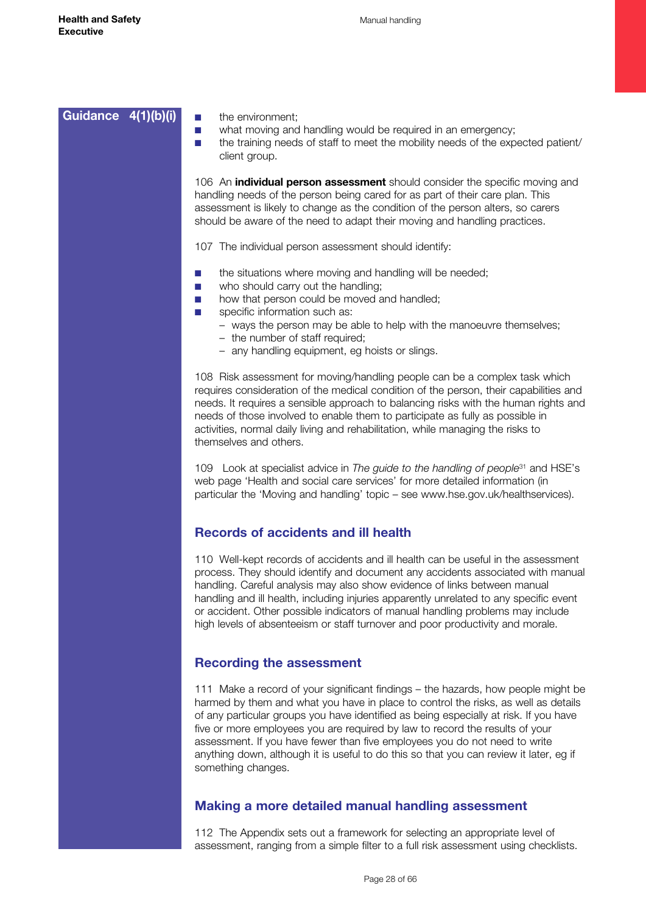Guidance 4(1)(b)(i)

- the environment;
- what moving and handling would be required in an emergency;
- the training needs of staff to meet the mobility needs of the expected patient/ client group.

106 An **individual person assessment** should consider the specific moving and handling needs of the person being cared for as part of their care plan. This assessment is likely to change as the condition of the person alters, so carers should be aware of the need to adapt their moving and handling practices.

107 The individual person assessment should identify:

- the situations where moving and handling will be needed;
- who should carry out the handling;
- how that person could be moved and handled;
- specific information such as:
  - ways the person may be able to help with the manoeuvre themselves;
  - the number of staff required;
  - any handling equipment, eg hoists or slings.

108 Risk assessment for moving/handling people can be a complex task which requires consideration of the medical condition of the person, their capabilities and needs. It requires a sensible approach to balancing risks with the human rights and needs of those involved to enable them to participate as fully as possible in activities, normal daily living and rehabilitation, while managing the risks to themselves and others.

109 Look at specialist advice in *The guide to the handling of people*[31] and HSE's web page 'Health and social care services' for more detailed information (in particular the 'Moving and handling' topic – see www.hse.gov.uk/healthservices).

## Records of accidents and ill health

110 Well-kept records of accidents and ill health can be useful in the assessment process. They should identify and document any accidents associated with manual handling. Careful analysis may also show evidence of links between manual handling and ill health, including injuries apparently unrelated to any specific event or accident. Other possible indicators of manual handling problems may include high levels of absenteeism or staff turnover and poor productivity and morale.

## Recording the assessment

111 Make a record of your significant findings – the hazards, how people might be harmed by them and what you have in place to control the risks, as well as details of any particular groups you have identified as being especially at risk. If you have five or more employees you are required by law to record the results of your assessment. If you have fewer than five employees you do not need to write anything down, although it is useful to do this so that you can review it later, eg if something changes.

## Making a more detailed manual handling assessment

112 The Appendix sets out a framework for selecting an appropriate level of assessment, ranging from a simple filter to a full risk assessment using checklists.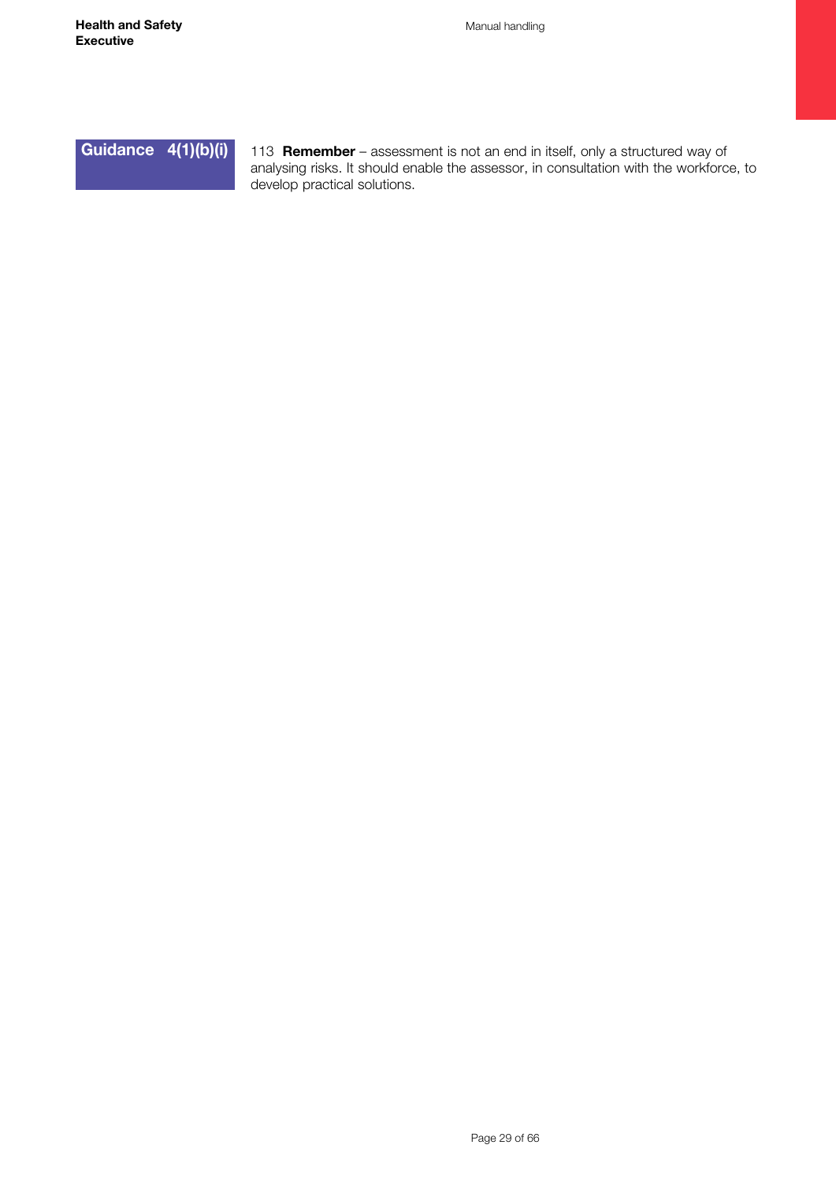**Guidance 4(1)(b)(i)**

113 **Remember** – assessment is not an end in itself, only a structured way of analysing risks. It should enable the assessor, in consultation with the workforce, to develop practical solutions.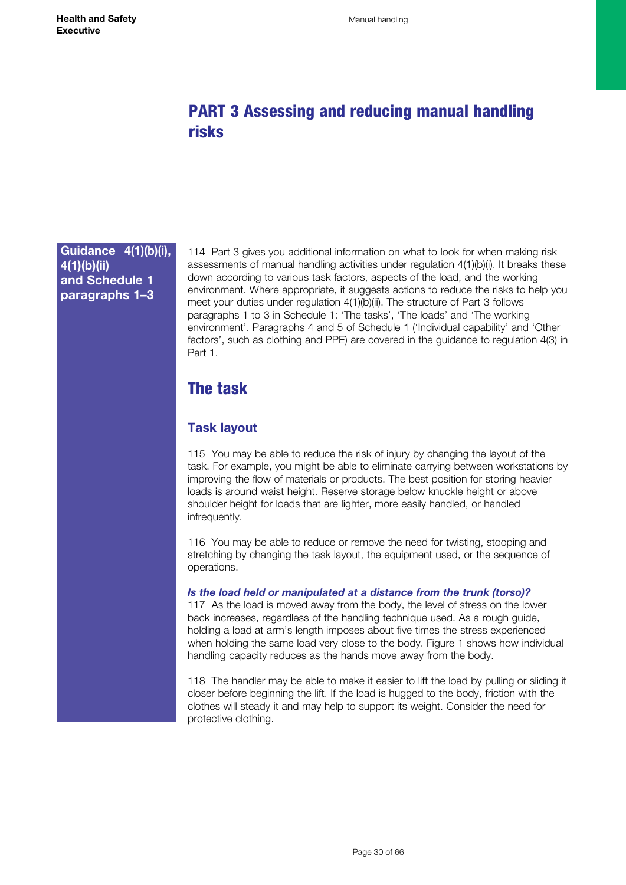# PART 3 Assessing and reducing manual handling risks

**Guidance 4(1)(b)(i), 4(1)(b)(ii) and Schedule 1 paragraphs 1–3**

114 Part 3 gives you additional information on what to look for when making risk assessments of manual handling activities under regulation 4(1)(b)(i). It breaks these down according to various task factors, aspects of the load, and the working environment. Where appropriate, it suggests actions to reduce the risks to help you meet your duties under regulation 4(1)(b)(ii). The structure of Part 3 follows paragraphs 1 to 3 in Schedule 1: 'The tasks', 'The loads' and 'The working environment'. Paragraphs 4 and 5 of Schedule 1 ('Individual capability' and 'Other factors', such as clothing and PPE) are covered in the guidance to regulation 4(3) in Part 1.

## The task

### Task layout

115 You may be able to reduce the risk of injury by changing the layout of the task. For example, you might be able to eliminate carrying between workstations by improving the flow of materials or products. The best position for storing heavier loads is around waist height. Reserve storage below knuckle height or above shoulder height for loads that are lighter, more easily handled, or handled infrequently.

116 You may be able to reduce or remove the need for twisting, stooping and stretching by changing the task layout, the equipment used, or the sequence of operations.

***Is the load held or manipulated at a distance from the trunk (torso)?***

117 As the load is moved away from the body, the level of stress on the lower back increases, regardless of the handling technique used. As a rough guide, holding a load at arm's length imposes about five times the stress experienced when holding the same load very close to the body. Figure 1 shows how individual handling capacity reduces as the hands move away from the body.

118 The handler may be able to make it easier to lift the load by pulling or sliding it closer before beginning the lift. If the load is hugged to the body, friction with the clothes will steady it and may help to support its weight. Consider the need for protective clothing.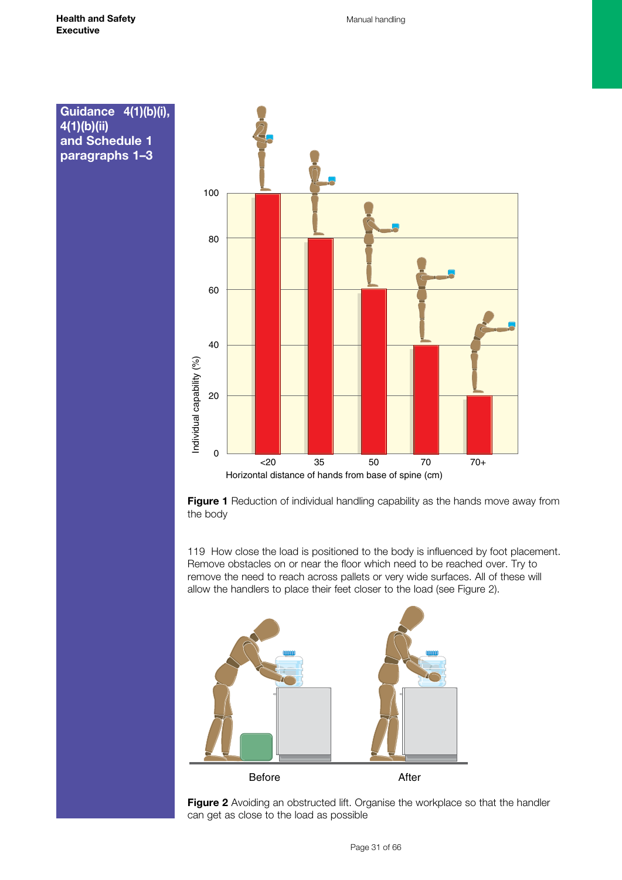Guidance 4(1)(b)(i), 4(1)(b)(ii) and Schedule 1 paragraphs 1–3

Figure 1 Reduction of individual handling capability as the hands move away from the body

119 How close the load is positioned to the body is influenced by foot placement. Remove obstacles on or near the floor which need to be reached over. Try to remove the need to reach across pallets or very wide surfaces. All of these will allow the handlers to place their feet closer to the load (see Figure 2).

Figure 2 Avoiding an obstructed lift. Organise the workplace so that the handler can get as close to the load as possible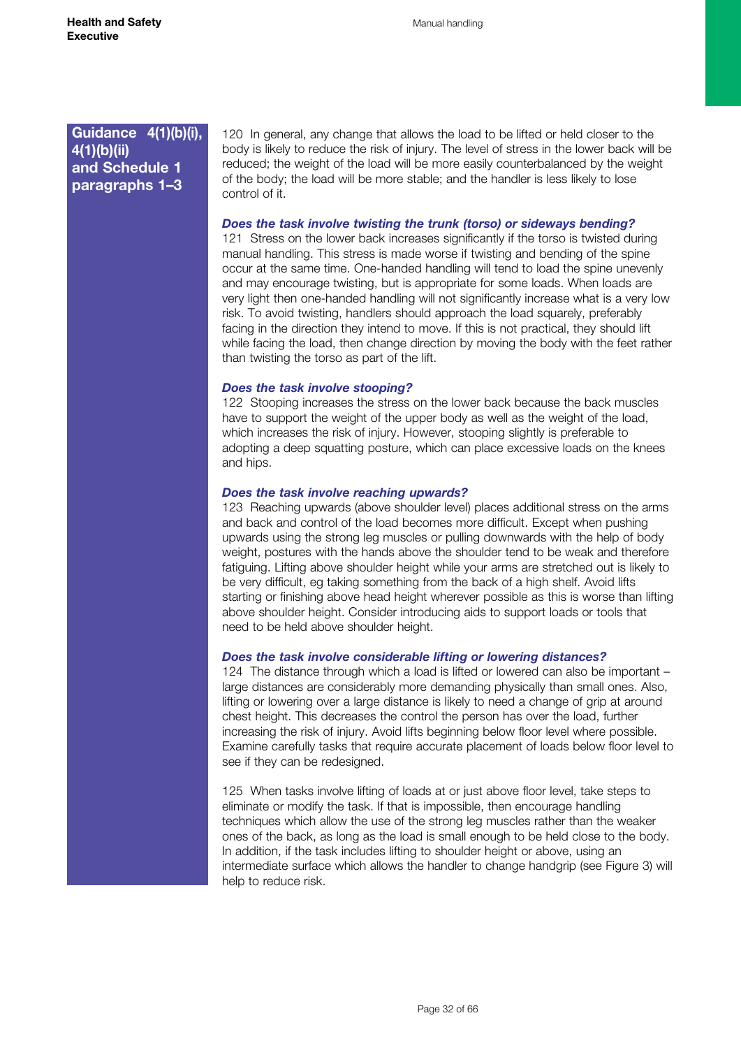**Guidance 4(1)(b)(i), 4(1)(b)(ii) and Schedule 1 paragraphs 1–3**

120 In general, any change that allows the load to be lifted or held closer to the body is likely to reduce the risk of injury. The level of stress in the lower back will be reduced; the weight of the load will be more easily counterbalanced by the weight of the body; the load will be more stable; and the handler is less likely to lose control of it.

***Does the task involve twisting the trunk (torso) or sideways bending?***

121 Stress on the lower back increases significantly if the torso is twisted during manual handling. This stress is made worse if twisting and bending of the spine occur at the same time. One-handed handling will tend to load the spine unevenly and may encourage twisting, but is appropriate for some loads. When loads are very light then one-handed handling will not significantly increase what is a very low risk. To avoid twisting, handlers should approach the load squarely, preferably facing in the direction they intend to move. If this is not practical, they should lift while facing the load, then change direction by moving the body with the feet rather than twisting the torso as part of the lift.

***Does the task involve stooping?***

122 Stooping increases the stress on the lower back because the back muscles have to support the weight of the upper body as well as the weight of the load, which increases the risk of injury. However, stooping slightly is preferable to adopting a deep squatting posture, which can place excessive loads on the knees and hips.

***Does the task involve reaching upwards?***

123 Reaching upwards (above shoulder level) places additional stress on the arms and back and control of the load becomes more difficult. Except when pushing upwards using the strong leg muscles or pulling downwards with the help of body weight, postures with the hands above the shoulder tend to be weak and therefore fatiguing. Lifting above shoulder height while your arms are stretched out is likely to be very difficult, eg taking something from the back of a high shelf. Avoid lifts starting or finishing above head height wherever possible as this is worse than lifting above shoulder height. Consider introducing aids to support loads or tools that need to be held above shoulder height.

***Does the task involve considerable lifting or lowering distances?***

124 The distance through which a load is lifted or lowered can also be important – large distances are considerably more demanding physically than small ones. Also, lifting or lowering over a large distance is likely to need a change of grip at around chest height. This decreases the control the person has over the load, further increasing the risk of injury. Avoid lifts beginning below floor level where possible. Examine carefully tasks that require accurate placement of loads below floor level to see if they can be redesigned.

125 When tasks involve lifting of loads at or just above floor level, take steps to eliminate or modify the task. If that is impossible, then encourage handling techniques which allow the use of the strong leg muscles rather than the weaker ones of the back, as long as the load is small enough to be held close to the body. In addition, if the task includes lifting to shoulder height or above, using an intermediate surface which allows the handler to change handgrip (see Figure 3) will help to reduce risk.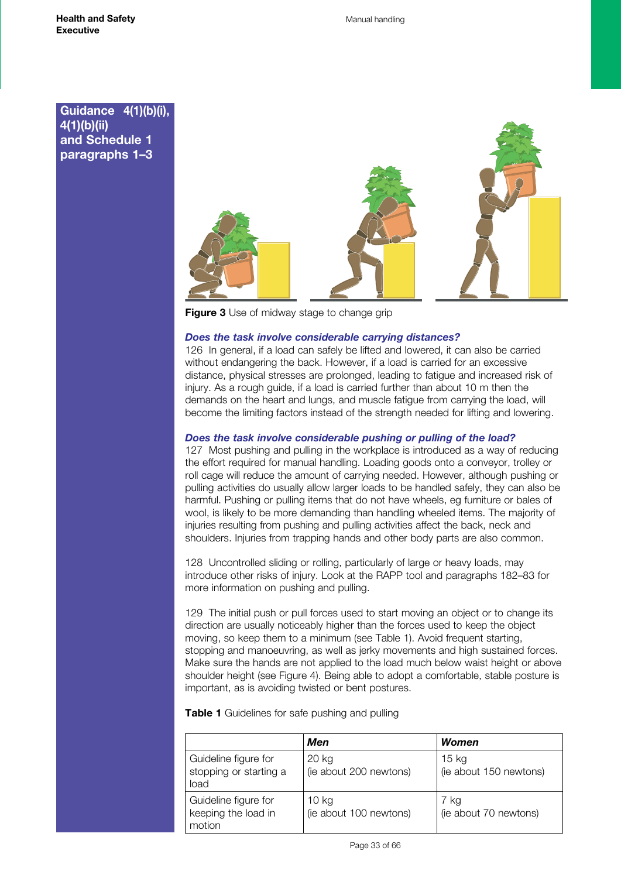**Guidance 4(1)(b)(i), 4(1)(b)(ii) and Schedule 1 paragraphs 1–3**

**Figure 3** Use of midway stage to change grip

### *Does the task involve considerable carrying distances?*

126 In general, if a load can safely be lifted and lowered, it can also be carried without endangering the back. However, if a load is carried for an excessive distance, physical stresses are prolonged, leading to fatigue and increased risk of injury. As a rough guide, if a load is carried further than about 10 m then the demands on the heart and lungs, and muscle fatigue from carrying the load, will become the limiting factors instead of the strength needed for lifting and lowering.

### *Does the task involve considerable pushing or pulling of the load?*

127 Most pushing and pulling in the workplace is introduced as a way of reducing the effort required for manual handling. Loading goods onto a conveyor, trolley or roll cage will reduce the amount of carrying needed. However, although pushing or pulling activities do usually allow larger loads to be handled safely, they can also be harmful. Pushing or pulling items that do not have wheels, eg furniture or bales of wool, is likely to be more demanding than handling wheeled items. The majority of injuries resulting from pushing and pulling activities affect the back, neck and shoulders. Injuries from trapping hands and other body parts are also common.

128 Uncontrolled sliding or rolling, particularly of large or heavy loads, may introduce other risks of injury. Look at the RAPP tool and paragraphs 182–83 for more information on pushing and pulling.

129 The initial push or pull forces used to start moving an object or to change its direction are usually noticeably higher than the forces used to keep the object moving, so keep them to a minimum (see Table 1). Avoid frequent starting, stopping and manoeuvring, as well as jerky movements and high sustained forces. Make sure the hands are not applied to the load much below waist height or above shoulder height (see Figure 4). Being able to adopt a comfortable, stable posture is important, as is avoiding twisted or bent postures.

**Table 1** Guidelines for safe pushing and pulling

| | ***Men*** | ***Women*** |
|---|---|---|
| Guideline figure for stopping or starting a load | 20 kg (ie about 200 newtons) | 15 kg (ie about 150 newtons) |
| Guideline figure for keeping the load in motion | 10 kg (ie about 100 newtons) | 7 kg (ie about 70 newtons) |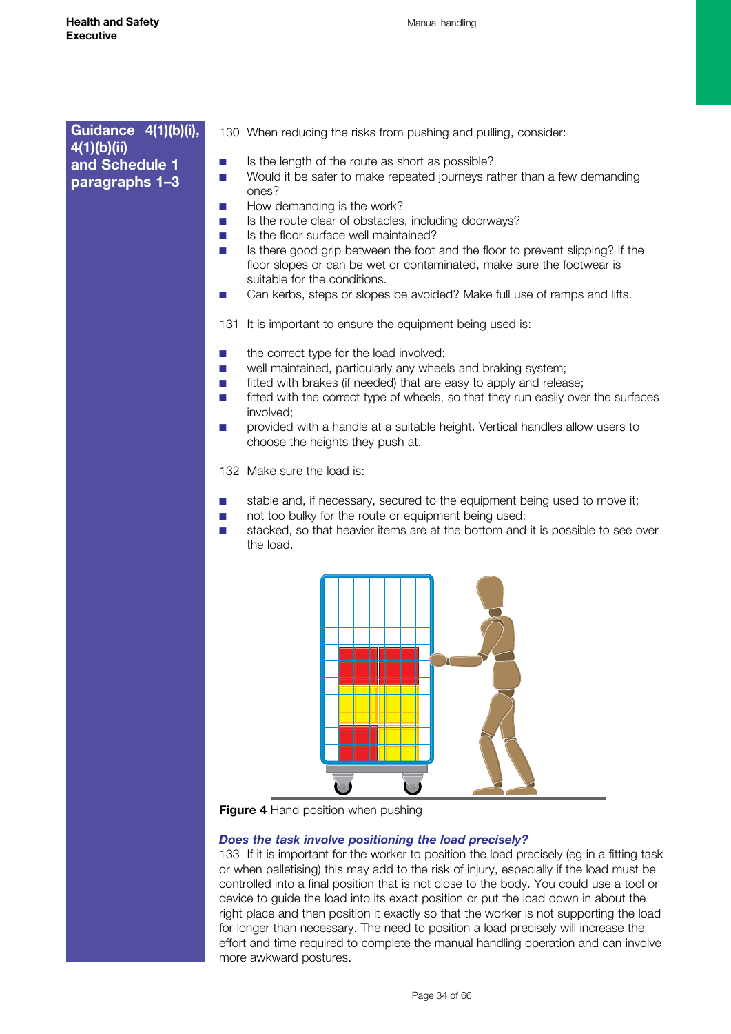**Guidance 4(1)(b)(i), 4(1)(b)(ii) and Schedule 1 paragraphs 1–3**

130 When reducing the risks from pushing and pulling, consider:

- Is the length of the route as short as possible?
- Would it be safer to make repeated journeys rather than a few demanding ones?
- How demanding is the work?
- Is the route clear of obstacles, including doorways?
- Is the floor surface well maintained?
- Is there good grip between the foot and the floor to prevent slipping? If the floor slopes or can be wet or contaminated, make sure the footwear is suitable for the conditions.
- Can kerbs, steps or slopes be avoided? Make full use of ramps and lifts.

131 It is important to ensure the equipment being used is:

- the correct type for the load involved;
- well maintained, particularly any wheels and braking system;
- fitted with brakes (if needed) that are easy to apply and release;
- fitted with the correct type of wheels, so that they run easily over the surfaces involved;
- provided with a handle at a suitable height. Vertical handles allow users to choose the heights they push at.

132 Make sure the load is:

- stable and, if necessary, secured to the equipment being used to move it;
- not too bulky for the route or equipment being used;
- stacked, so that heavier items are at the bottom and it is possible to see over the load.

**Figure 4** Hand position when pushing

### *Does the task involve positioning the load precisely?*

133 If it is important for the worker to position the load precisely (eg in a fitting task or when palletising) this may add to the risk of injury, especially if the load must be controlled into a final position that is not close to the body. You could use a tool or device to guide the load into its exact position or put the load down in about the right place and then position it exactly so that the worker is not supporting the load for longer than necessary. The need to position a load precisely will increase the effort and time required to complete the manual handling operation and can involve more awkward postures.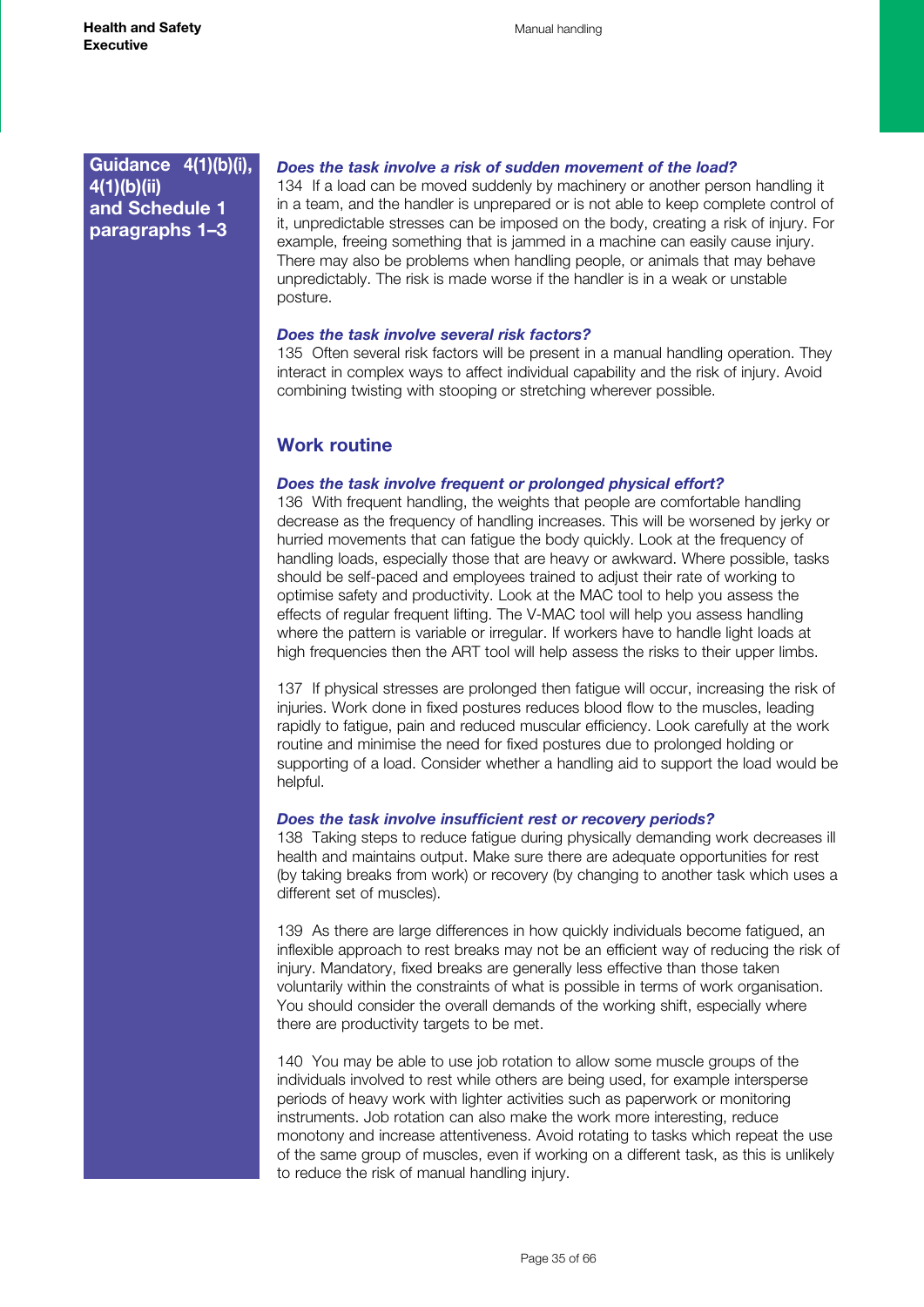**Guidance 4(1)(b)(i), 4(1)(b)(ii) and Schedule 1 paragraphs 1–3**

***Does the task involve a risk of sudden movement of the load?***

134 If a load can be moved suddenly by machinery or another person handling it in a team, and the handler is unprepared or is not able to keep complete control of it, unpredictable stresses can be imposed on the body, creating a risk of injury. For example, freeing something that is jammed in a machine can easily cause injury. There may also be problems when handling people, or animals that may behave unpredictably. The risk is made worse if the handler is in a weak or unstable posture.

***Does the task involve several risk factors?***

135 Often several risk factors will be present in a manual handling operation. They interact in complex ways to affect individual capability and the risk of injury. Avoid combining twisting with stooping or stretching wherever possible.

## Work routine

***Does the task involve frequent or prolonged physical effort?***

136 With frequent handling, the weights that people are comfortable handling decrease as the frequency of handling increases. This will be worsened by jerky or hurried movements that can fatigue the body quickly. Look at the frequency of handling loads, especially those that are heavy or awkward. Where possible, tasks should be self-paced and employees trained to adjust their rate of working to optimise safety and productivity. Look at the MAC tool to help you assess the effects of regular frequent lifting. The V-MAC tool will help you assess handling where the pattern is variable or irregular. If workers have to handle light loads at high frequencies then the ART tool will help assess the risks to their upper limbs.

137 If physical stresses are prolonged then fatigue will occur, increasing the risk of injuries. Work done in fixed postures reduces blood flow to the muscles, leading rapidly to fatigue, pain and reduced muscular efficiency. Look carefully at the work routine and minimise the need for fixed postures due to prolonged holding or supporting of a load. Consider whether a handling aid to support the load would be helpful.

***Does the task involve insufficient rest or recovery periods?***

138 Taking steps to reduce fatigue during physically demanding work decreases ill health and maintains output. Make sure there are adequate opportunities for rest (by taking breaks from work) or recovery (by changing to another task which uses a different set of muscles).

139 As there are large differences in how quickly individuals become fatigued, an inflexible approach to rest breaks may not be an efficient way of reducing the risk of injury. Mandatory, fixed breaks are generally less effective than those taken voluntarily within the constraints of what is possible in terms of work organisation. You should consider the overall demands of the working shift, especially where there are productivity targets to be met.

140 You may be able to use job rotation to allow some muscle groups of the individuals involved to rest while others are being used, for example intersperse periods of heavy work with lighter activities such as paperwork or monitoring instruments. Job rotation can also make the work more interesting, reduce monotony and increase attentiveness. Avoid rotating to tasks which repeat the use of the same group of muscles, even if working on a different task, as this is unlikely to reduce the risk of manual handling injury.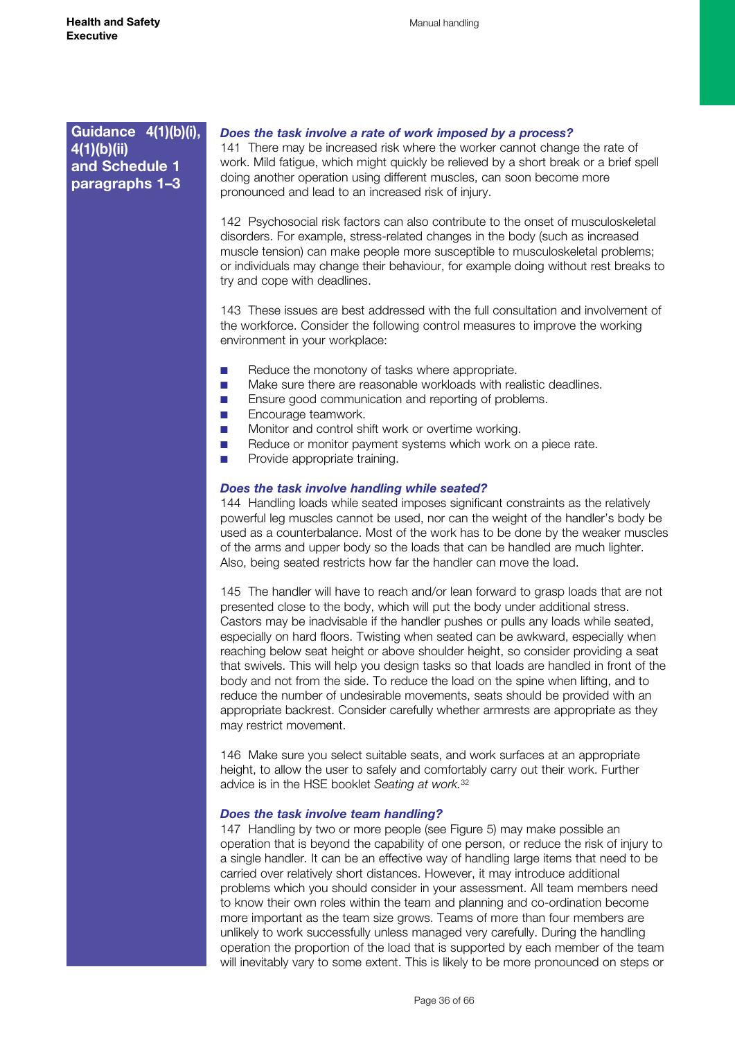**Guidance 4(1)(b)(i), 4(1)(b)(ii) and Schedule 1 paragraphs 1–3**

### *Does the task involve a rate of work imposed by a process?*

141 There may be increased risk where the worker cannot change the rate of work. Mild fatigue, which might quickly be relieved by a short break or a brief spell doing another operation using different muscles, can soon become more pronounced and lead to an increased risk of injury.

142 Psychosocial risk factors can also contribute to the onset of musculoskeletal disorders. For example, stress-related changes in the body (such as increased muscle tension) can make people more susceptible to musculoskeletal problems; or individuals may change their behaviour, for example doing without rest breaks to try and cope with deadlines.

143 These issues are best addressed with the full consultation and involvement of the workforce. Consider the following control measures to improve the working environment in your workplace:

- Reduce the monotony of tasks where appropriate.
- Make sure there are reasonable workloads with realistic deadlines.
- Ensure good communication and reporting of problems.
- Encourage teamwork.
- Monitor and control shift work or overtime working.
- Reduce or monitor payment systems which work on a piece rate.
- Provide appropriate training.

### *Does the task involve handling while seated?*

144 Handling loads while seated imposes significant constraints as the relatively powerful leg muscles cannot be used, nor can the weight of the handler's body be used as a counterbalance. Most of the work has to be done by the weaker muscles of the arms and upper body so the loads that can be handled are much lighter. Also, being seated restricts how far the handler can move the load.

145 The handler will have to reach and/or lean forward to grasp loads that are not presented close to the body, which will put the body under additional stress. Castors may be inadvisable if the handler pushes or pulls any loads while seated, especially on hard floors. Twisting when seated can be awkward, especially when reaching below seat height or above shoulder height, so consider providing a seat that swivels. This will help you design tasks so that loads are handled in front of the body and not from the side. To reduce the load on the spine when lifting, and to reduce the number of undesirable movements, seats should be provided with an appropriate backrest. Consider carefully whether armrests are appropriate as they may restrict movement.

146 Make sure you select suitable seats, and work surfaces at an appropriate height, to allow the user to safely and comfortably carry out their work. Further advice is in the HSE booklet *Seating at work.*[32]

### *Does the task involve team handling?*

147 Handling by two or more people (see Figure 5) may make possible an operation that is beyond the capability of one person, or reduce the risk of injury to a single handler. It can be an effective way of handling large items that need to be carried over relatively short distances. However, it may introduce additional problems which you should consider in your assessment. All team members need to know their own roles within the team and planning and co-ordination become more important as the team size grows. Teams of more than four members are unlikely to work successfully unless managed very carefully. During the handling operation the proportion of the load that is supported by each member of the team will inevitably vary to some extent. This is likely to be more pronounced on steps or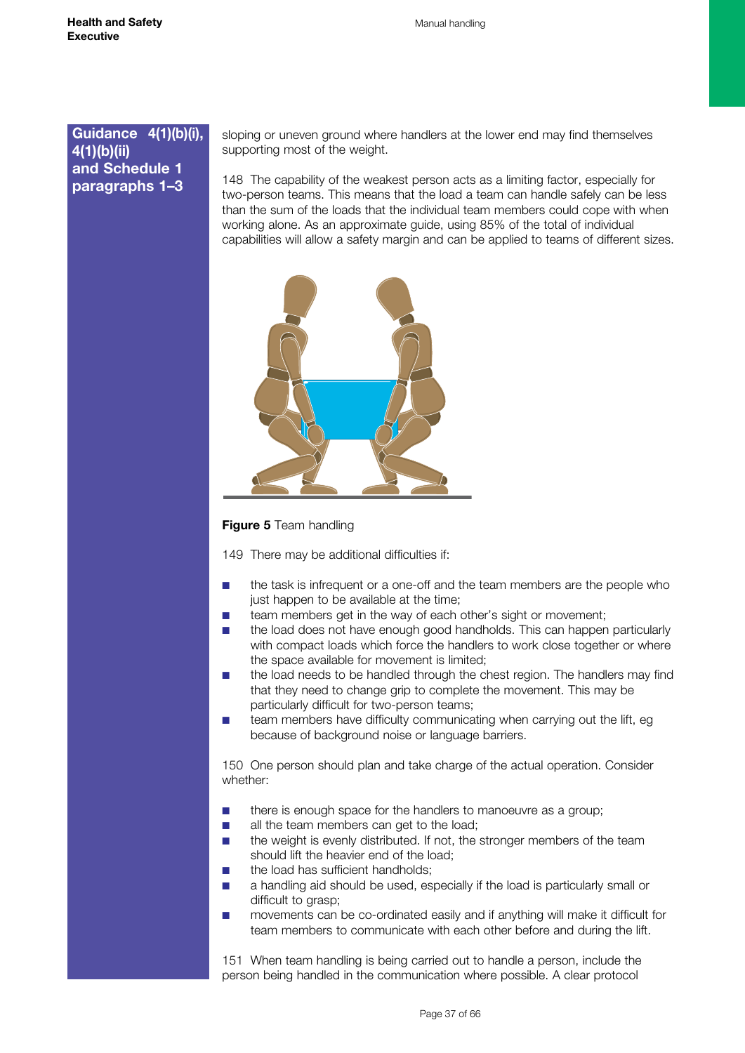**Guidance 4(1)(b)(i), 4(1)(b)(ii) and Schedule 1 paragraphs 1–3**

sloping or uneven ground where handlers at the lower end may find themselves supporting most of the weight.

148 The capability of the weakest person acts as a limiting factor, especially for two-person teams. This means that the load a team can handle safely can be less than the sum of the loads that the individual team members could cope with when working alone. As an approximate guide, using 85% of the total of individual capabilities will allow a safety margin and can be applied to teams of different sizes.

**Figure 5** Team handling

149 There may be additional difficulties if:

- the task is infrequent or a one-off and the team members are the people who just happen to be available at the time;
- team members get in the way of each other's sight or movement;
- the load does not have enough good handholds. This can happen particularly with compact loads which force the handlers to work close together or where the space available for movement is limited;
- the load needs to be handled through the chest region. The handlers may find that they need to change grip to complete the movement. This may be particularly difficult for two-person teams;
- team members have difficulty communicating when carrying out the lift, eg because of background noise or language barriers.

150 One person should plan and take charge of the actual operation. Consider whether:

- there is enough space for the handlers to manoeuvre as a group;
- all the team members can get to the load;
- the weight is evenly distributed. If not, the stronger members of the team should lift the heavier end of the load;
- the load has sufficient handholds;
- a handling aid should be used, especially if the load is particularly small or difficult to grasp;
- movements can be co-ordinated easily and if anything will make it difficult for team members to communicate with each other before and during the lift.

151 When team handling is being carried out to handle a person, include the person being handled in the communication where possible. A clear protocol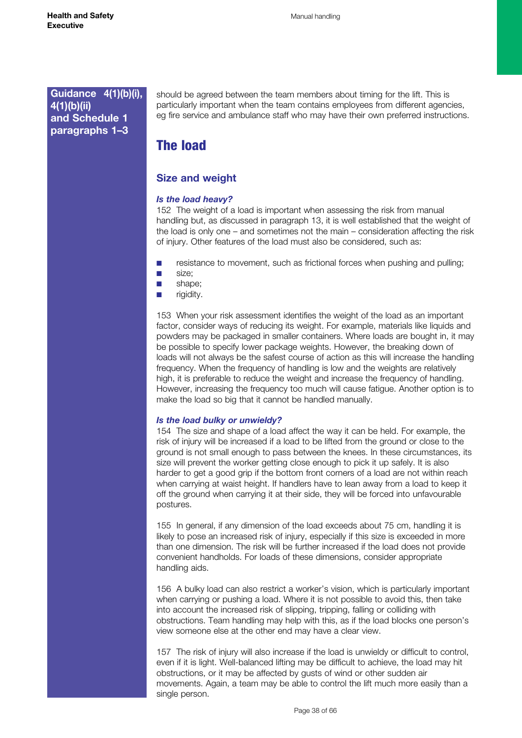**Guidance 4(1)(b)(i), 4(1)(b)(ii) and Schedule 1 paragraphs 1–3**

should be agreed between the team members about timing for the lift. This is particularly important when the team contains employees from different agencies, eg fire service and ambulance staff who may have their own preferred instructions.

# The load

## Size and weight

### *Is the load heavy?*

152 The weight of a load is important when assessing the risk from manual handling but, as discussed in paragraph 13, it is well established that the weight of the load is only one – and sometimes not the main – consideration affecting the risk of injury. Other features of the load must also be considered, such as:

- resistance to movement, such as frictional forces when pushing and pulling;
- size;
- shape;
- rigidity.

153 When your risk assessment identifies the weight of the load as an important factor, consider ways of reducing its weight. For example, materials like liquids and powders may be packaged in smaller containers. Where loads are bought in, it may be possible to specify lower package weights. However, the breaking down of loads will not always be the safest course of action as this will increase the handling frequency. When the frequency of handling is low and the weights are relatively high, it is preferable to reduce the weight and increase the frequency of handling. However, increasing the frequency too much will cause fatigue. Another option is to make the load so big that it cannot be handled manually.

### *Is the load bulky or unwieldy?*

154 The size and shape of a load affect the way it can be held. For example, the risk of injury will be increased if a load to be lifted from the ground or close to the ground is not small enough to pass between the knees. In these circumstances, its size will prevent the worker getting close enough to pick it up safely. It is also harder to get a good grip if the bottom front corners of a load are not within reach when carrying at waist height. If handlers have to lean away from a load to keep it off the ground when carrying it at their side, they will be forced into unfavourable postures.

155 In general, if any dimension of the load exceeds about 75 cm, handling it is likely to pose an increased risk of injury, especially if this size is exceeded in more than one dimension. The risk will be further increased if the load does not provide convenient handholds. For loads of these dimensions, consider appropriate handling aids.

156 A bulky load can also restrict a worker's vision, which is particularly important when carrying or pushing a load. Where it is not possible to avoid this, then take into account the increased risk of slipping, tripping, falling or colliding with obstructions. Team handling may help with this, as if the load blocks one person's view someone else at the other end may have a clear view.

157 The risk of injury will also increase if the load is unwieldy or difficult to control, even if it is light. Well-balanced lifting may be difficult to achieve, the load may hit obstructions, or it may be affected by gusts of wind or other sudden air movements. Again, a team may be able to control the lift much more easily than a single person.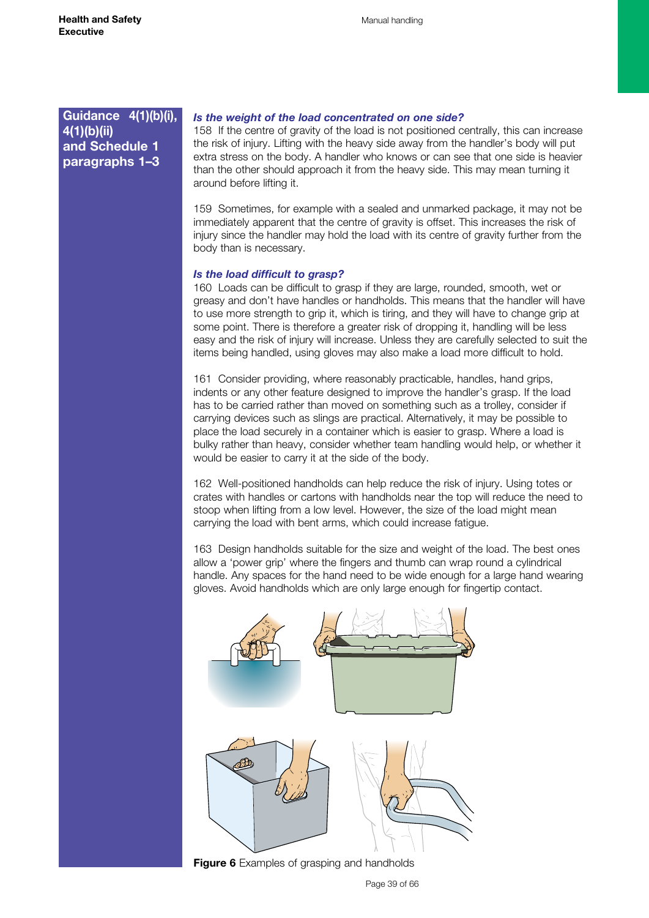**Guidance 4(1)(b)(i), 4(1)(b)(ii) and Schedule 1 paragraphs 1–3**

### *Is the weight of the load concentrated on one side?*

158 If the centre of gravity of the load is not positioned centrally, this can increase the risk of injury. Lifting with the heavy side away from the handler's body will put extra stress on the body. A handler who knows or can see that one side is heavier than the other should approach it from the heavy side. This may mean turning it around before lifting it.

159 Sometimes, for example with a sealed and unmarked package, it may not be immediately apparent that the centre of gravity is offset. This increases the risk of injury since the handler may hold the load with its centre of gravity further from the body than is necessary.

### *Is the load difficult to grasp?*

160 Loads can be difficult to grasp if they are large, rounded, smooth, wet or greasy and don't have handles or handholds. This means that the handler will have to use more strength to grip it, which is tiring, and they will have to change grip at some point. There is therefore a greater risk of dropping it, handling will be less easy and the risk of injury will increase. Unless they are carefully selected to suit the items being handled, using gloves may also make a load more difficult to hold.

161 Consider providing, where reasonably practicable, handles, hand grips, indents or any other feature designed to improve the handler's grasp. If the load has to be carried rather than moved on something such as a trolley, consider if carrying devices such as slings are practical. Alternatively, it may be possible to place the load securely in a container which is easier to grasp. Where a load is bulky rather than heavy, consider whether team handling would help, or whether it would be easier to carry it at the side of the body.

162 Well-positioned handholds can help reduce the risk of injury. Using totes or crates with handles or cartons with handholds near the top will reduce the need to stoop when lifting from a low level. However, the size of the load might mean carrying the load with bent arms, which could increase fatigue.

163 Design handholds suitable for the size and weight of the load. The best ones allow a 'power grip' where the fingers and thumb can wrap round a cylindrical handle. Any spaces for the hand need to be wide enough for a large hand wearing gloves. Avoid handholds which are only large enough for fingertip contact.

**Figure 6** Examples of grasping and handholds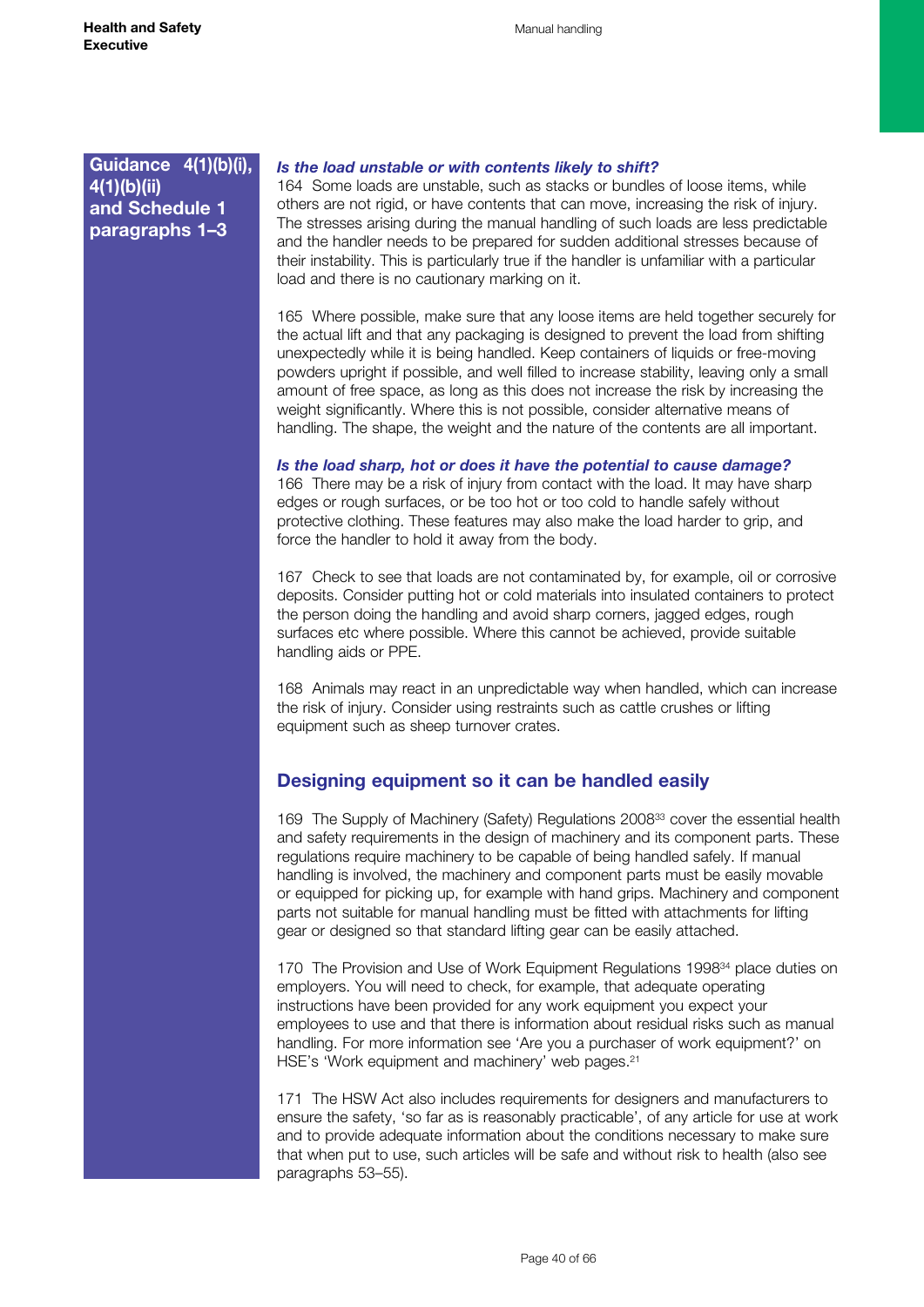**Guidance 4(1)(b)(i), 4(1)(b)(ii) and Schedule 1 paragraphs 1–3**

***Is the load unstable or with contents likely to shift?***

164 Some loads are unstable, such as stacks or bundles of loose items, while others are not rigid, or have contents that can move, increasing the risk of injury. The stresses arising during the manual handling of such loads are less predictable and the handler needs to be prepared for sudden additional stresses because of their instability. This is particularly true if the handler is unfamiliar with a particular load and there is no cautionary marking on it.

165 Where possible, make sure that any loose items are held together securely for the actual lift and that any packaging is designed to prevent the load from shifting unexpectedly while it is being handled. Keep containers of liquids or free-moving powders upright if possible, and well filled to increase stability, leaving only a small amount of free space, as long as this does not increase the risk by increasing the weight significantly. Where this is not possible, consider alternative means of handling. The shape, the weight and the nature of the contents are all important.

***Is the load sharp, hot or does it have the potential to cause damage?***

166 There may be a risk of injury from contact with the load. It may have sharp edges or rough surfaces, or be too hot or too cold to handle safely without protective clothing. These features may also make the load harder to grip, and force the handler to hold it away from the body.

167 Check to see that loads are not contaminated by, for example, oil or corrosive deposits. Consider putting hot or cold materials into insulated containers to protect the person doing the handling and avoid sharp corners, jagged edges, rough surfaces etc where possible. Where this cannot be achieved, provide suitable handling aids or PPE.

168 Animals may react in an unpredictable way when handled, which can increase the risk of injury. Consider using restraints such as cattle crushes or lifting equipment such as sheep turnover crates.

## Designing equipment so it can be handled easily

169 The Supply of Machinery (Safety) Regulations 2008[33] cover the essential health and safety requirements in the design of machinery and its component parts. These regulations require machinery to be capable of being handled safely. If manual handling is involved, the machinery and component parts must be easily movable or equipped for picking up, for example with hand grips. Machinery and component parts not suitable for manual handling must be fitted with attachments for lifting gear or designed so that standard lifting gear can be easily attached.

170 The Provision and Use of Work Equipment Regulations 1998[34] place duties on employers. You will need to check, for example, that adequate operating instructions have been provided for any work equipment you expect your employees to use and that there is information about residual risks such as manual handling. For more information see 'Are you a purchaser of work equipment?' on HSE's 'Work equipment and machinery' web pages.[21]

171 The HSW Act also includes requirements for designers and manufacturers to ensure the safety, 'so far as is reasonably practicable', of any article for use at work and to provide adequate information about the conditions necessary to make sure that when put to use, such articles will be safe and without risk to health (also see paragraphs 53–55).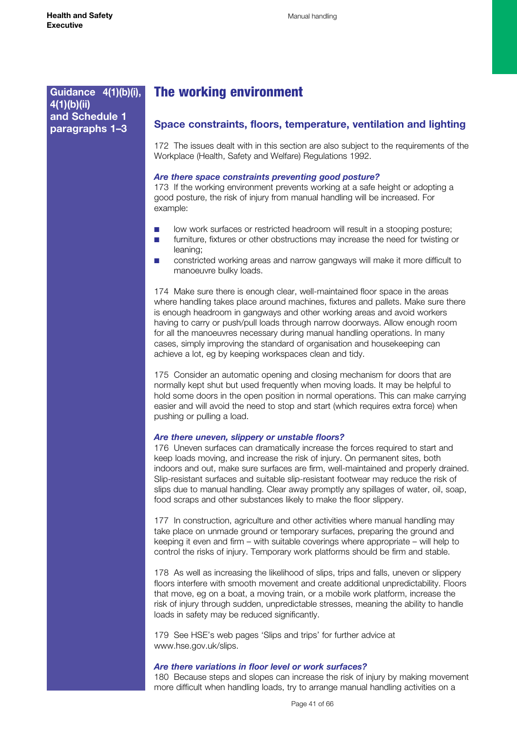**Guidance 4(1)(b)(i), 4(1)(b)(ii) and Schedule 1 paragraphs 1–3**

# The working environment

## Space constraints, floors, temperature, ventilation and lighting

172 The issues dealt with in this section are also subject to the requirements of the Workplace (Health, Safety and Welfare) Regulations 1992.

### *Are there space constraints preventing good posture?*

173 If the working environment prevents working at a safe height or adopting a good posture, the risk of injury from manual handling will be increased. For example:

- low work surfaces or restricted headroom will result in a stooping posture;
- furniture, fixtures or other obstructions may increase the need for twisting or leaning;
- constricted working areas and narrow gangways will make it more difficult to manoeuvre bulky loads.

174 Make sure there is enough clear, well-maintained floor space in the areas where handling takes place around machines, fixtures and pallets. Make sure there is enough headroom in gangways and other working areas and avoid workers having to carry or push/pull loads through narrow doorways. Allow enough room for all the manoeuvres necessary during manual handling operations. In many cases, simply improving the standard of organisation and housekeeping can achieve a lot, eg by keeping workspaces clean and tidy.

175 Consider an automatic opening and closing mechanism for doors that are normally kept shut but used frequently when moving loads. It may be helpful to hold some doors in the open position in normal operations. This can make carrying easier and will avoid the need to stop and start (which requires extra force) when pushing or pulling a load.

### *Are there uneven, slippery or unstable floors?*

176 Uneven surfaces can dramatically increase the forces required to start and keep loads moving, and increase the risk of injury. On permanent sites, both indoors and out, make sure surfaces are firm, well-maintained and properly drained. Slip-resistant surfaces and suitable slip-resistant footwear may reduce the risk of slips due to manual handling. Clear away promptly any spillages of water, oil, soap, food scraps and other substances likely to make the floor slippery.

177 In construction, agriculture and other activities where manual handling may take place on unmade ground or temporary surfaces, preparing the ground and keeping it even and firm – with suitable coverings where appropriate – will help to control the risks of injury. Temporary work platforms should be firm and stable.

178 As well as increasing the likelihood of slips, trips and falls, uneven or slippery floors interfere with smooth movement and create additional unpredictability. Floors that move, eg on a boat, a moving train, or a mobile work platform, increase the risk of injury through sudden, unpredictable stresses, meaning the ability to handle loads in safety may be reduced significantly.

179 See HSE's web pages 'Slips and trips' for further advice at www.hse.gov.uk/slips.

### *Are there variations in floor level or work surfaces?*

180 Because steps and slopes can increase the risk of injury by making movement more difficult when handling loads, try to arrange manual handling activities on a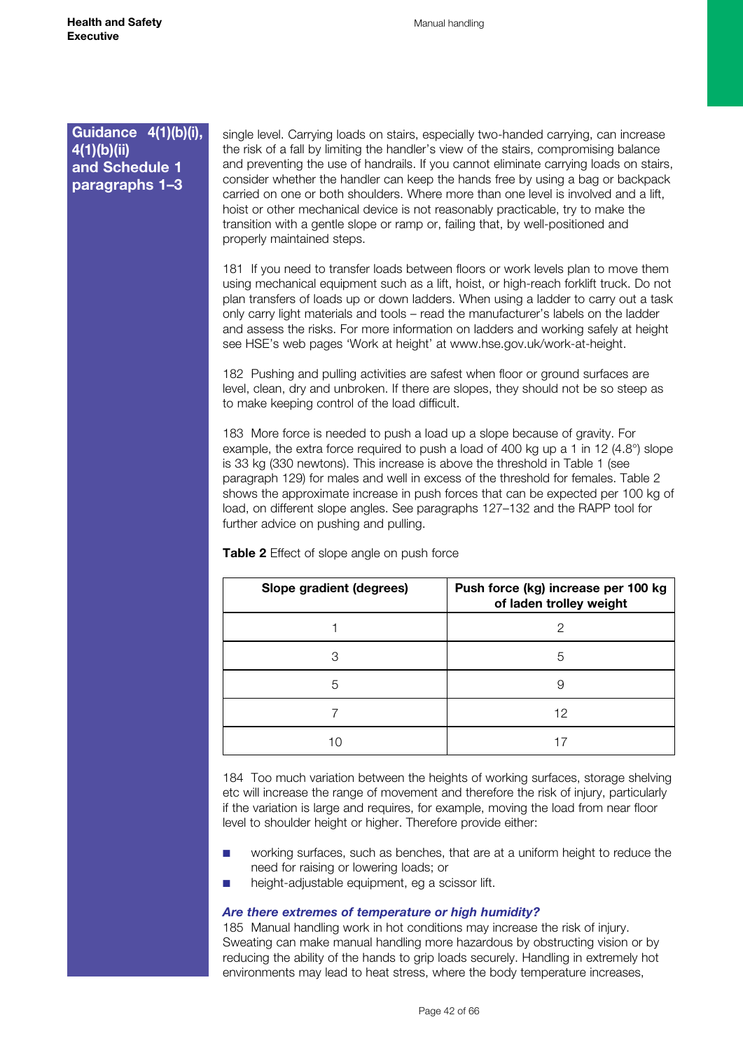**Guidance 4(1)(b)(i), 4(1)(b)(ii) and Schedule 1 paragraphs 1–3**

single level. Carrying loads on stairs, especially two-handed carrying, can increase the risk of a fall by limiting the handler's view of the stairs, compromising balance and preventing the use of handrails. If you cannot eliminate carrying loads on stairs, consider whether the handler can keep the hands free by using a bag or backpack carried on one or both shoulders. Where more than one level is involved and a lift, hoist or other mechanical device is not reasonably practicable, try to make the transition with a gentle slope or ramp or, failing that, by well-positioned and properly maintained steps.

181 If you need to transfer loads between floors or work levels plan to move them using mechanical equipment such as a lift, hoist, or high-reach forklift truck. Do not plan transfers of loads up or down ladders. When using a ladder to carry out a task only carry light materials and tools – read the manufacturer's labels on the ladder and assess the risks. For more information on ladders and working safely at height see HSE's web pages 'Work at height' at www.hse.gov.uk/work-at-height.

182 Pushing and pulling activities are safest when floor or ground surfaces are level, clean, dry and unbroken. If there are slopes, they should not be so steep as to make keeping control of the load difficult.

183 More force is needed to push a load up a slope because of gravity. For example, the extra force required to push a load of 400 kg up a 1 in 12 (4.8°) slope is 33 kg (330 newtons). This increase is above the threshold in Table 1 (see paragraph 129) for males and well in excess of the threshold for females. Table 2 shows the approximate increase in push forces that can be expected per 100 kg of load, on different slope angles. See paragraphs 127–132 and the RAPP tool for further advice on pushing and pulling.

**Table 2** Effect of slope angle on push force

| Slope gradient (degrees) | Push force (kg) increase per 100 kg of laden trolley weight |
|---|---|
| 1 | 2 |
| 3 | 5 |
| 5 | 9 |
| 7 | 12 |
| 10 | 17 |

184 Too much variation between the heights of working surfaces, storage shelving etc will increase the range of movement and therefore the risk of injury, particularly if the variation is large and requires, for example, moving the load from near floor level to shoulder height or higher. Therefore provide either:

- working surfaces, such as benches, that are at a uniform height to reduce the need for raising or lowering loads; or
- height-adjustable equipment, eg a scissor lift.

***Are there extremes of temperature or high humidity?***

185 Manual handling work in hot conditions may increase the risk of injury. Sweating can make manual handling more hazardous by obstructing vision or by reducing the ability of the hands to grip loads securely. Handling in extremely hot environments may lead to heat stress, where the body temperature increases,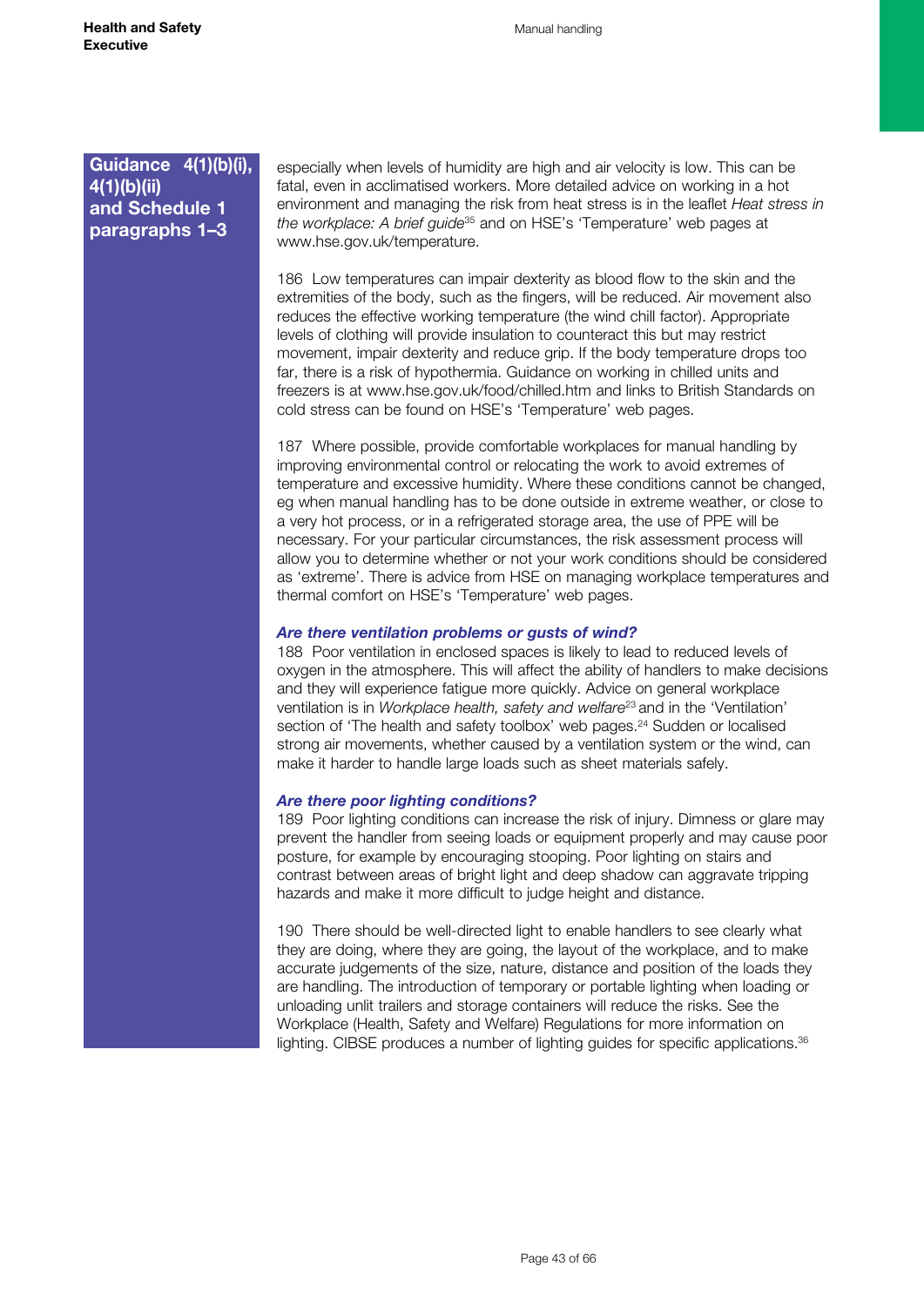**Guidance 4(1)(b)(i), 4(1)(b)(ii) and Schedule 1 paragraphs 1–3**

especially when levels of humidity are high and air velocity is low. This can be fatal, even in acclimatised workers. More detailed advice on working in a hot environment and managing the risk from heat stress is in the leaflet *Heat stress in the workplace: A brief guide*[35] and on HSE's 'Temperature' web pages at www.hse.gov.uk/temperature.

186 Low temperatures can impair dexterity as blood flow to the skin and the extremities of the body, such as the fingers, will be reduced. Air movement also reduces the effective working temperature (the wind chill factor). Appropriate levels of clothing will provide insulation to counteract this but may restrict movement, impair dexterity and reduce grip. If the body temperature drops too far, there is a risk of hypothermia. Guidance on working in chilled units and freezers is at www.hse.gov.uk/food/chilled.htm and links to British Standards on cold stress can be found on HSE's 'Temperature' web pages.

187 Where possible, provide comfortable workplaces for manual handling by improving environmental control or relocating the work to avoid extremes of temperature and excessive humidity. Where these conditions cannot be changed, eg when manual handling has to be done outside in extreme weather, or close to a very hot process, or in a refrigerated storage area, the use of PPE will be necessary. For your particular circumstances, the risk assessment process will allow you to determine whether or not your work conditions should be considered as 'extreme'. There is advice from HSE on managing workplace temperatures and thermal comfort on HSE's 'Temperature' web pages.

### *Are there ventilation problems or gusts of wind?*

188 Poor ventilation in enclosed spaces is likely to lead to reduced levels of oxygen in the atmosphere. This will affect the ability of handlers to make decisions and they will experience fatigue more quickly. Advice on general workplace ventilation is in *Workplace health, safety and welfare*[23] and in the 'Ventilation' section of 'The health and safety toolbox' web pages.[24] Sudden or localised strong air movements, whether caused by a ventilation system or the wind, can make it harder to handle large loads such as sheet materials safely.

### *Are there poor lighting conditions?*

189 Poor lighting conditions can increase the risk of injury. Dimness or glare may prevent the handler from seeing loads or equipment properly and may cause poor posture, for example by encouraging stooping. Poor lighting on stairs and contrast between areas of bright light and deep shadow can aggravate tripping hazards and make it more difficult to judge height and distance.

190 There should be well-directed light to enable handlers to see clearly what they are doing, where they are going, the layout of the workplace, and to make accurate judgements of the size, nature, distance and position of the loads they are handling. The introduction of temporary or portable lighting when loading or unloading unlit trailers and storage containers will reduce the risks. See the Workplace (Health, Safety and Welfare) Regulations for more information on lighting. CIBSE produces a number of lighting guides for specific applications.[36]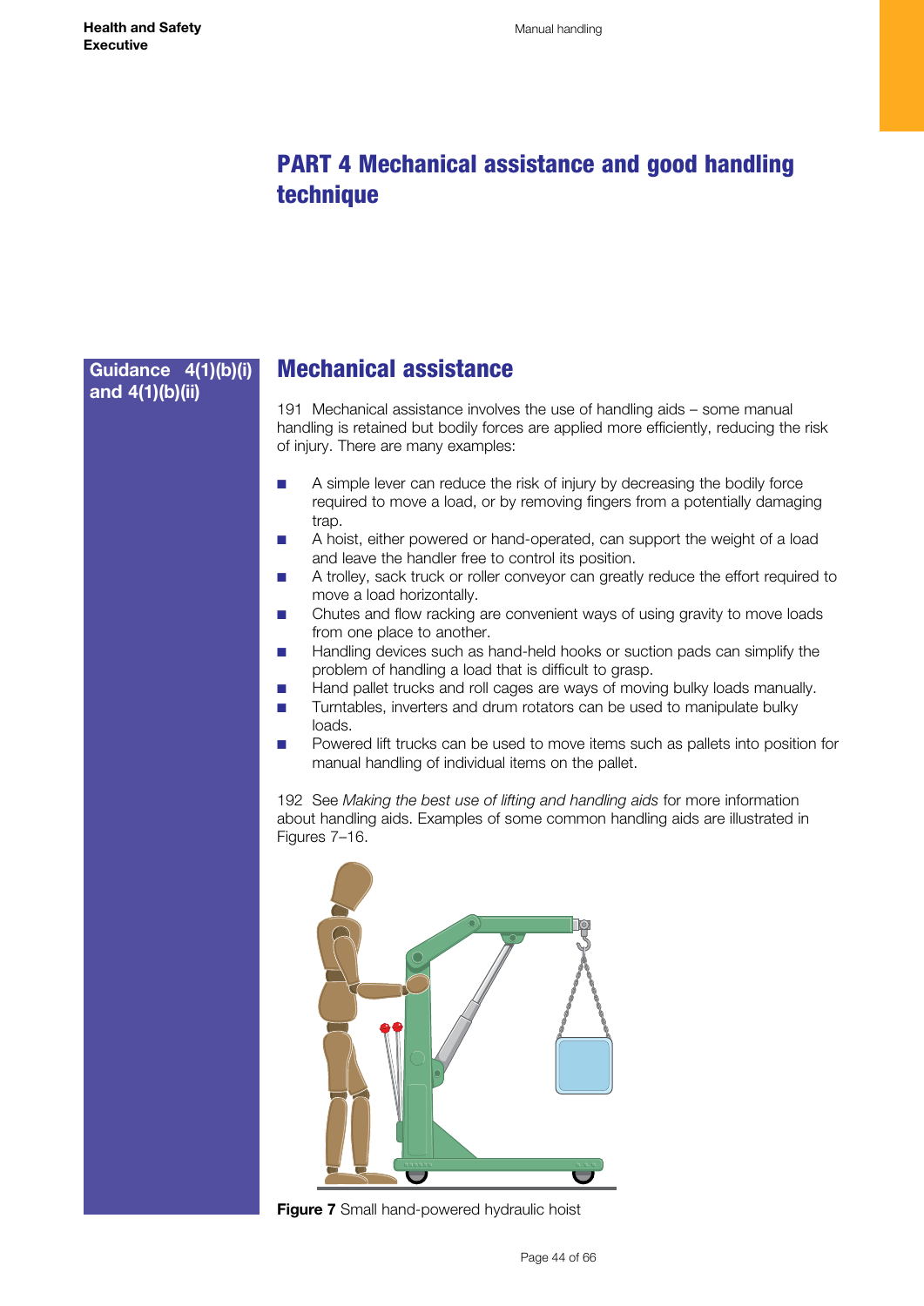# PART 4 Mechanical assistance and good handling technique

**Guidance 4(1)(b)(i) and 4(1)(b)(ii)**

## Mechanical assistance

191 Mechanical assistance involves the use of handling aids – some manual handling is retained but bodily forces are applied more efficiently, reducing the risk of injury. There are many examples:

- A simple lever can reduce the risk of injury by decreasing the bodily force required to move a load, or by removing fingers from a potentially damaging trap.
- A hoist, either powered or hand-operated, can support the weight of a load and leave the handler free to control its position.
- A trolley, sack truck or roller conveyor can greatly reduce the effort required to move a load horizontally.
- Chutes and flow racking are convenient ways of using gravity to move loads from one place to another.
- Handling devices such as hand-held hooks or suction pads can simplify the problem of handling a load that is difficult to grasp.
- Hand pallet trucks and roll cages are ways of moving bulky loads manually.
- Turntables, inverters and drum rotators can be used to manipulate bulky loads.
- Powered lift trucks can be used to move items such as pallets into position for manual handling of individual items on the pallet.

192 See *Making the best use of lifting and handling aids* for more information about handling aids. Examples of some common handling aids are illustrated in Figures 7–16.

**Figure 7** Small hand-powered hydraulic hoist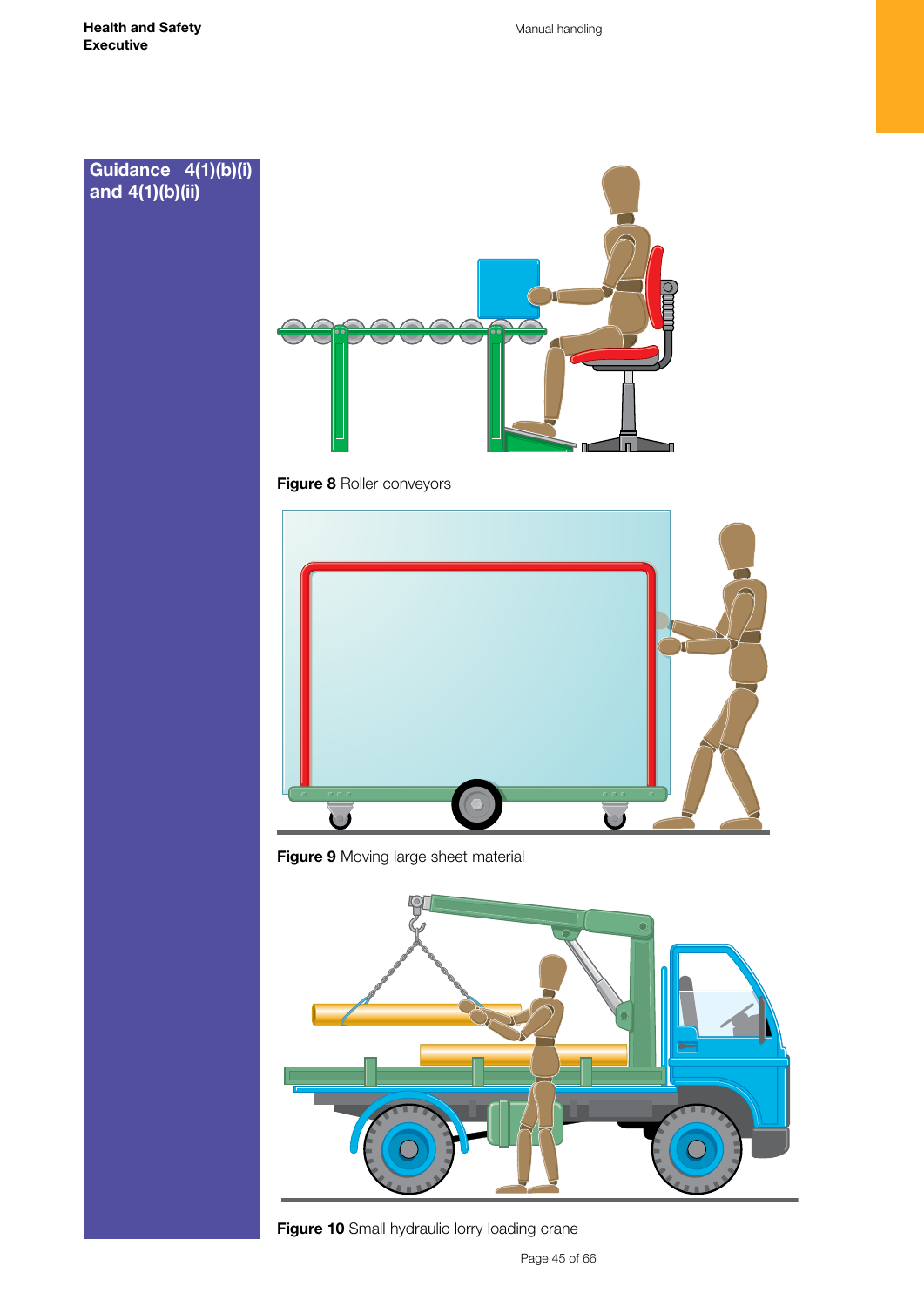Guidance 4(1)(b)(i) and 4(1)(b)(ii)

**Figure 8** Roller conveyors

**Figure 9** Moving large sheet material

**Figure 10** Small hydraulic lorry loading crane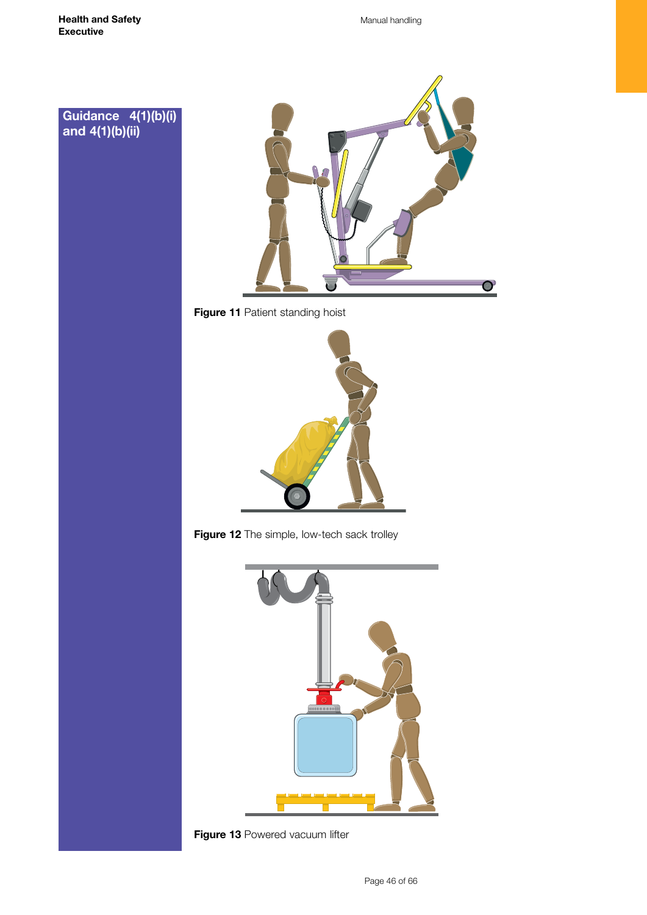Guidance 4(1)(b)(i) and 4(1)(b)(ii)

**Figure 11** Patient standing hoist

**Figure 12** The simple, low-tech sack trolley

**Figure 13** Powered vacuum lifter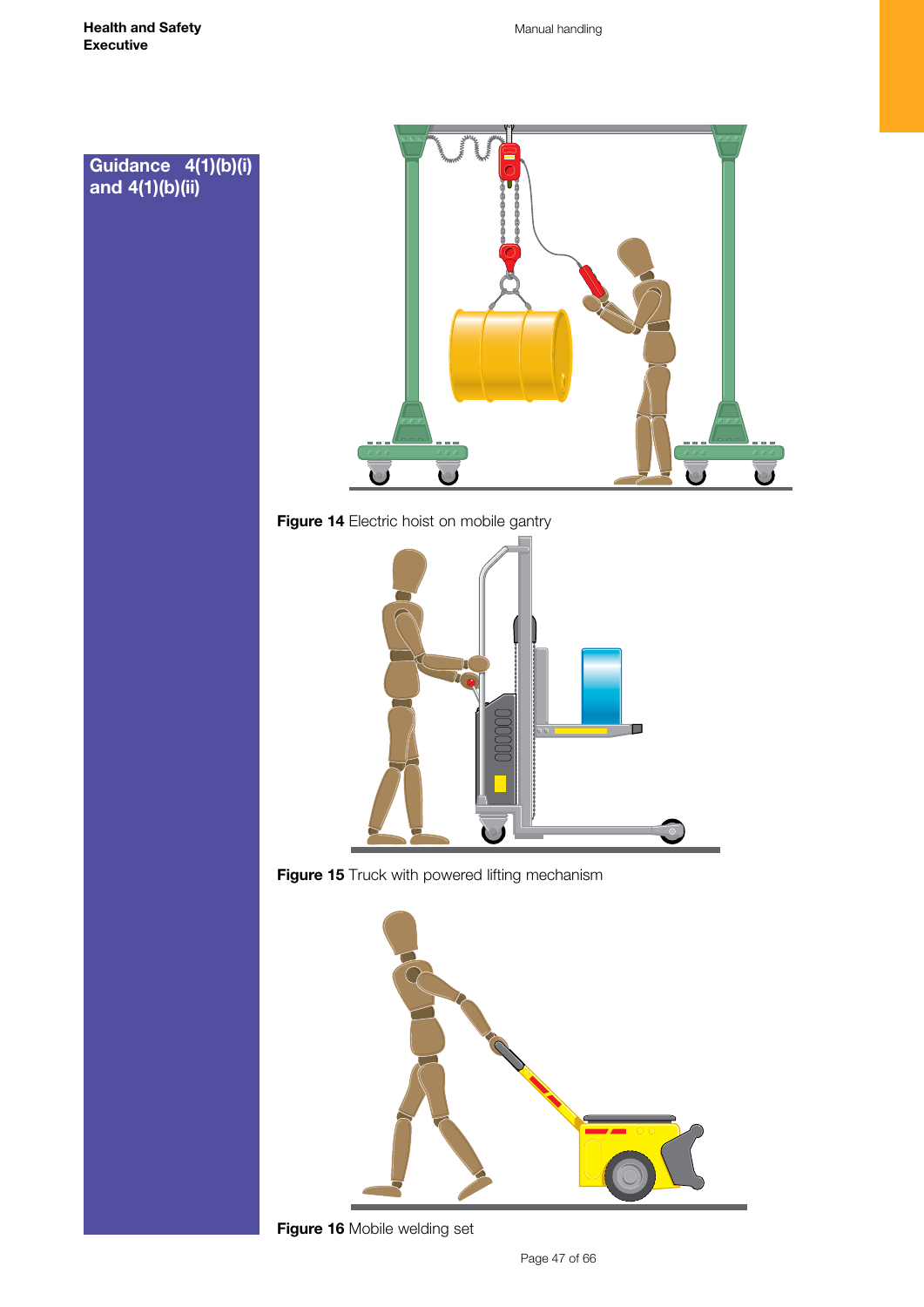Guidance 4(1)(b)(i) and 4(1)(b)(ii)

**Figure 14** Electric hoist on mobile gantry

**Figure 15** Truck with powered lifting mechanism

**Figure 16** Mobile welding set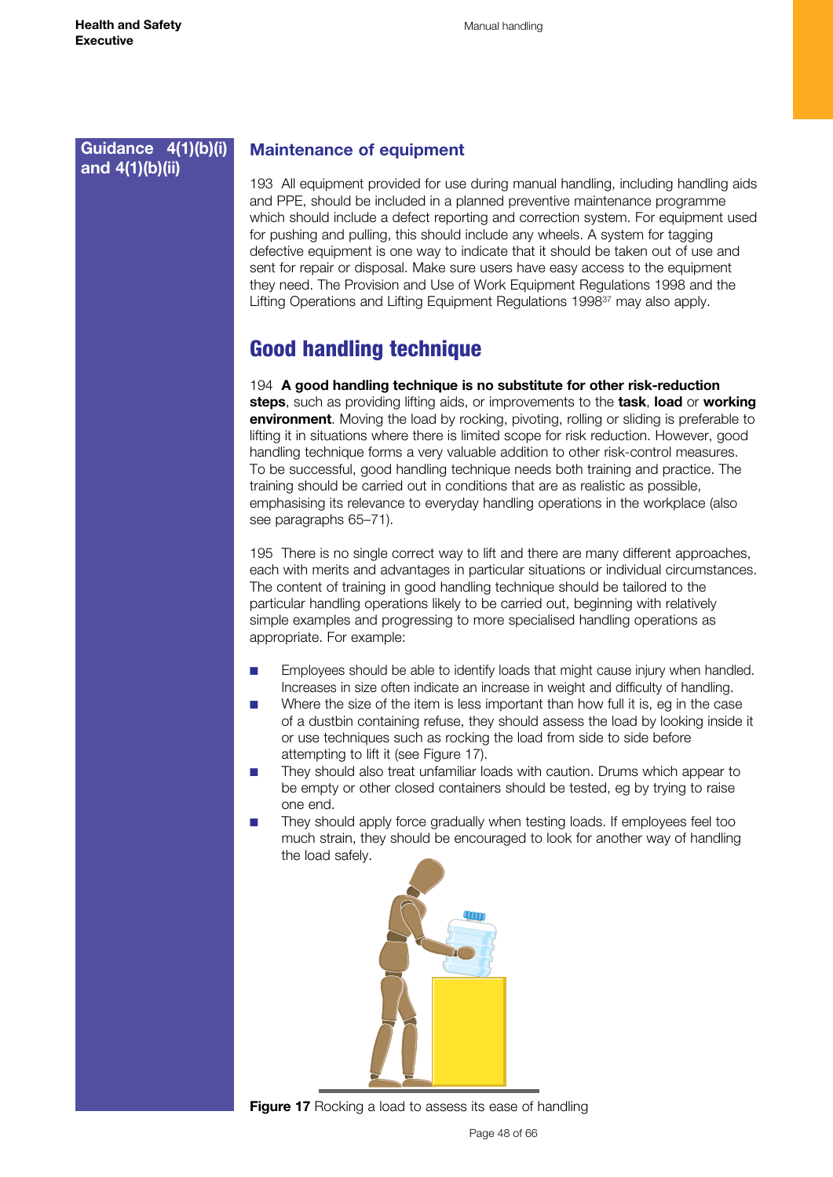**Guidance 4(1)(b)(i) and 4(1)(b)(ii)**

### Maintenance of equipment

193 All equipment provided for use during manual handling, including handling aids and PPE, should be included in a planned preventive maintenance programme which should include a defect reporting and correction system. For equipment used for pushing and pulling, this should include any wheels. A system for tagging defective equipment is one way to indicate that it should be taken out of use and sent for repair or disposal. Make sure users have easy access to the equipment they need. The Provision and Use of Work Equipment Regulations 1998 and the Lifting Operations and Lifting Equipment Regulations 1998[37] may also apply.

## Good handling technique

194 **A good handling technique is no substitute for other risk-reduction steps**, such as providing lifting aids, or improvements to the **task**, **load** or **working environment**. Moving the load by rocking, pivoting, rolling or sliding is preferable to lifting it in situations where there is limited scope for risk reduction. However, good handling technique forms a very valuable addition to other risk-control measures. To be successful, good handling technique needs both training and practice. The training should be carried out in conditions that are as realistic as possible, emphasising its relevance to everyday handling operations in the workplace (also see paragraphs 65–71).

195 There is no single correct way to lift and there are many different approaches, each with merits and advantages in particular situations or individual circumstances. The content of training in good handling technique should be tailored to the particular handling operations likely to be carried out, beginning with relatively simple examples and progressing to more specialised handling operations as appropriate. For example:

- Employees should be able to identify loads that might cause injury when handled. Increases in size often indicate an increase in weight and difficulty of handling.
- Where the size of the item is less important than how full it is, eg in the case of a dustbin containing refuse, they should assess the load by looking inside it or use techniques such as rocking the load from side to side before attempting to lift it (see Figure 17).
- They should also treat unfamiliar loads with caution. Drums which appear to be empty or other closed containers should be tested, eg by trying to raise one end.
- They should apply force gradually when testing loads. If employees feel too much strain, they should be encouraged to look for another way of handling the load safely.

**Figure 17** Rocking a load to assess its ease of handling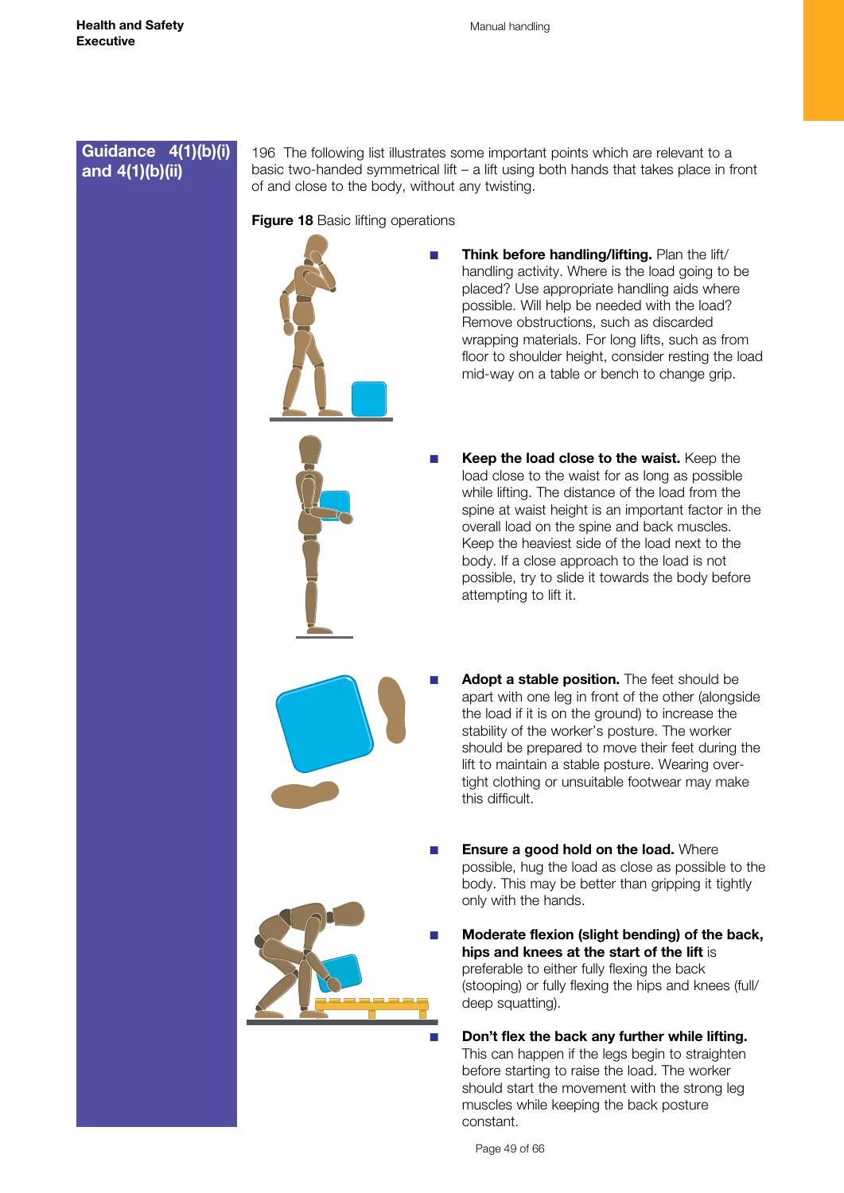**Guidance 4(1)(b)(i) and 4(1)(b)(ii)**

196 The following list illustrates some important points which are relevant to a basic two-handed symmetrical lift – a lift using both hands that takes place in front of and close to the body, without any twisting.

**Figure 18** Basic lifting operations

- **Think before handling/lifting.** Plan the lift/handling activity. Where is the load going to be placed? Use appropriate handling aids where possible. Will help be needed with the load? Remove obstructions, such as discarded wrapping materials. For long lifts, such as from floor to shoulder height, consider resting the load mid-way on a table or bench to change grip.

- **Keep the load close to the waist.** Keep the load close to the waist for as long as possible while lifting. The distance of the load from the spine at waist height is an important factor in the overall load on the spine and back muscles. Keep the heaviest side of the load next to the body. If a close approach to the load is not possible, try to slide it towards the body before attempting to lift it.

- **Adopt a stable position.** The feet should be apart with one leg in front of the other (alongside the load if it is on the ground) to increase the stability of the worker's posture. The worker should be prepared to move their feet during the lift to maintain a stable posture. Wearing over-tight clothing or unsuitable footwear may make this difficult.

- **Ensure a good hold on the load.** Where possible, hug the load as close as possible to the body. This may be better than gripping it tightly only with the hands.

- **Moderate flexion (slight bending) of the back, hips and knees at the start of the lift** is preferable to either fully flexing the back (stooping) or fully flexing the hips and knees (full/deep squatting).

- **Don't flex the back any further while lifting.** This can happen if the legs begin to straighten before starting to raise the load. The worker should start the movement with the strong leg muscles while keeping the back posture constant.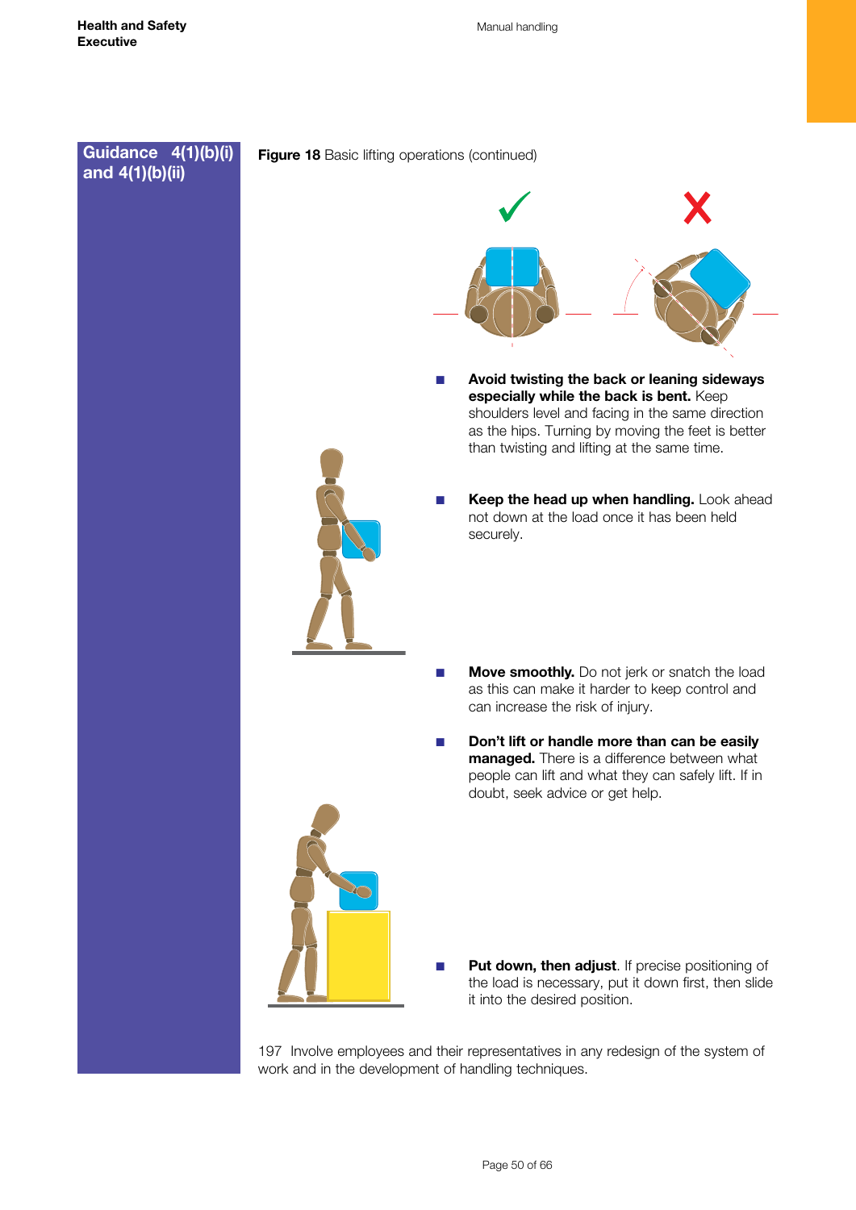Guidance 4(1)(b)(i) and 4(1)(b)(ii)

**Figure 18** Basic lifting operations (continued)

- **Avoid twisting the back or leaning sideways especially while the back is bent.** Keep shoulders level and facing in the same direction as the hips. Turning by moving the feet is better than twisting and lifting at the same time.

- **Keep the head up when handling.** Look ahead not down at the load once it has been held securely.

- **Move smoothly.** Do not jerk or snatch the load as this can make it harder to keep control and can increase the risk of injury.

- **Don't lift or handle more than can be easily managed.** There is a difference between what people can lift and what they can safely lift. If in doubt, seek advice or get help.

- **Put down, then adjust**. If precise positioning of the load is necessary, put it down first, then slide it into the desired position.

197 Involve employees and their representatives in any redesign of the system of work and in the development of handling techniques.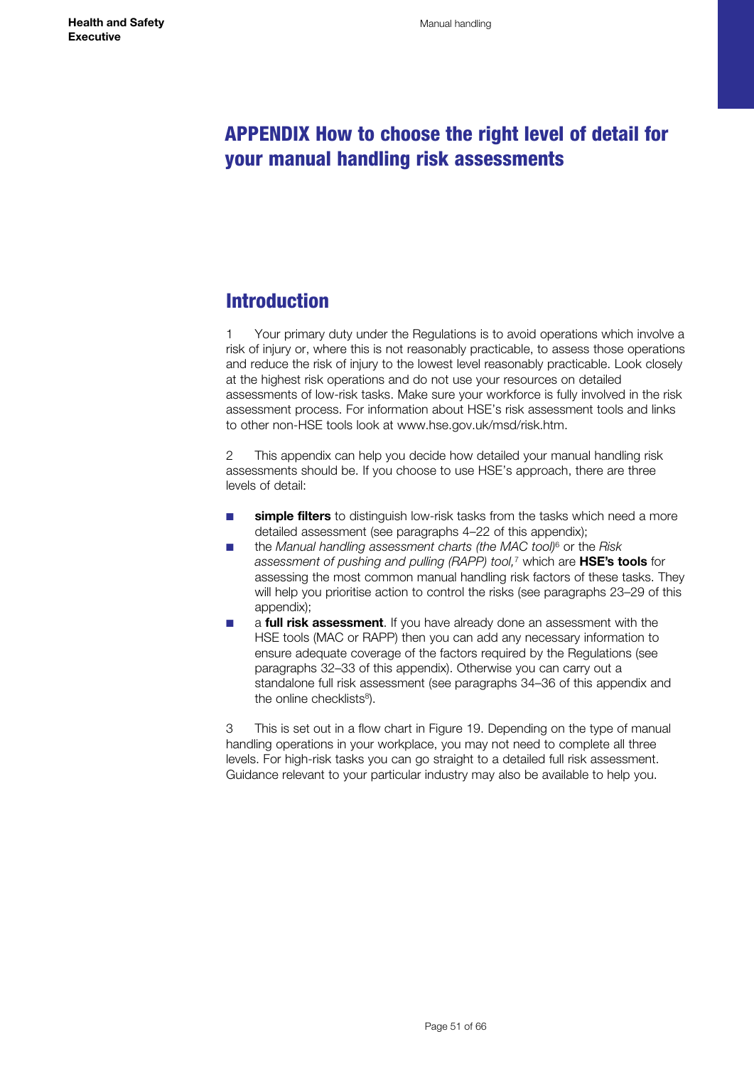# APPENDIX How to choose the right level of detail for your manual handling risk assessments

## Introduction

1 Your primary duty under the Regulations is to avoid operations which involve a risk of injury or, where this is not reasonably practicable, to assess those operations and reduce the risk of injury to the lowest level reasonably practicable. Look closely at the highest risk operations and do not use your resources on detailed assessments of low-risk tasks. Make sure your workforce is fully involved in the risk assessment process. For information about HSE's risk assessment tools and links to other non-HSE tools look at www.hse.gov.uk/msd/risk.htm.

2 This appendix can help you decide how detailed your manual handling risk assessments should be. If you choose to use HSE's approach, there are three levels of detail:

- **simple filters** to distinguish low-risk tasks from the tasks which need a more detailed assessment (see paragraphs 4–22 of this appendix);
- the *Manual handling assessment charts (the MAC tool)*[6] or the *Risk assessment of pushing and pulling (RAPP) tool,*[7] which are **HSE's tools** for assessing the most common manual handling risk factors of these tasks. They will help you prioritise action to control the risks (see paragraphs 23–29 of this appendix);
- a **full risk assessment**. If you have already done an assessment with the HSE tools (MAC or RAPP) then you can add any necessary information to ensure adequate coverage of the factors required by the Regulations (see paragraphs 32–33 of this appendix). Otherwise you can carry out a standalone full risk assessment (see paragraphs 34–36 of this appendix and the online checklists[8]).

3 This is set out in a flow chart in Figure 19. Depending on the type of manual handling operations in your workplace, you may not need to complete all three levels. For high-risk tasks you can go straight to a detailed full risk assessment. Guidance relevant to your particular industry may also be available to help you.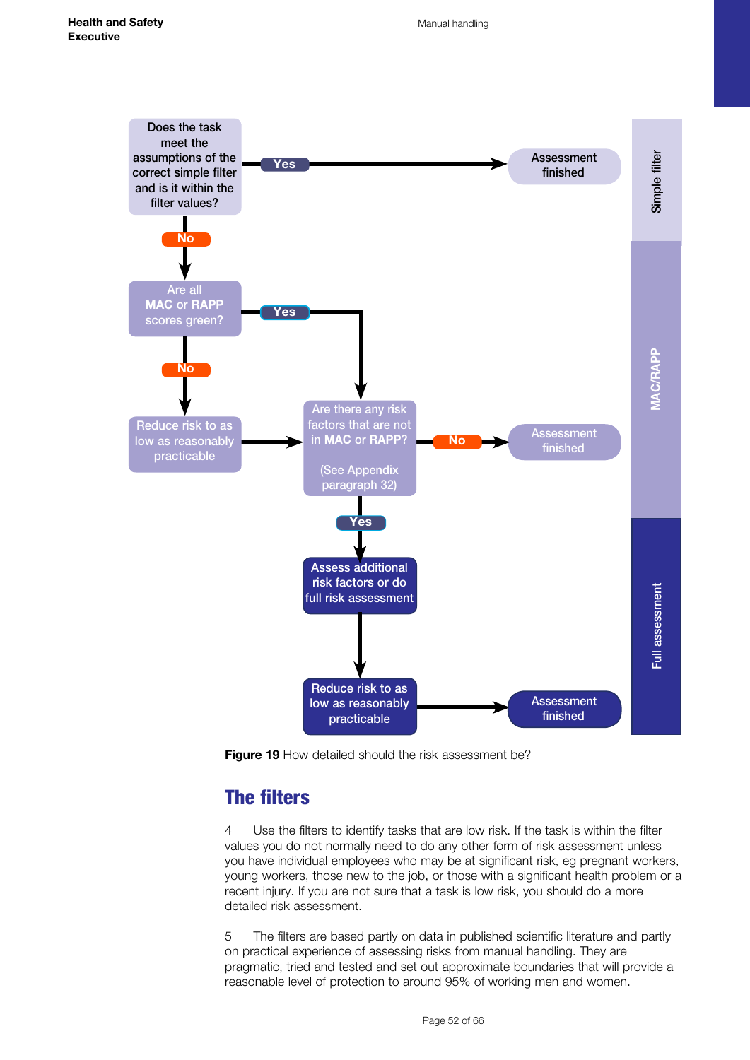Does the task meet the assumptions of the correct simple filter and is it within the filter values?

Yes → Assessment finished

No ↓

Are all **MAC** or **RAPP** scores green?

Yes → Are there any risk factors that are not in **MAC** or **RAPP**? (See Appendix paragraph 32)

No ↓

Reduce risk to as low as reasonably practicable → Are there any risk factors that are not in **MAC** or **RAPP**? (See Appendix paragraph 32)

No → Assessment finished

Yes ↓

Assess additional risk factors or do full risk assessment

↓

Reduce risk to as low as reasonably practicable → Assessment finished

Simple filter | MAC/RAPP | Full assessment

**Figure 19** How detailed should the risk assessment be?

## The filters

4 Use the filters to identify tasks that are low risk. If the task is within the filter values you do not normally need to do any other form of risk assessment unless you have individual employees who may be at significant risk, eg pregnant workers, young workers, those new to the job, or those with a significant health problem or a recent injury. If you are not sure that a task is low risk, you should do a more detailed risk assessment.

5 The filters are based partly on data in published scientific literature and partly on practical experience of assessing risks from manual handling. They are pragmatic, tried and tested and set out approximate boundaries that will provide a reasonable level of protection to around 95% of working men and women.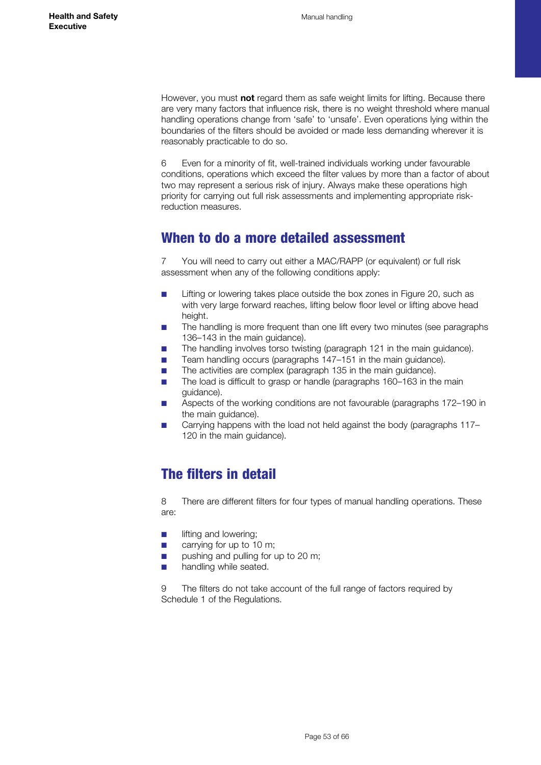However, you must **not** regard them as safe weight limits for lifting. Because there are very many factors that influence risk, there is no weight threshold where manual handling operations change from 'safe' to 'unsafe'. Even operations lying within the boundaries of the filters should be avoided or made less demanding wherever it is reasonably practicable to do so.

6 Even for a minority of fit, well-trained individuals working under favourable conditions, operations which exceed the filter values by more than a factor of about two may represent a serious risk of injury. Always make these operations high priority for carrying out full risk assessments and implementing appropriate risk-reduction measures.

## When to do a more detailed assessment

7 You will need to carry out either a MAC/RAPP (or equivalent) or full risk assessment when any of the following conditions apply:

- Lifting or lowering takes place outside the box zones in Figure 20, such as with very large forward reaches, lifting below floor level or lifting above head height.
- The handling is more frequent than one lift every two minutes (see paragraphs 136–143 in the main guidance).
- The handling involves torso twisting (paragraph 121 in the main guidance).
- Team handling occurs (paragraphs 147–151 in the main guidance).
- The activities are complex (paragraph 135 in the main guidance).
- The load is difficult to grasp or handle (paragraphs 160–163 in the main guidance).
- Aspects of the working conditions are not favourable (paragraphs 172–190 in the main guidance).
- Carrying happens with the load not held against the body (paragraphs 117–120 in the main guidance).

## The filters in detail

8 There are different filters for four types of manual handling operations. These are:

- lifting and lowering;
- carrying for up to 10 m;
- pushing and pulling for up to 20 m;
- handling while seated.

9 The filters do not take account of the full range of factors required by Schedule 1 of the Regulations.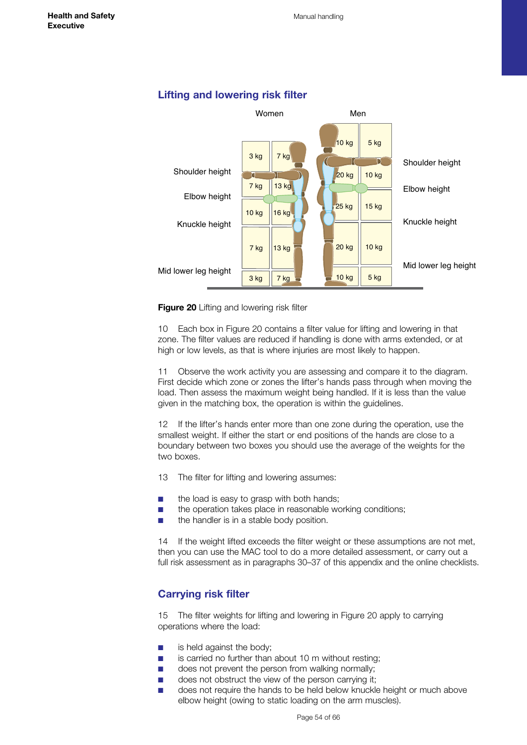## Lifting and lowering risk filter

| Zone | Women (arms extended) | Women (close to body) | Men (close to body) | Men (arms extended) |
|---|---|---|---|---|
| Above shoulder height | 3 kg | 7 kg | 10 kg | 5 kg |
| Shoulder height to elbow height | 7 kg | 13 kg | 20 kg | 10 kg |
| Elbow height to knuckle height | 10 kg | 16 kg | 25 kg | 15 kg |
| Knuckle height to mid lower leg height | 7 kg | 13 kg | 20 kg | 10 kg |
| Below mid lower leg height | 3 kg | 7 kg | 10 kg | 5 kg |

**Figure 20** Lifting and lowering risk filter

10 Each box in Figure 20 contains a filter value for lifting and lowering in that zone. The filter values are reduced if handling is done with arms extended, or at high or low levels, as that is where injuries are most likely to happen.

11 Observe the work activity you are assessing and compare it to the diagram. First decide which zone or zones the lifter's hands pass through when moving the load. Then assess the maximum weight being handled. If it is less than the value given in the matching box, the operation is within the guidelines.

12 If the lifter's hands enter more than one zone during the operation, use the smallest weight. If either the start or end positions of the hands are close to a boundary between two boxes you should use the average of the weights for the two boxes.

13 The filter for lifting and lowering assumes:

- the load is easy to grasp with both hands;
- the operation takes place in reasonable working conditions;
- the handler is in a stable body position.

14 If the weight lifted exceeds the filter weight or these assumptions are not met, then you can use the MAC tool to do a more detailed assessment, or carry out a full risk assessment as in paragraphs 30–37 of this appendix and the online checklists.

## Carrying risk filter

15 The filter weights for lifting and lowering in Figure 20 apply to carrying operations where the load:

- is held against the body;
- is carried no further than about 10 m without resting;
- does not prevent the person from walking normally;
- does not obstruct the view of the person carrying it;
- does not require the hands to be held below knuckle height or much above elbow height (owing to static loading on the arm muscles).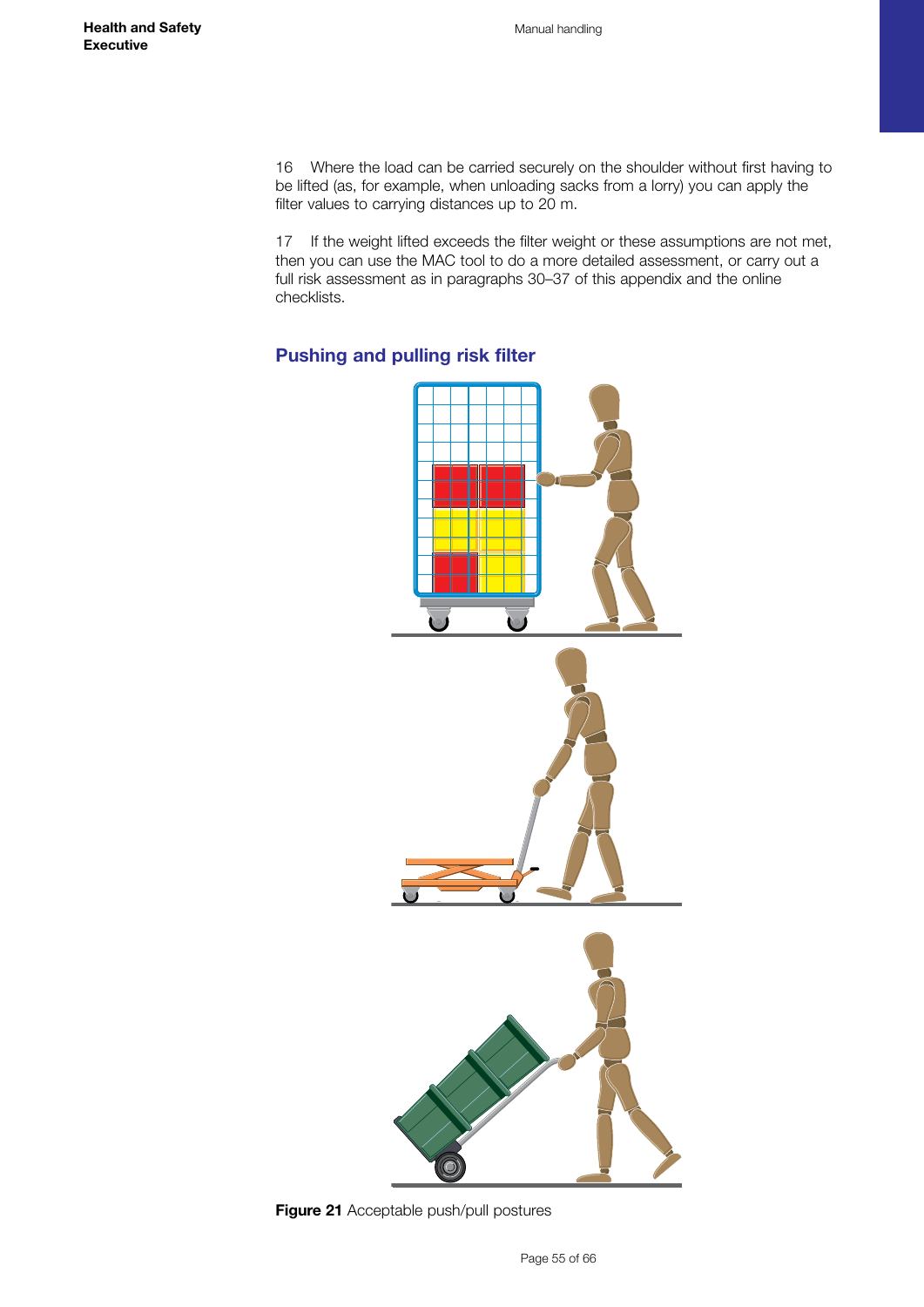16 Where the load can be carried securely on the shoulder without first having to be lifted (as, for example, when unloading sacks from a lorry) you can apply the filter values to carrying distances up to 20 m.

17 If the weight lifted exceeds the filter weight or these assumptions are not met, then you can use the MAC tool to do a more detailed assessment, or carry out a full risk assessment as in paragraphs 30–37 of this appendix and the online checklists.

## Pushing and pulling risk filter

**Figure 21** Acceptable push/pull postures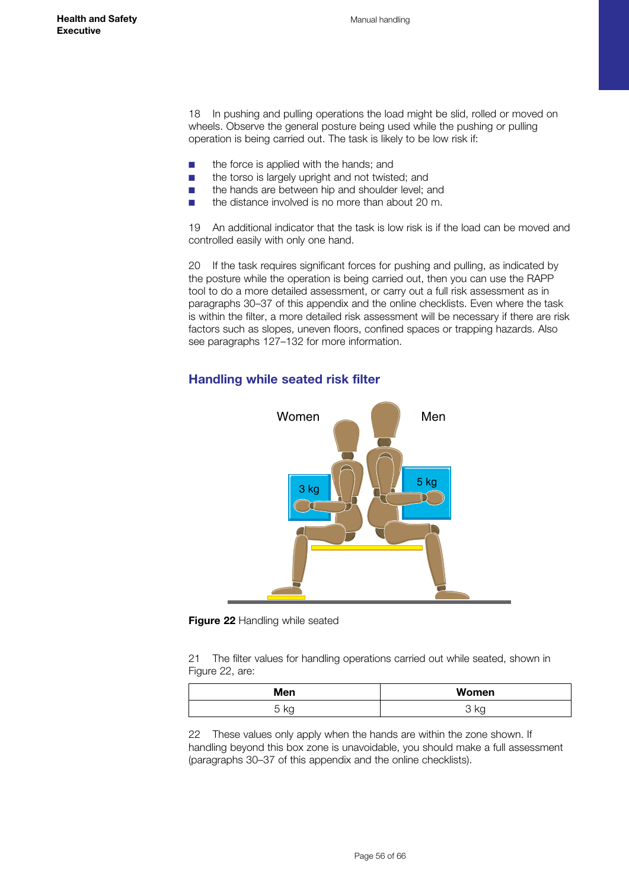18 In pushing and pulling operations the load might be slid, rolled or moved on wheels. Observe the general posture being used while the pushing or pulling operation is being carried out. The task is likely to be low risk if:

- the force is applied with the hands; and
- the torso is largely upright and not twisted; and
- the hands are between hip and shoulder level; and
- the distance involved is no more than about 20 m.

19 An additional indicator that the task is low risk is if the load can be moved and controlled easily with only one hand.

20 If the task requires significant forces for pushing and pulling, as indicated by the posture while the operation is being carried out, then you can use the RAPP tool to do a more detailed assessment, or carry out a full risk assessment as in paragraphs 30–37 of this appendix and the online checklists. Even where the task is within the filter, a more detailed risk assessment will be necessary if there are risk factors such as slopes, uneven floors, confined spaces or trapping hazards. Also see paragraphs 127–132 for more information.

## Handling while seated risk filter

**Figure 22** Handling while seated

21 The filter values for handling operations carried out while seated, shown in Figure 22, are:

| Men | Women |
|---|---|
| 5 kg | 3 kg |

22 These values only apply when the hands are within the zone shown. If handling beyond this box zone is unavoidable, you should make a full assessment (paragraphs 30–37 of this appendix and the online checklists).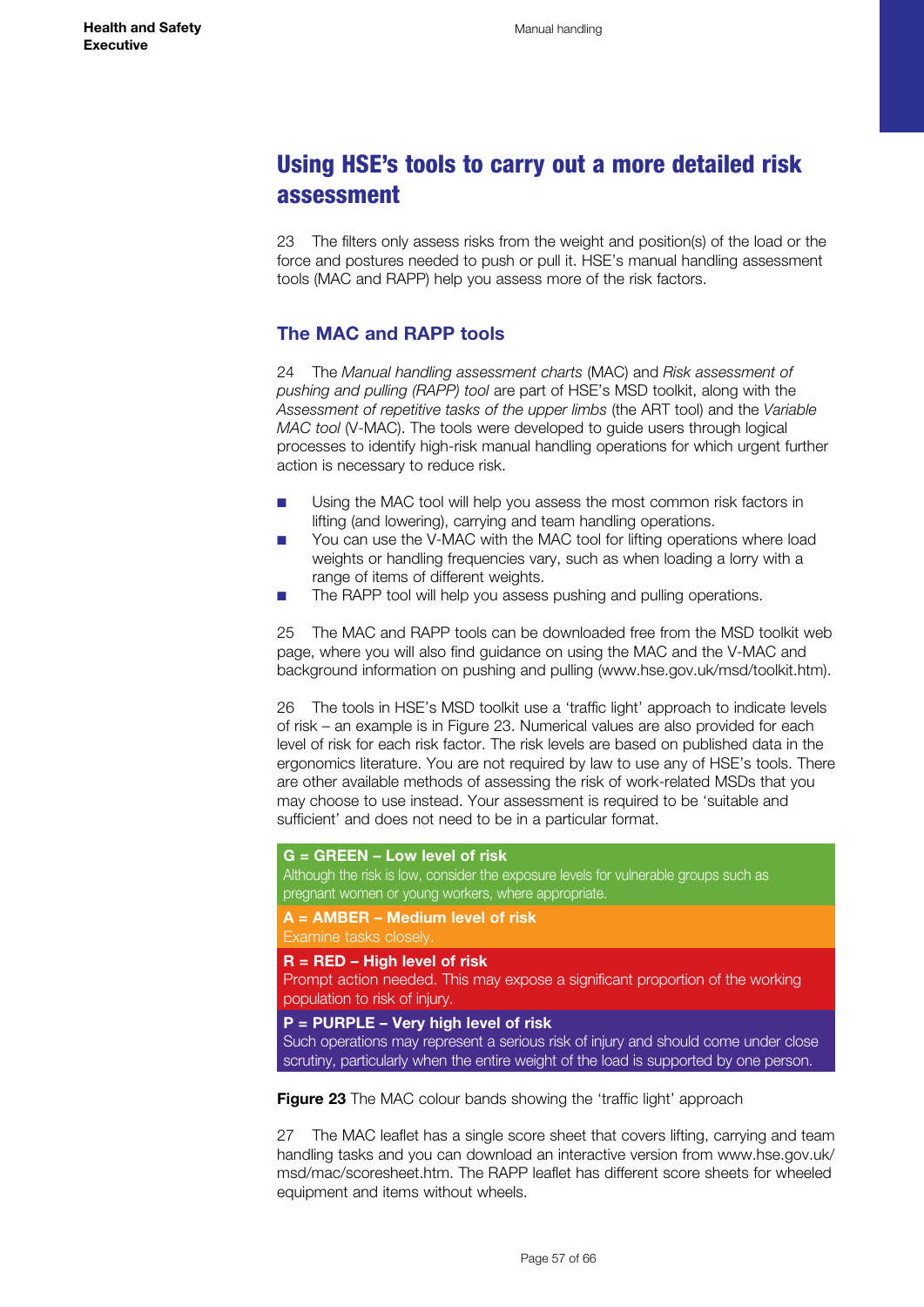## Using HSE's tools to carry out a more detailed risk assessment

23 The filters only assess risks from the weight and position(s) of the load or the force and postures needed to push or pull it. HSE's manual handling assessment tools (MAC and RAPP) help you assess more of the risk factors.

### The MAC and RAPP tools

24 The *Manual handling assessment charts* (MAC) and *Risk assessment of pushing and pulling (RAPP) tool* are part of HSE's MSD toolkit, along with the *Assessment of repetitive tasks of the upper limbs* (the ART tool) and the *Variable MAC tool* (V-MAC). The tools were developed to guide users through logical processes to identify high-risk manual handling operations for which urgent further action is necessary to reduce risk.

- Using the MAC tool will help you assess the most common risk factors in lifting (and lowering), carrying and team handling operations.
- You can use the V-MAC with the MAC tool for lifting operations where load weights or handling frequencies vary, such as when loading a lorry with a range of items of different weights.
- The RAPP tool will help you assess pushing and pulling operations.

25 The MAC and RAPP tools can be downloaded free from the MSD toolkit web page, where you will also find guidance on using the MAC and the V-MAC and background information on pushing and pulling (www.hse.gov.uk/msd/toolkit.htm).

26 The tools in HSE's MSD toolkit use a 'traffic light' approach to indicate levels of risk – an example is in Figure 23. Numerical values are also provided for each level of risk for each risk factor. The risk levels are based on published data in the ergonomics literature. You are not required by law to use any of HSE's tools. There are other available methods of assessing the risk of work-related MSDs that you may choose to use instead. Your assessment is required to be 'suitable and sufficient' and does not need to be in a particular format.

**G = GREEN – Low level of risk**
Although the risk is low, consider the exposure levels for vulnerable groups such as pregnant women or young workers, where appropriate.

**A = AMBER – Medium level of risk**
Examine tasks closely.

**R = RED – High level of risk**
Prompt action needed. This may expose a significant proportion of the working population to risk of injury.

**P = PURPLE – Very high level of risk**
Such operations may represent a serious risk of injury and should come under close scrutiny, particularly when the entire weight of the load is supported by one person.

**Figure 23** The MAC colour bands showing the 'traffic light' approach

27 The MAC leaflet has a single score sheet that covers lifting, carrying and team handling tasks and you can download an interactive version from www.hse.gov.uk/msd/mac/scoresheet.htm. The RAPP leaflet has different score sheets for wheeled equipment and items without wheels.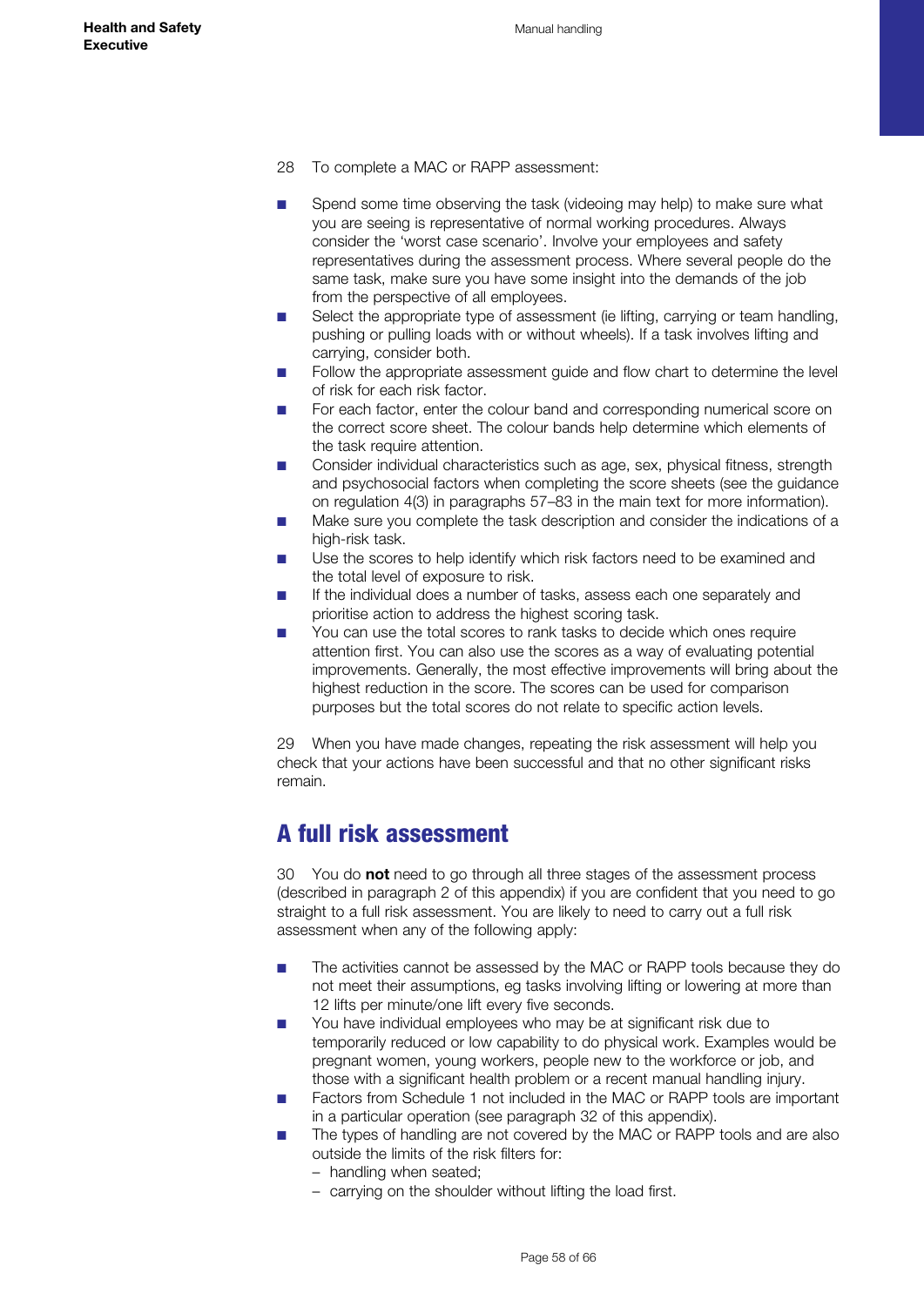28 To complete a MAC or RAPP assessment:

- Spend some time observing the task (videoing may help) to make sure what you are seeing is representative of normal working procedures. Always consider the 'worst case scenario'. Involve your employees and safety representatives during the assessment process. Where several people do the same task, make sure you have some insight into the demands of the job from the perspective of all employees.
- Select the appropriate type of assessment (ie lifting, carrying or team handling, pushing or pulling loads with or without wheels). If a task involves lifting and carrying, consider both.
- Follow the appropriate assessment guide and flow chart to determine the level of risk for each risk factor.
- For each factor, enter the colour band and corresponding numerical score on the correct score sheet. The colour bands help determine which elements of the task require attention.
- Consider individual characteristics such as age, sex, physical fitness, strength and psychosocial factors when completing the score sheets (see the guidance on regulation 4(3) in paragraphs 57–83 in the main text for more information).
- Make sure you complete the task description and consider the indications of a high-risk task.
- Use the scores to help identify which risk factors need to be examined and the total level of exposure to risk.
- If the individual does a number of tasks, assess each one separately and prioritise action to address the highest scoring task.
- You can use the total scores to rank tasks to decide which ones require attention first. You can also use the scores as a way of evaluating potential improvements. Generally, the most effective improvements will bring about the highest reduction in the score. The scores can be used for comparison purposes but the total scores do not relate to specific action levels.

29 When you have made changes, repeating the risk assessment will help you check that your actions have been successful and that no other significant risks remain.

## A full risk assessment

30 You do **not** need to go through all three stages of the assessment process (described in paragraph 2 of this appendix) if you are confident that you need to go straight to a full risk assessment. You are likely to need to carry out a full risk assessment when any of the following apply:

- The activities cannot be assessed by the MAC or RAPP tools because they do not meet their assumptions, eg tasks involving lifting or lowering at more than 12 lifts per minute/one lift every five seconds.
- You have individual employees who may be at significant risk due to temporarily reduced or low capability to do physical work. Examples would be pregnant women, young workers, people new to the workforce or job, and those with a significant health problem or a recent manual handling injury.
- Factors from Schedule 1 not included in the MAC or RAPP tools are important in a particular operation (see paragraph 32 of this appendix).
- The types of handling are not covered by the MAC or RAPP tools and are also outside the limits of the risk filters for:
  - handling when seated;
  - carrying on the shoulder without lifting the load first.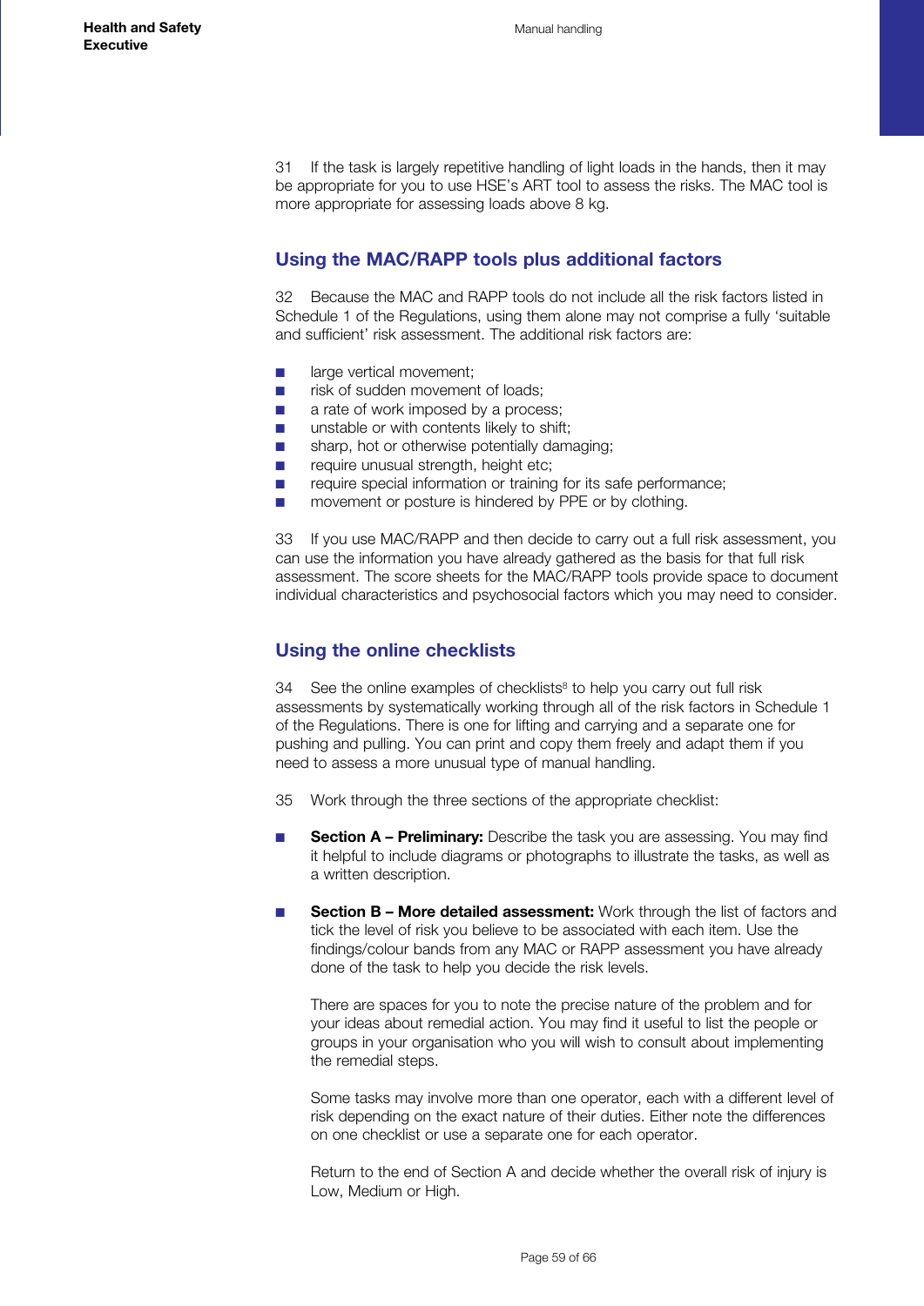31 If the task is largely repetitive handling of light loads in the hands, then it may be appropriate for you to use HSE's ART tool to assess the risks. The MAC tool is more appropriate for assessing loads above 8 kg.

## Using the MAC/RAPP tools plus additional factors

32 Because the MAC and RAPP tools do not include all the risk factors listed in Schedule 1 of the Regulations, using them alone may not comprise a fully 'suitable and sufficient' risk assessment. The additional risk factors are:

- large vertical movement;
- risk of sudden movement of loads;
- a rate of work imposed by a process;
- unstable or with contents likely to shift;
- sharp, hot or otherwise potentially damaging;
- require unusual strength, height etc;
- require special information or training for its safe performance;
- movement or posture is hindered by PPE or by clothing.

33 If you use MAC/RAPP and then decide to carry out a full risk assessment, you can use the information you have already gathered as the basis for that full risk assessment. The score sheets for the MAC/RAPP tools provide space to document individual characteristics and psychosocial factors which you may need to consider.

## Using the online checklists

34 See the online examples of checklists[8] to help you carry out full risk assessments by systematically working through all of the risk factors in Schedule 1 of the Regulations. There is one for lifting and carrying and a separate one for pushing and pulling. You can print and copy them freely and adapt them if you need to assess a more unusual type of manual handling.

35 Work through the three sections of the appropriate checklist:

- **Section A – Preliminary:** Describe the task you are assessing. You may find it helpful to include diagrams or photographs to illustrate the tasks, as well as a written description.

- **Section B – More detailed assessment:** Work through the list of factors and tick the level of risk you believe to be associated with each item. Use the findings/colour bands from any MAC or RAPP assessment you have already done of the task to help you decide the risk levels.

  There are spaces for you to note the precise nature of the problem and for your ideas about remedial action. You may find it useful to list the people or groups in your organisation who you will wish to consult about implementing the remedial steps.

  Some tasks may involve more than one operator, each with a different level of risk depending on the exact nature of their duties. Either note the differences on one checklist or use a separate one for each operator.

  Return to the end of Section A and decide whether the overall risk of injury is Low, Medium or High.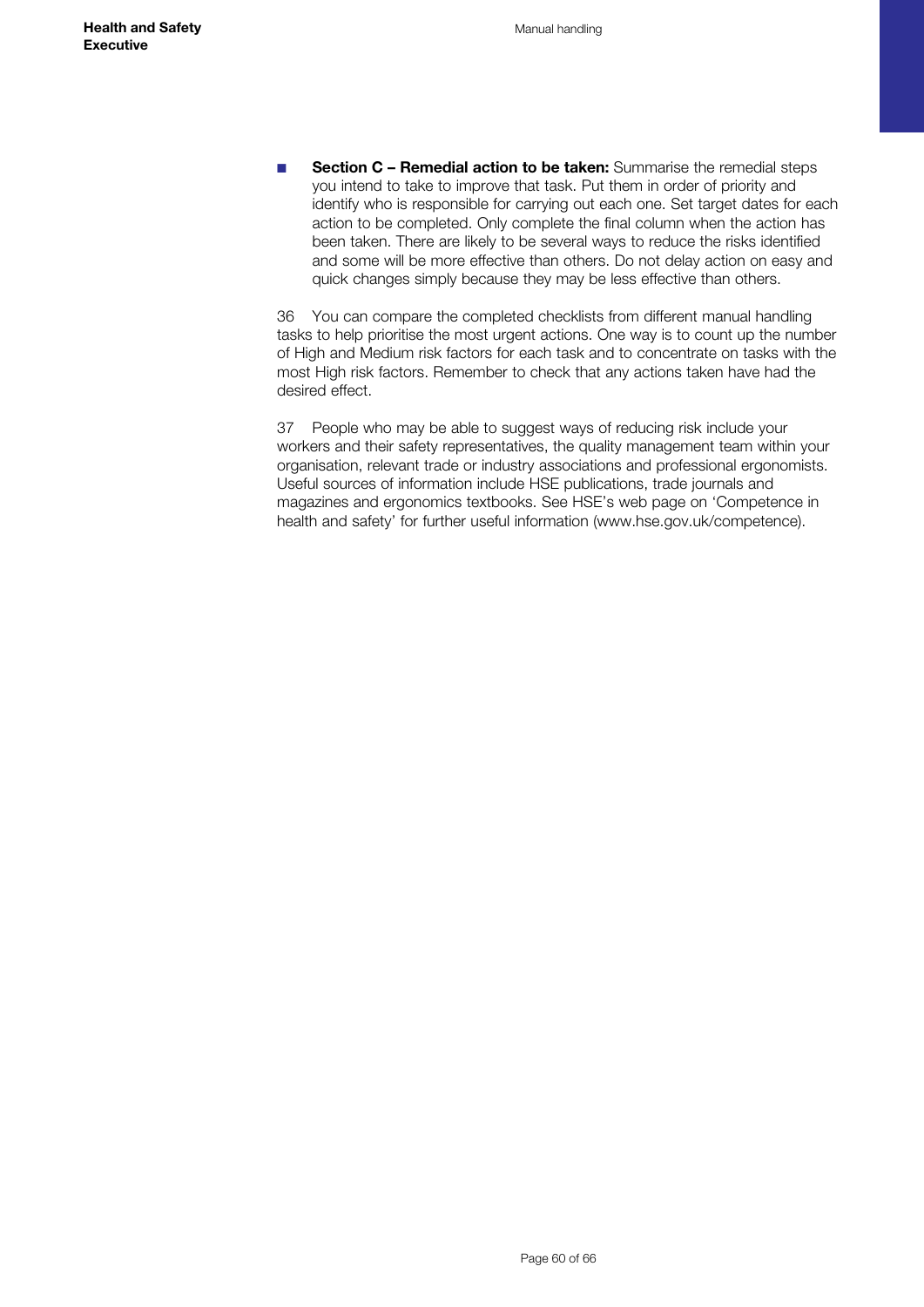- **Section C – Remedial action to be taken:** Summarise the remedial steps you intend to take to improve that task. Put them in order of priority and identify who is responsible for carrying out each one. Set target dates for each action to be completed. Only complete the final column when the action has been taken. There are likely to be several ways to reduce the risks identified and some will be more effective than others. Do not delay action on easy and quick changes simply because they may be less effective than others.

36 You can compare the completed checklists from different manual handling tasks to help prioritise the most urgent actions. One way is to count up the number of High and Medium risk factors for each task and to concentrate on tasks with the most High risk factors. Remember to check that any actions taken have had the desired effect.

37 People who may be able to suggest ways of reducing risk include your workers and their safety representatives, the quality management team within your organisation, relevant trade or industry associations and professional ergonomists. Useful sources of information include HSE publications, trade journals and magazines and ergonomics textbooks. See HSE's web page on 'Competence in health and safety' for further useful information (www.hse.gov.uk/competence).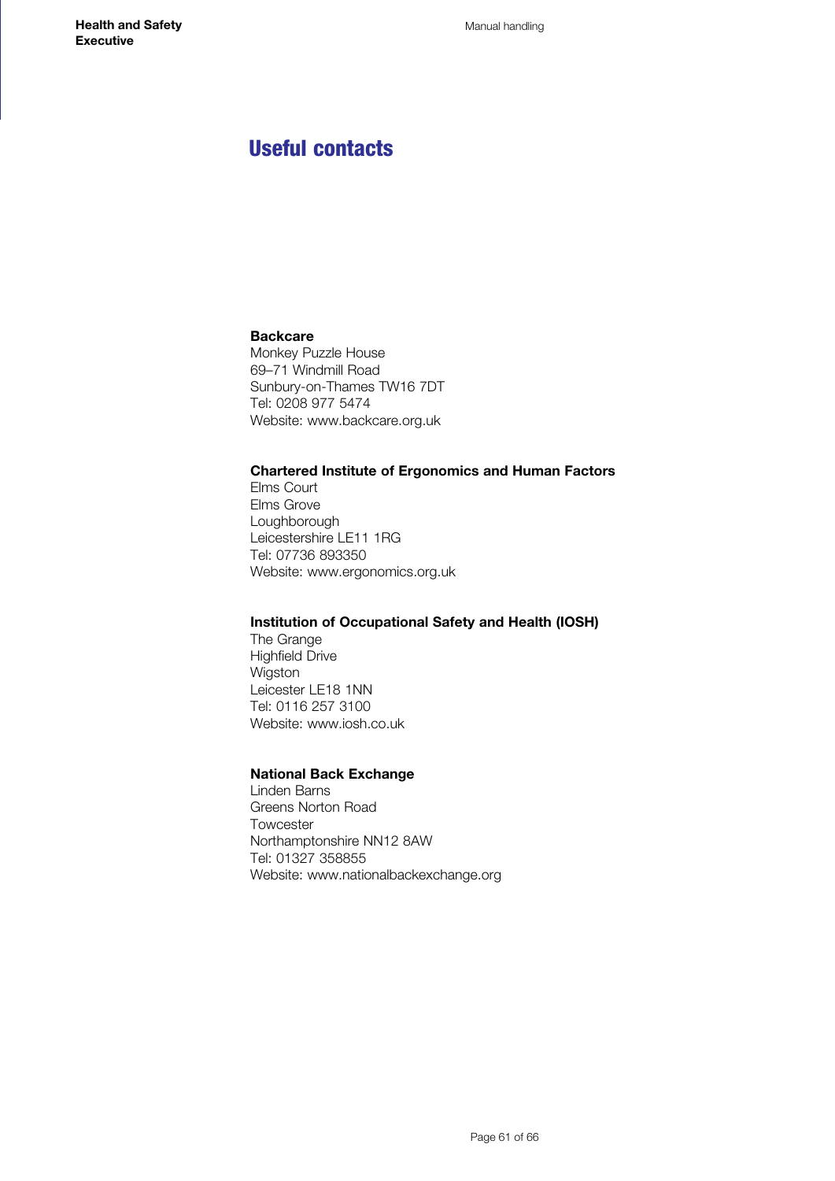# Useful contacts

**Backcare**
Monkey Puzzle House
69–71 Windmill Road
Sunbury-on-Thames TW16 7DT
Tel: 0208 977 5474
Website: www.backcare.org.uk

**Chartered Institute of Ergonomics and Human Factors**
Elms Court
Elms Grove
Loughborough
Leicestershire LE11 1RG
Tel: 07736 893350
Website: www.ergonomics.org.uk

**Institution of Occupational Safety and Health (IOSH)**
The Grange
Highfield Drive
Wigston
Leicester LE18 1NN
Tel: 0116 257 3100
Website: www.iosh.co.uk

**National Back Exchange**
Linden Barns
Greens Norton Road
Towcester
Northamptonshire NN12 8AW
Tel: 01327 358855
Website: www.nationalbackexchange.org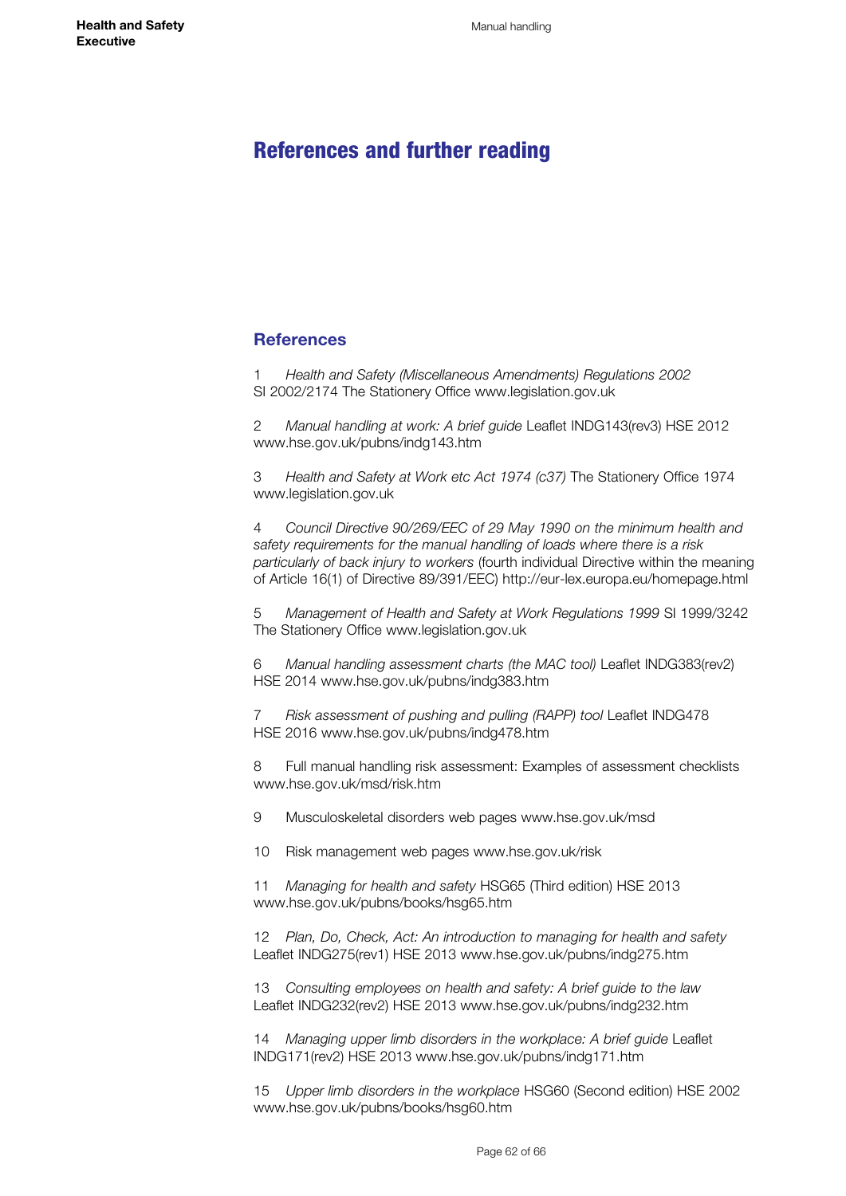# References and further reading

## References

1 *Health and Safety (Miscellaneous Amendments) Regulations 2002* SI 2002/2174 The Stationery Office www.legislation.gov.uk

2 *Manual handling at work: A brief guide* Leaflet INDG143(rev3) HSE 2012 www.hse.gov.uk/pubns/indg143.htm

3 *Health and Safety at Work etc Act 1974 (c37)* The Stationery Office 1974 www.legislation.gov.uk

4 *Council Directive 90/269/EEC of 29 May 1990 on the minimum health and safety requirements for the manual handling of loads where there is a risk particularly of back injury to workers* (fourth individual Directive within the meaning of Article 16(1) of Directive 89/391/EEC) http://eur-lex.europa.eu/homepage.html

5 *Management of Health and Safety at Work Regulations 1999* SI 1999/3242 The Stationery Office www.legislation.gov.uk

6 *Manual handling assessment charts (the MAC tool)* Leaflet INDG383(rev2) HSE 2014 www.hse.gov.uk/pubns/indg383.htm

7 *Risk assessment of pushing and pulling (RAPP) tool* Leaflet INDG478 HSE 2016 www.hse.gov.uk/pubns/indg478.htm

8 Full manual handling risk assessment: Examples of assessment checklists www.hse.gov.uk/msd/risk.htm

9 Musculoskeletal disorders web pages www.hse.gov.uk/msd

10 Risk management web pages www.hse.gov.uk/risk

11 *Managing for health and safety* HSG65 (Third edition) HSE 2013 www.hse.gov.uk/pubns/books/hsg65.htm

12 *Plan, Do, Check, Act: An introduction to managing for health and safety* Leaflet INDG275(rev1) HSE 2013 www.hse.gov.uk/pubns/indg275.htm

13 *Consulting employees on health and safety: A brief guide to the law* Leaflet INDG232(rev2) HSE 2013 www.hse.gov.uk/pubns/indg232.htm

14 *Managing upper limb disorders in the workplace: A brief guide* Leaflet INDG171(rev2) HSE 2013 www.hse.gov.uk/pubns/indg171.htm

15 *Upper limb disorders in the workplace* HSG60 (Second edition) HSE 2002 www.hse.gov.uk/pubns/books/hsg60.htm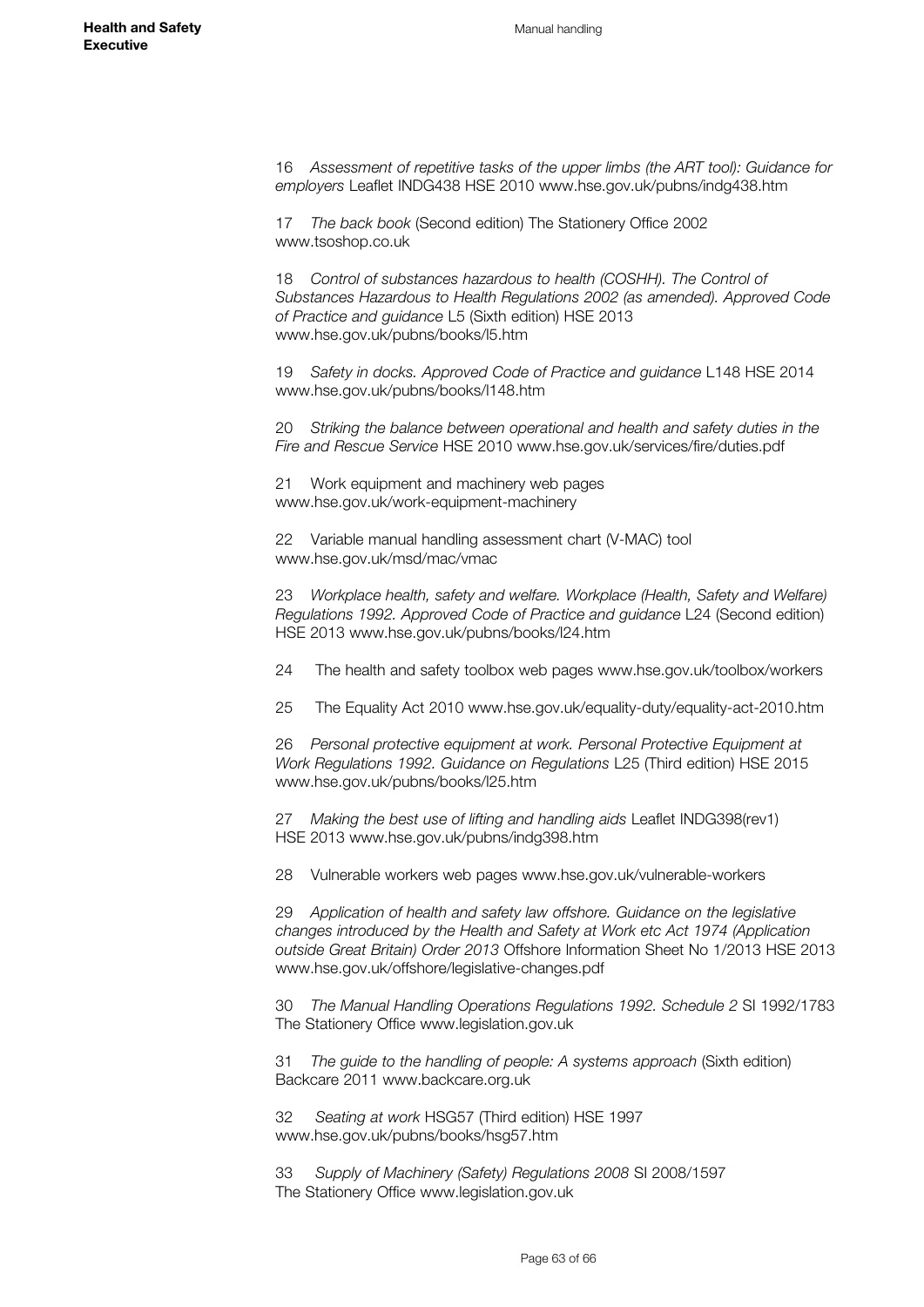16 *Assessment of repetitive tasks of the upper limbs (the ART tool): Guidance for employers* Leaflet INDG438 HSE 2010 www.hse.gov.uk/pubns/indg438.htm

17 *The back book* (Second edition) The Stationery Office 2002 www.tsoshop.co.uk

18 *Control of substances hazardous to health (COSHH). The Control of Substances Hazardous to Health Regulations 2002 (as amended). Approved Code of Practice and guidance* L5 (Sixth edition) HSE 2013 www.hse.gov.uk/pubns/books/l5.htm

19 *Safety in docks. Approved Code of Practice and guidance* L148 HSE 2014 www.hse.gov.uk/pubns/books/l148.htm

20 *Striking the balance between operational and health and safety duties in the Fire and Rescue Service* HSE 2010 www.hse.gov.uk/services/fire/duties.pdf

21 Work equipment and machinery web pages www.hse.gov.uk/work-equipment-machinery

22 Variable manual handling assessment chart (V-MAC) tool www.hse.gov.uk/msd/mac/vmac

23 *Workplace health, safety and welfare. Workplace (Health, Safety and Welfare) Regulations 1992. Approved Code of Practice and guidance* L24 (Second edition) HSE 2013 www.hse.gov.uk/pubns/books/l24.htm

24 The health and safety toolbox web pages www.hse.gov.uk/toolbox/workers

25 The Equality Act 2010 www.hse.gov.uk/equality-duty/equality-act-2010.htm

26 *Personal protective equipment at work. Personal Protective Equipment at Work Regulations 1992. Guidance on Regulations* L25 (Third edition) HSE 2015 www.hse.gov.uk/pubns/books/l25.htm

27 *Making the best use of lifting and handling aids* Leaflet INDG398(rev1) HSE 2013 www.hse.gov.uk/pubns/indg398.htm

28 Vulnerable workers web pages www.hse.gov.uk/vulnerable-workers

29 *Application of health and safety law offshore. Guidance on the legislative changes introduced by the Health and Safety at Work etc Act 1974 (Application outside Great Britain) Order 2013* Offshore Information Sheet No 1/2013 HSE 2013 www.hse.gov.uk/offshore/legislative-changes.pdf

30 *The Manual Handling Operations Regulations 1992. Schedule 2* SI 1992/1783 The Stationery Office www.legislation.gov.uk

31 *The guide to the handling of people: A systems approach* (Sixth edition) Backcare 2011 www.backcare.org.uk

32 *Seating at work* HSG57 (Third edition) HSE 1997 www.hse.gov.uk/pubns/books/hsg57.htm

33 *Supply of Machinery (Safety) Regulations 2008* SI 2008/1597 The Stationery Office www.legislation.gov.uk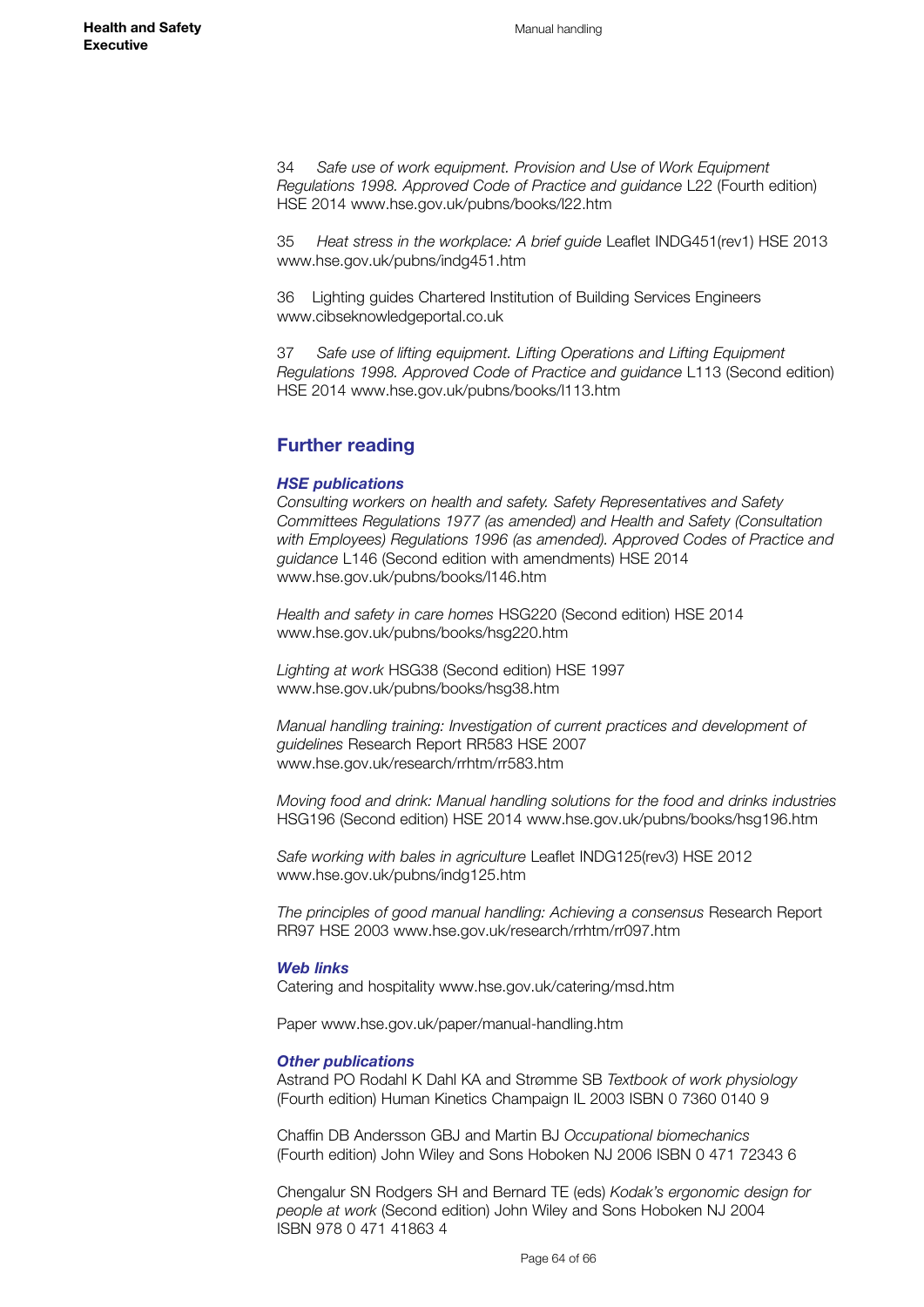34 *Safe use of work equipment. Provision and Use of Work Equipment Regulations 1998. Approved Code of Practice and guidance* L22 (Fourth edition) HSE 2014 www.hse.gov.uk/pubns/books/l22.htm

35 *Heat stress in the workplace: A brief guide* Leaflet INDG451(rev1) HSE 2013 www.hse.gov.uk/pubns/indg451.htm

36 Lighting guides Chartered Institution of Building Services Engineers www.cibseknowledgeportal.co.uk

37 *Safe use of lifting equipment. Lifting Operations and Lifting Equipment Regulations 1998. Approved Code of Practice and guidance* L113 (Second edition) HSE 2014 www.hse.gov.uk/pubns/books/l113.htm

## Further reading

### *HSE publications*

*Consulting workers on health and safety. Safety Representatives and Safety Committees Regulations 1977 (as amended) and Health and Safety (Consultation with Employees) Regulations 1996 (as amended). Approved Codes of Practice and guidance* L146 (Second edition with amendments) HSE 2014 www.hse.gov.uk/pubns/books/l146.htm

*Health and safety in care homes* HSG220 (Second edition) HSE 2014 www.hse.gov.uk/pubns/books/hsg220.htm

*Lighting at work* HSG38 (Second edition) HSE 1997 www.hse.gov.uk/pubns/books/hsg38.htm

*Manual handling training: Investigation of current practices and development of guidelines* Research Report RR583 HSE 2007 www.hse.gov.uk/research/rrhtm/rr583.htm

*Moving food and drink: Manual handling solutions for the food and drinks industries* HSG196 (Second edition) HSE 2014 www.hse.gov.uk/pubns/books/hsg196.htm

*Safe working with bales in agriculture* Leaflet INDG125(rev3) HSE 2012 www.hse.gov.uk/pubns/indg125.htm

*The principles of good manual handling: Achieving a consensus* Research Report RR97 HSE 2003 www.hse.gov.uk/research/rrhtm/rr097.htm

### *Web links*

Catering and hospitality www.hse.gov.uk/catering/msd.htm

Paper www.hse.gov.uk/paper/manual-handling.htm

### *Other publications*

Astrand PO Rodahl K Dahl KA and Strømme SB *Textbook of work physiology* (Fourth edition) Human Kinetics Champaign IL 2003 ISBN 0 7360 0140 9

Chaffin DB Andersson GBJ and Martin BJ *Occupational biomechanics* (Fourth edition) John Wiley and Sons Hoboken NJ 2006 ISBN 0 471 72343 6

Chengalur SN Rodgers SH and Bernard TE (eds) *Kodak's ergonomic design for people at work* (Second edition) John Wiley and Sons Hoboken NJ 2004 ISBN 978 0 471 41863 4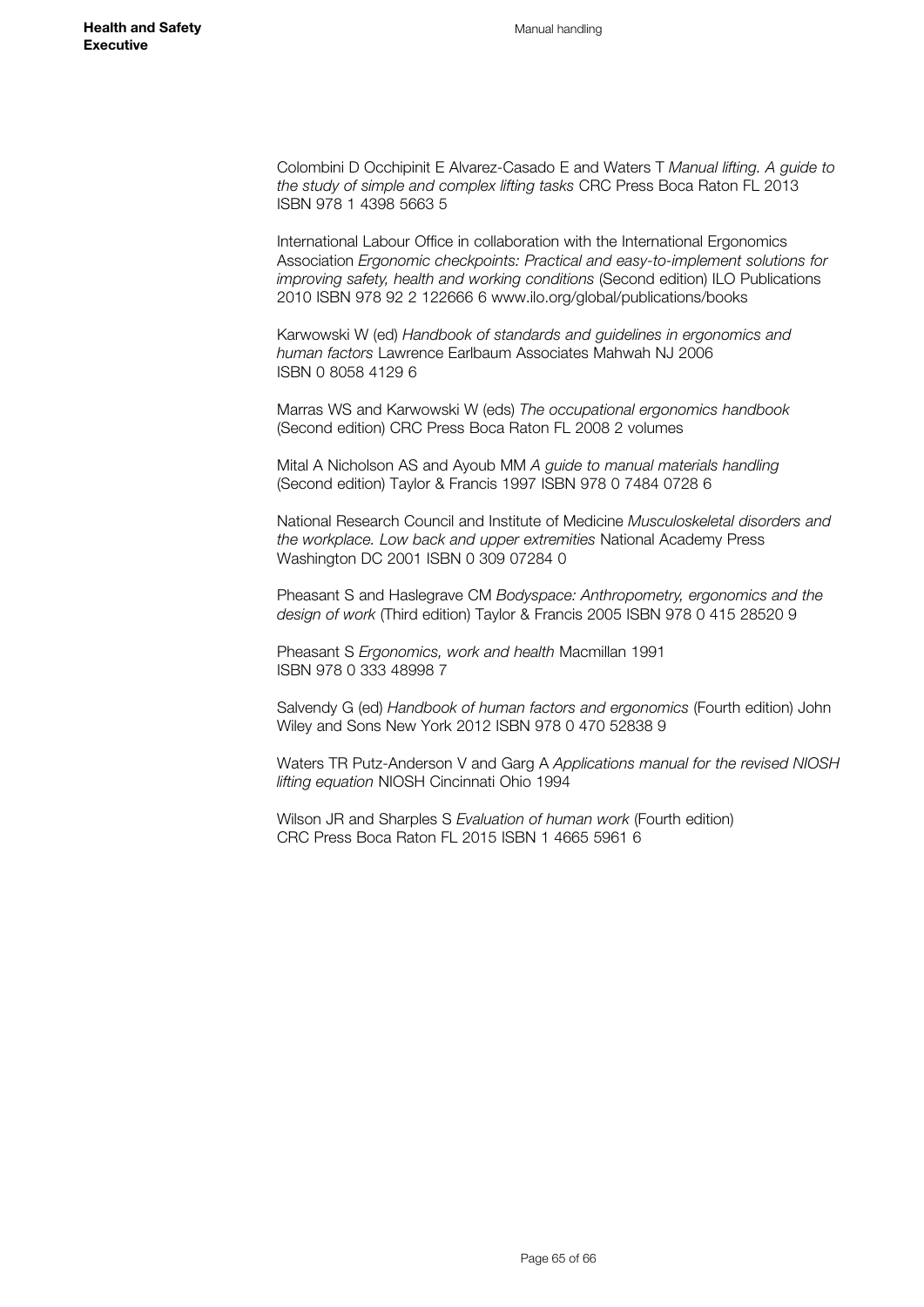Colombini D Occhipinit E Alvarez-Casado E and Waters T *Manual lifting. A guide to the study of simple and complex lifting tasks* CRC Press Boca Raton FL 2013 ISBN 978 1 4398 5663 5

International Labour Office in collaboration with the International Ergonomics Association *Ergonomic checkpoints: Practical and easy-to-implement solutions for improving safety, health and working conditions* (Second edition) ILO Publications 2010 ISBN 978 92 2 122666 6 www.ilo.org/global/publications/books

Karwowski W (ed) *Handbook of standards and guidelines in ergonomics and human factors* Lawrence Earlbaum Associates Mahwah NJ 2006 ISBN 0 8058 4129 6

Marras WS and Karwowski W (eds) *The occupational ergonomics handbook* (Second edition) CRC Press Boca Raton FL 2008 2 volumes

Mital A Nicholson AS and Ayoub MM *A guide to manual materials handling* (Second edition) Taylor & Francis 1997 ISBN 978 0 7484 0728 6

National Research Council and Institute of Medicine *Musculoskeletal disorders and the workplace. Low back and upper extremities* National Academy Press Washington DC 2001 ISBN 0 309 07284 0

Pheasant S and Haslegrave CM *Bodyspace: Anthropometry, ergonomics and the design of work* (Third edition) Taylor & Francis 2005 ISBN 978 0 415 28520 9

Pheasant S *Ergonomics, work and health* Macmillan 1991 ISBN 978 0 333 48998 7

Salvendy G (ed) *Handbook of human factors and ergonomics* (Fourth edition) John Wiley and Sons New York 2012 ISBN 978 0 470 52838 9

Waters TR Putz-Anderson V and Garg A *Applications manual for the revised NIOSH lifting equation* NIOSH Cincinnati Ohio 1994

Wilson JR and Sharples S *Evaluation of human work* (Fourth edition) CRC Press Boca Raton FL 2015 ISBN 1 4665 5961 6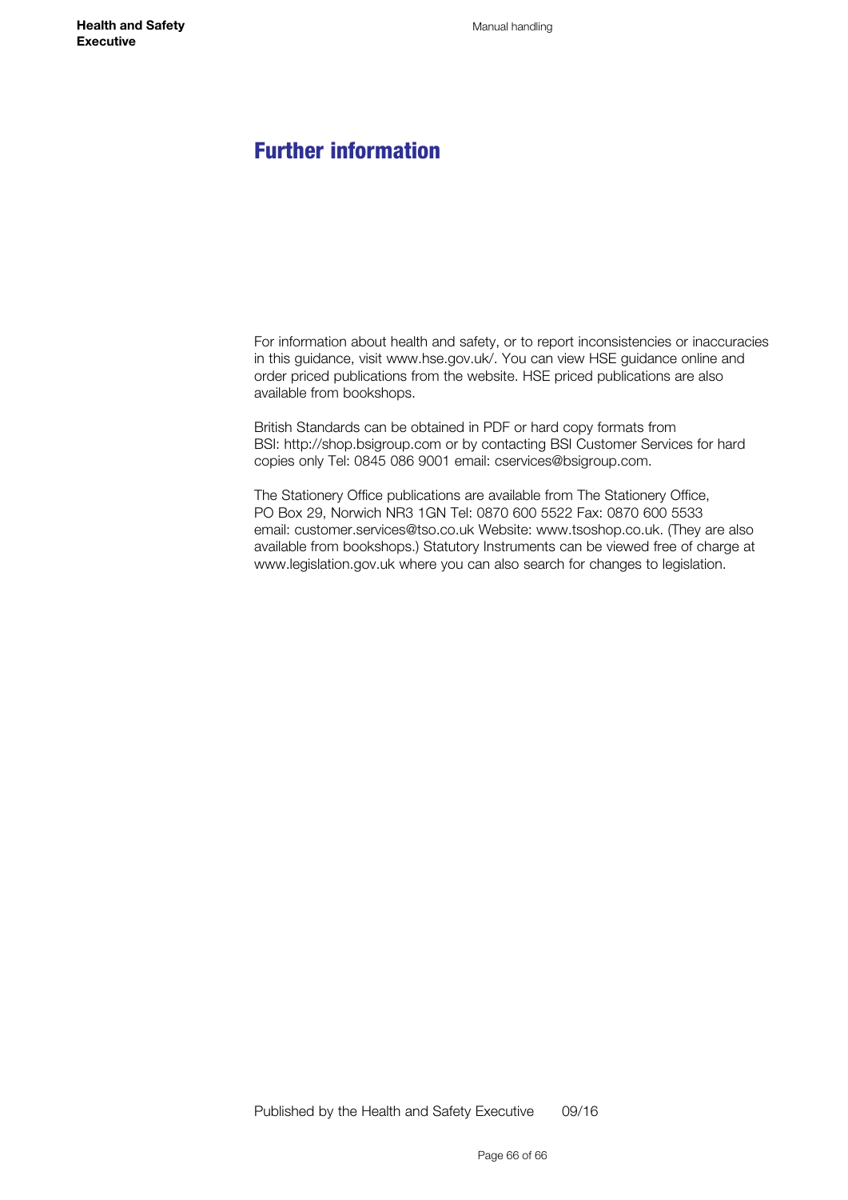## Further information

For information about health and safety, or to report inconsistencies or inaccuracies in this guidance, visit www.hse.gov.uk/. You can view HSE guidance online and order priced publications from the website. HSE priced publications are also available from bookshops.

British Standards can be obtained in PDF or hard copy formats from BSI: http://shop.bsigroup.com or by contacting BSI Customer Services for hard copies only Tel: 0845 086 9001 email: cservices@bsigroup.com.

The Stationery Office publications are available from The Stationery Office, PO Box 29, Norwich NR3 1GN Tel: 0870 600 5522 Fax: 0870 600 5533 email: customer.services@tso.co.uk Website: www.tsoshop.co.uk. (They are also available from bookshops.) Statutory Instruments can be viewed free of charge at www.legislation.gov.uk where you can also search for changes to legislation.

Published by the Health and Safety Executive 09/16